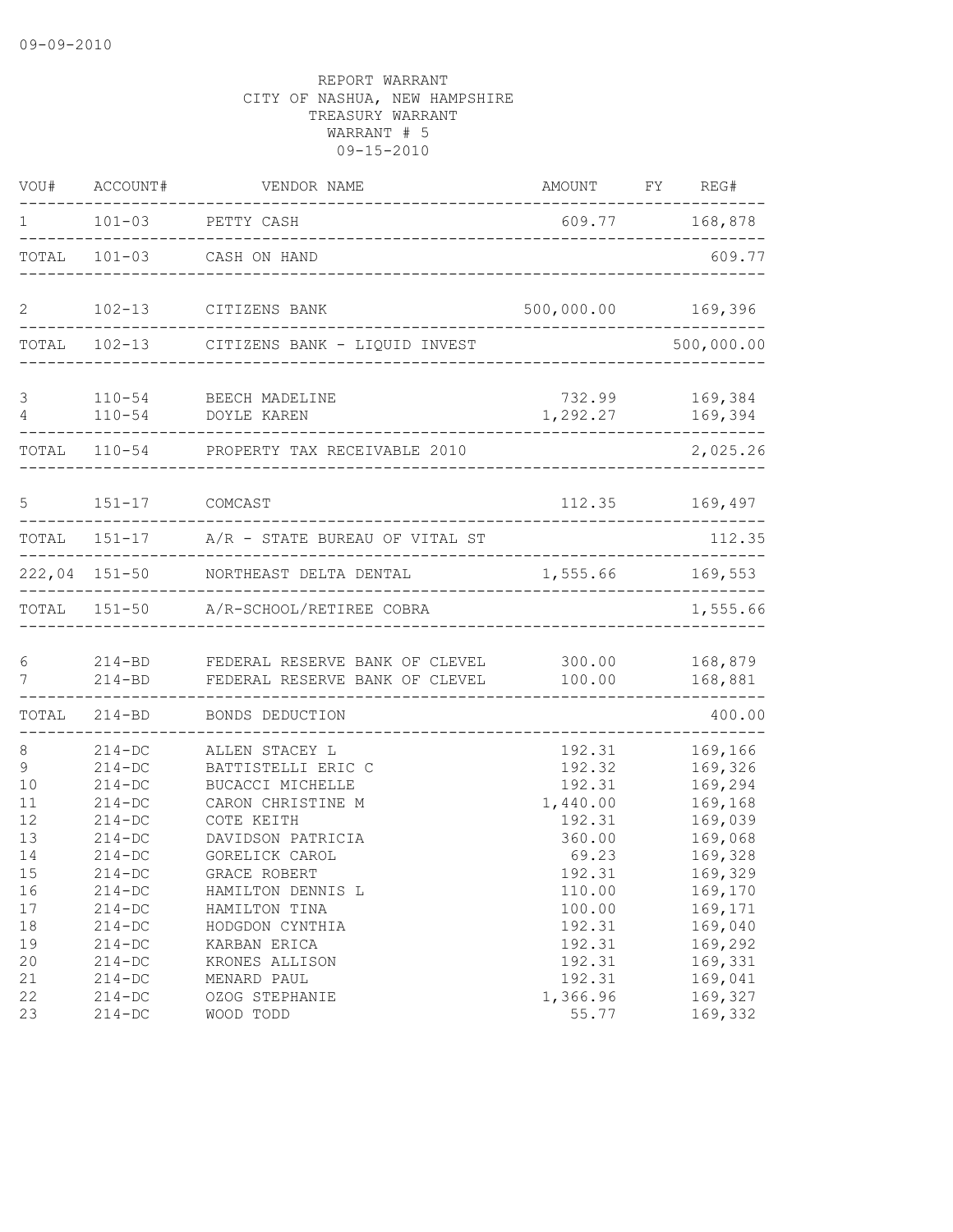09-09-2010

REPORT WARRANT
CITY OF NASHUA, NEW HAMPSHIRE
TREASURY WARRANT
WARRANT # 5
09-15-2010

| VOU# | ACCOUNT# | VENDOR NAME | AMOUNT | FY | REG# |
|---|---|---|---|---|---|
| 1 | 101-03 | PETTY CASH | 609.77 | | 168,878 |
| TOTAL | 101-03 | CASH ON HAND | | | 609.77 |
| 2 | 102-13 | CITIZENS BANK | 500,000.00 | | 169,396 |
| TOTAL | 102-13 | CITIZENS BANK - LIQUID INVEST | | | 500,000.00 |
| 3 | 110-54 | BEECH MADELINE | 732.99 | | 169,384 |
| 4 | 110-54 | DOYLE KAREN | 1,292.27 | | 169,394 |
| TOTAL | 110-54 | PROPERTY TAX RECEIVABLE 2010 | | | 2,025.26 |
| 5 | 151-17 | COMCAST | 112.35 | | 169,497 |
| TOTAL | 151-17 | A/R - STATE BUREAU OF VITAL ST | | | 112.35 |
| 222,04 | 151-50 | NORTHEAST DELTA DENTAL | 1,555.66 | | 169,553 |
| TOTAL | 151-50 | A/R-SCHOOL/RETIREE COBRA | | | 1,555.66 |
| 6 | 214-BD | FEDERAL RESERVE BANK OF CLEVEL | 300.00 | | 168,879 |
| 7 | 214-BD | FEDERAL RESERVE BANK OF CLEVEL | 100.00 | | 168,881 |
| TOTAL | 214-BD | BONDS DEDUCTION | | | 400.00 |
| 8 | 214-DC | ALLEN STACEY L | 192.31 | | 169,166 |
| 9 | 214-DC | BATTISTELLI ERIC C | 192.32 | | 169,326 |
| 10 | 214-DC | BUCACCI MICHELLE | 192.31 | | 169,294 |
| 11 | 214-DC | CARON CHRISTINE M | 1,440.00 | | 169,168 |
| 12 | 214-DC | COTE KEITH | 192.31 | | 169,039 |
| 13 | 214-DC | DAVIDSON PATRICIA | 360.00 | | 169,068 |
| 14 | 214-DC | GORELICK CAROL | 69.23 | | 169,328 |
| 15 | 214-DC | GRACE ROBERT | 192.31 | | 169,329 |
| 16 | 214-DC | HAMILTON DENNIS L | 110.00 | | 169,170 |
| 17 | 214-DC | HAMILTON TINA | 100.00 | | 169,171 |
| 18 | 214-DC | HODGDON CYNTHIA | 192.31 | | 169,040 |
| 19 | 214-DC | KARBAN ERICA | 192.31 | | 169,292 |
| 20 | 214-DC | KRONES ALLISON | 192.31 | | 169,331 |
| 21 | 214-DC | MENARD PAUL | 192.31 | | 169,041 |
| 22 | 214-DC | OZOG STEPHANIE | 1,366.96 | | 169,327 |
| 23 | 214-DC | WOOD TODD | 55.77 | | 169,332 |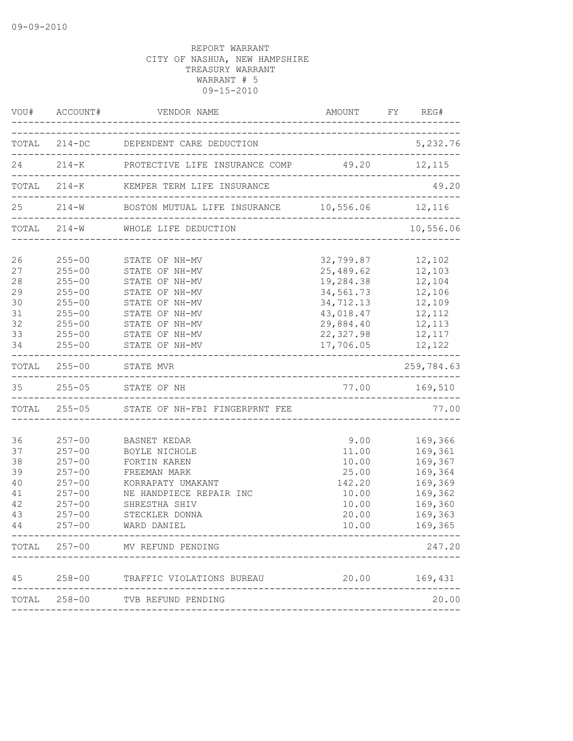09-09-2010

REPORT WARRANT
CITY OF NASHUA, NEW HAMPSHIRE
TREASURY WARRANT
WARRANT # 5
09-15-2010

| VOU# | ACCOUNT# | VENDOR NAME | AMOUNT | FY | REG# |
|---|---|---|---|---|---|
| TOTAL | 214-DC | DEPENDENT CARE DEDUCTION | | | 5,232.76 |
| 24 | 214-K | PROTECTIVE LIFE INSURANCE COMP | 49.20 | | 12,115 |
| TOTAL | 214-K | KEMPER TERM LIFE INSURANCE | | | 49.20 |
| 25 | 214-W | BOSTON MUTUAL LIFE INSURANCE | 10,556.06 | | 12,116 |
| TOTAL | 214-W | WHOLE LIFE DEDUCTION | | | 10,556.06 |
| 26 | 255-00 | STATE OF NH-MV | 32,799.87 | | 12,102 |
| 27 | 255-00 | STATE OF NH-MV | 25,489.62 | | 12,103 |
| 28 | 255-00 | STATE OF NH-MV | 19,284.38 | | 12,104 |
| 29 | 255-00 | STATE OF NH-MV | 34,561.73 | | 12,106 |
| 30 | 255-00 | STATE OF NH-MV | 34,712.13 | | 12,109 |
| 31 | 255-00 | STATE OF NH-MV | 43,018.47 | | 12,112 |
| 32 | 255-00 | STATE OF NH-MV | 29,884.40 | | 12,113 |
| 33 | 255-00 | STATE OF NH-MV | 22,327.98 | | 12,117 |
| 34 | 255-00 | STATE OF NH-MV | 17,706.05 | | 12,122 |
| TOTAL | 255-00 | STATE MVR | | | 259,784.63 |
| 35 | 255-05 | STATE OF NH | 77.00 | | 169,510 |
| TOTAL | 255-05 | STATE OF NH-FBI FINGERPRNT FEE | | | 77.00 |
| 36 | 257-00 | BASNET KEDAR | 9.00 | | 169,366 |
| 37 | 257-00 | BOYLE NICHOLE | 11.00 | | 169,361 |
| 38 | 257-00 | FORTIN KAREN | 10.00 | | 169,367 |
| 39 | 257-00 | FREEMAN MARK | 25.00 | | 169,364 |
| 40 | 257-00 | KORRAPATY UMAKANT | 142.20 | | 169,369 |
| 41 | 257-00 | NE HANDPIECE REPAIR INC | 10.00 | | 169,362 |
| 42 | 257-00 | SHRESTHA SHIV | 10.00 | | 169,360 |
| 43 | 257-00 | STECKLER DONNA | 20.00 | | 169,363 |
| 44 | 257-00 | WARD DANIEL | 10.00 | | 169,365 |
| TOTAL | 257-00 | MV REFUND PENDING | | | 247.20 |
| 45 | 258-00 | TRAFFIC VIOLATIONS BUREAU | 20.00 | | 169,431 |
| TOTAL | 258-00 | TVB REFUND PENDING | | | 20.00 |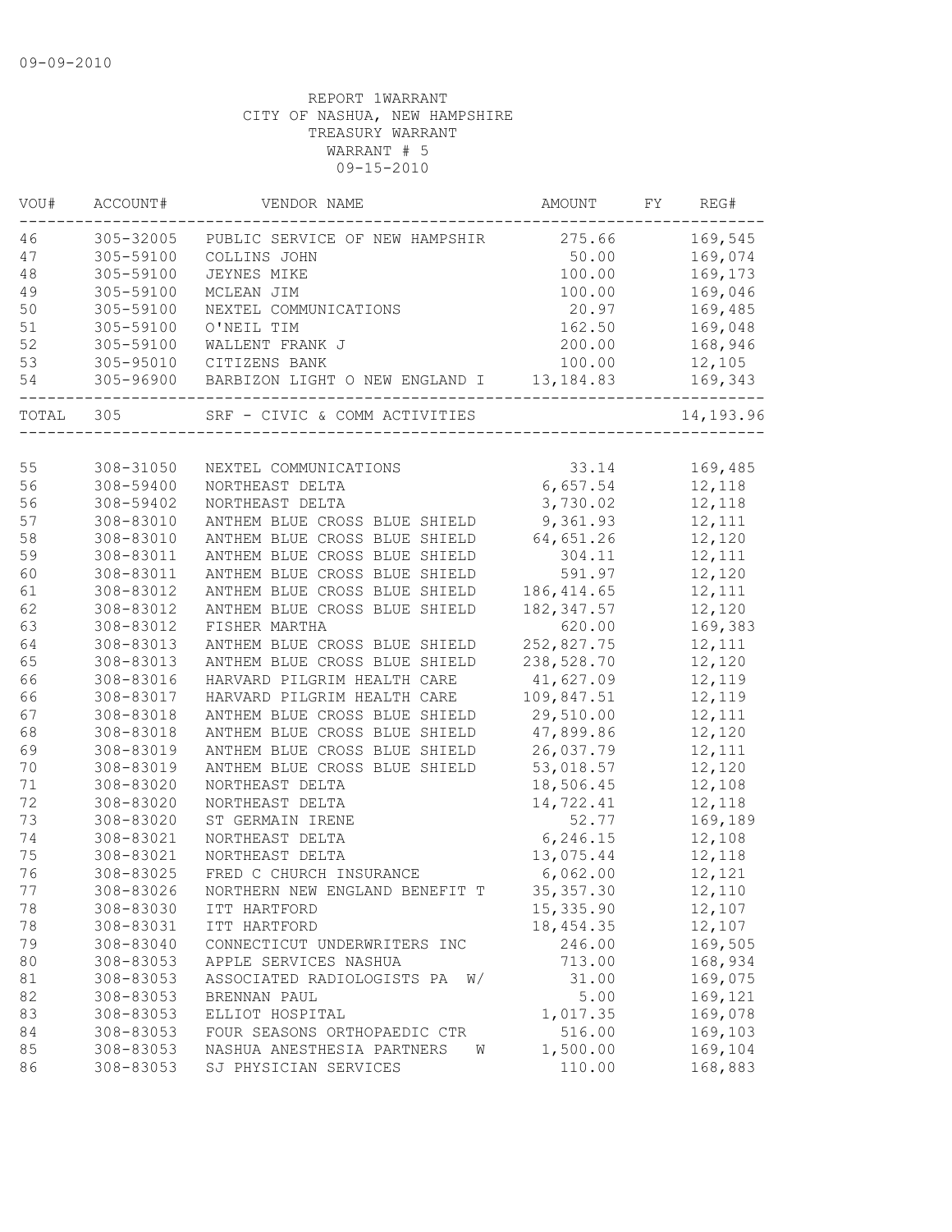09-09-2010

REPORT 1WARRANT
CITY OF NASHUA, NEW HAMPSHIRE
TREASURY WARRANT
WARRANT # 5
09-15-2010

| VOU# | ACCOUNT# | VENDOR NAME | AMOUNT | FY | REG# |
|---|---|---|---|---|---|
| 46 | 305-32005 | PUBLIC SERVICE OF NEW HAMPSHIR | 275.66 | | 169,545 |
| 47 | 305-59100 | COLLINS JOHN | 50.00 | | 169,074 |
| 48 | 305-59100 | JEYNES MIKE | 100.00 | | 169,173 |
| 49 | 305-59100 | MCLEAN JIM | 100.00 | | 169,046 |
| 50 | 305-59100 | NEXTEL COMMUNICATIONS | 20.97 | | 169,485 |
| 51 | 305-59100 | O'NEIL TIM | 162.50 | | 169,048 |
| 52 | 305-59100 | WALLENT FRANK J | 200.00 | | 168,946 |
| 53 | 305-95010 | CITIZENS BANK | 100.00 | | 12,105 |
| 54 | 305-96900 | BARBIZON LIGHT O NEW ENGLAND I | 13,184.83 | | 169,343 |
| TOTAL | 305 | SRF - CIVIC & COMM ACTIVITIES | | | 14,193.96 |
| 55 | 308-31050 | NEXTEL COMMUNICATIONS | 33.14 | | 169,485 |
| 56 | 308-59400 | NORTHEAST DELTA | 6,657.54 | | 12,118 |
| 56 | 308-59402 | NORTHEAST DELTA | 3,730.02 | | 12,118 |
| 57 | 308-83010 | ANTHEM BLUE CROSS BLUE SHIELD | 9,361.93 | | 12,111 |
| 58 | 308-83010 | ANTHEM BLUE CROSS BLUE SHIELD | 64,651.26 | | 12,120 |
| 59 | 308-83011 | ANTHEM BLUE CROSS BLUE SHIELD | 304.11 | | 12,111 |
| 60 | 308-83011 | ANTHEM BLUE CROSS BLUE SHIELD | 591.97 | | 12,120 |
| 61 | 308-83012 | ANTHEM BLUE CROSS BLUE SHIELD | 186,414.65 | | 12,111 |
| 62 | 308-83012 | ANTHEM BLUE CROSS BLUE SHIELD | 182,347.57 | | 12,120 |
| 63 | 308-83012 | FISHER MARTHA | 620.00 | | 169,383 |
| 64 | 308-83013 | ANTHEM BLUE CROSS BLUE SHIELD | 252,827.75 | | 12,111 |
| 65 | 308-83013 | ANTHEM BLUE CROSS BLUE SHIELD | 238,528.70 | | 12,120 |
| 66 | 308-83016 | HARVARD PILGRIM HEALTH CARE | 41,627.09 | | 12,119 |
| 66 | 308-83017 | HARVARD PILGRIM HEALTH CARE | 109,847.51 | | 12,119 |
| 67 | 308-83018 | ANTHEM BLUE CROSS BLUE SHIELD | 29,510.00 | | 12,111 |
| 68 | 308-83018 | ANTHEM BLUE CROSS BLUE SHIELD | 47,899.86 | | 12,120 |
| 69 | 308-83019 | ANTHEM BLUE CROSS BLUE SHIELD | 26,037.79 | | 12,111 |
| 70 | 308-83019 | ANTHEM BLUE CROSS BLUE SHIELD | 53,018.57 | | 12,120 |
| 71 | 308-83020 | NORTHEAST DELTA | 18,506.45 | | 12,108 |
| 72 | 308-83020 | NORTHEAST DELTA | 14,722.41 | | 12,118 |
| 73 | 308-83020 | ST GERMAIN IRENE | 52.77 | | 169,189 |
| 74 | 308-83021 | NORTHEAST DELTA | 6,246.15 | | 12,108 |
| 75 | 308-83021 | NORTHEAST DELTA | 13,075.44 | | 12,118 |
| 76 | 308-83025 | FRED C CHURCH INSURANCE | 6,062.00 | | 12,121 |
| 77 | 308-83026 | NORTHERN NEW ENGLAND BENEFIT T | 35,357.30 | | 12,110 |
| 78 | 308-83030 | ITT HARTFORD | 15,335.90 | | 12,107 |
| 78 | 308-83031 | ITT HARTFORD | 18,454.35 | | 12,107 |
| 79 | 308-83040 | CONNECTICUT UNDERWRITERS INC | 246.00 | | 169,505 |
| 80 | 308-83053 | APPLE SERVICES NASHUA | 713.00 | | 168,934 |
| 81 | 308-83053 | ASSOCIATED RADIOLOGISTS PA W/ | 31.00 | | 169,075 |
| 82 | 308-83053 | BRENNAN PAUL | 5.00 | | 169,121 |
| 83 | 308-83053 | ELLIOT HOSPITAL | 1,017.35 | | 169,078 |
| 84 | 308-83053 | FOUR SEASONS ORTHOPAEDIC CTR | 516.00 | | 169,103 |
| 85 | 308-83053 | NASHUA ANESTHESIA PARTNERS W | 1,500.00 | | 169,104 |
| 86 | 308-83053 | SJ PHYSICIAN SERVICES | 110.00 | | 168,883 |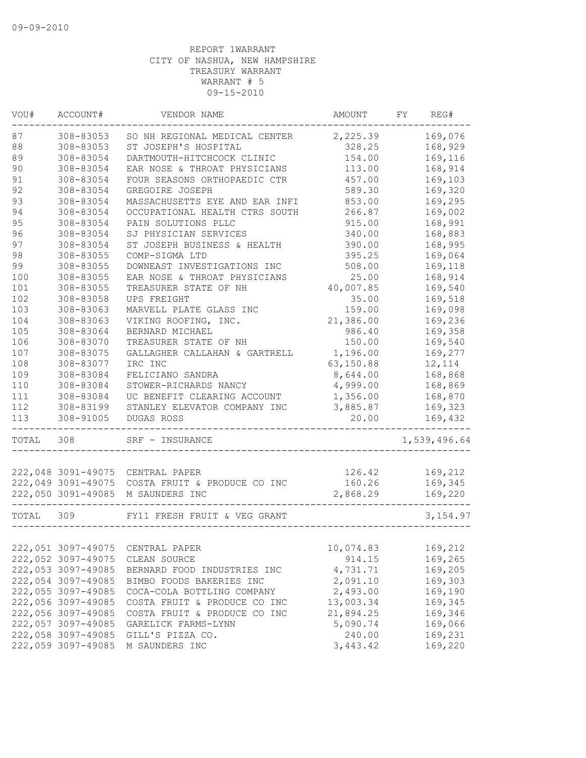09-09-2010

REPORT 1WARRANT
CITY OF NASHUA, NEW HAMPSHIRE
TREASURY WARRANT
WARRANT # 5
09-15-2010

| VOU# | ACCOUNT# | VENDOR NAME | AMOUNT | FY | REG# |
|---|---|---|---|---|---|
| 87 | 308-83053 | SO NH REGIONAL MEDICAL CENTER | 2,225.39 | | 169,076 |
| 88 | 308-83053 | ST JOSEPH'S HOSPITAL | 328.25 | | 168,929 |
| 89 | 308-83054 | DARTMOUTH-HITCHCOCK CLINIC | 154.00 | | 169,116 |
| 90 | 308-83054 | EAR NOSE & THROAT PHYSICIANS | 113.00 | | 168,914 |
| 91 | 308-83054 | FOUR SEASONS ORTHOPAEDIC CTR | 457.00 | | 169,103 |
| 92 | 308-83054 | GREGOIRE JOSEPH | 589.30 | | 169,320 |
| 93 | 308-83054 | MASSACHUSETTS EYE AND EAR INFI | 853.00 | | 169,295 |
| 94 | 308-83054 | OCCUPATIONAL HEALTH CTRS SOUTH | 266.87 | | 169,002 |
| 95 | 308-83054 | PAIN SOLUTIONS PLLC | 915.00 | | 168,991 |
| 96 | 308-83054 | SJ PHYSICIAN SERVICES | 340.00 | | 168,883 |
| 97 | 308-83054 | ST JOSEPH BUSINESS & HEALTH | 390.00 | | 168,995 |
| 98 | 308-83055 | COMP-SIGMA LTD | 395.25 | | 169,064 |
| 99 | 308-83055 | DOWNEAST INVESTIGATIONS INC | 508.00 | | 169,118 |
| 100 | 308-83055 | EAR NOSE & THROAT PHYSICIANS | 25.00 | | 168,914 |
| 101 | 308-83055 | TREASURER STATE OF NH | 40,007.85 | | 169,540 |
| 102 | 308-83058 | UPS FREIGHT | 35.00 | | 169,518 |
| 103 | 308-83063 | MARVELL PLATE GLASS INC | 159.00 | | 169,098 |
| 104 | 308-83063 | VIKING ROOFING, INC. | 21,386.00 | | 169,236 |
| 105 | 308-83064 | BERNARD MICHAEL | 986.40 | | 169,358 |
| 106 | 308-83070 | TREASURER STATE OF NH | 150.00 | | 169,540 |
| 107 | 308-83075 | GALLAGHER CALLAHAN & GARTRELL | 1,196.00 | | 169,277 |
| 108 | 308-83077 | IRC INC | 63,150.88 | | 12,114 |
| 109 | 308-83084 | FELICIANO SANDRA | 8,644.00 | | 168,868 |
| 110 | 308-83084 | STOWER-RICHARDS NANCY | 4,999.00 | | 168,869 |
| 111 | 308-83084 | UC BENEFIT CLEARING ACCOUNT | 1,356.00 | | 168,870 |
| 112 | 308-83199 | STANLEY ELEVATOR COMPANY INC | 3,885.87 | | 169,323 |
| 113 | 308-91005 | DUGAS ROSS | 20.00 | | 169,432 |
| TOTAL | 308 | SRF - INSURANCE | | | 1,539,496.64 |
| 222,048 | 3091-49075 | CENTRAL PAPER | 126.42 | | 169,212 |
| 222,049 | 3091-49075 | COSTA FRUIT & PRODUCE CO INC | 160.26 | | 169,345 |
| 222,050 | 3091-49085 | M SAUNDERS INC | 2,868.29 | | 169,220 |
| TOTAL | 309 | FY11 FRESH FRUIT & VEG GRANT | | | 3,154.97 |
| 222,051 | 3097-49075 | CENTRAL PAPER | 10,074.83 | | 169,212 |
| 222,052 | 3097-49075 | CLEAN SOURCE | 914.15 | | 169,265 |
| 222,053 | 3097-49085 | BERNARD FOOD INDUSTRIES INC | 4,731.71 | | 169,205 |
| 222,054 | 3097-49085 | BIMBO FOODS BAKERIES INC | 2,091.10 | | 169,303 |
| 222,055 | 3097-49085 | COCA-COLA BOTTLING COMPANY | 2,493.00 | | 169,190 |
| 222,056 | 3097-49085 | COSTA FRUIT & PRODUCE CO INC | 13,003.34 | | 169,345 |
| 222,056 | 3097-49085 | COSTA FRUIT & PRODUCE CO INC | 21,894.25 | | 169,346 |
| 222,057 | 3097-49085 | GARELICK FARMS-LYNN | 5,090.74 | | 169,066 |
| 222,058 | 3097-49085 | GILL'S PIZZA CO. | 240.00 | | 169,231 |
| 222,059 | 3097-49085 | M SAUNDERS INC | 3,443.42 | | 169,220 |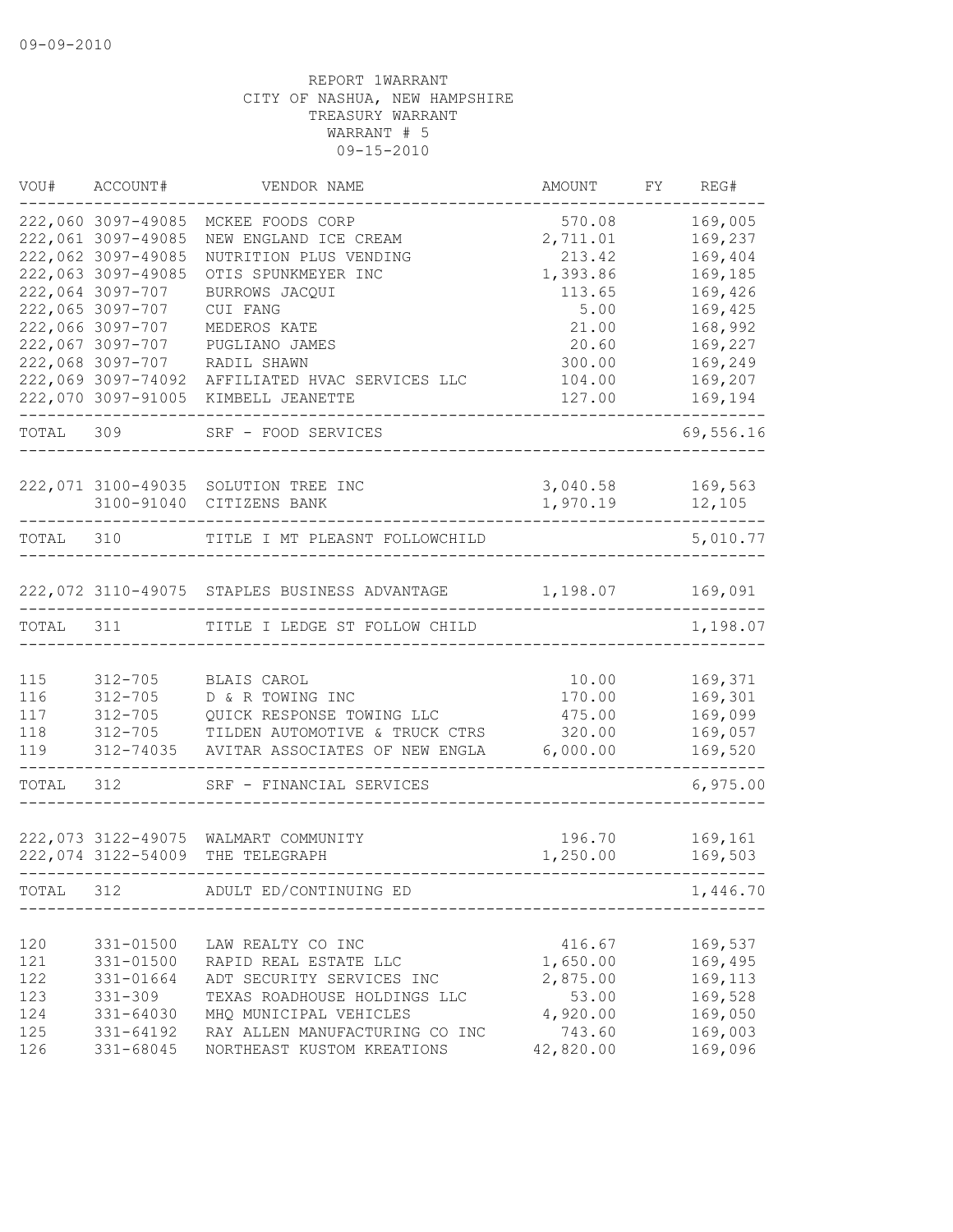09-09-2010

REPORT 1WARRANT
CITY OF NASHUA, NEW HAMPSHIRE
TREASURY WARRANT
WARRANT # 5
09-15-2010

| VOU# | ACCOUNT# | VENDOR NAME | AMOUNT | FY | REG# |
|---|---|---|---|---|---|
| 222,060 | 3097-49085 | MCKEE FOODS CORP | 570.08 | | 169,005 |
| 222,061 | 3097-49085 | NEW ENGLAND ICE CREAM | 2,711.01 | | 169,237 |
| 222,062 | 3097-49085 | NUTRITION PLUS VENDING | 213.42 | | 169,404 |
| 222,063 | 3097-49085 | OTIS SPUNKMEYER INC | 1,393.86 | | 169,185 |
| 222,064 | 3097-707 | BURROWS JACQUI | 113.65 | | 169,426 |
| 222,065 | 3097-707 | CUI FANG | 5.00 | | 169,425 |
| 222,066 | 3097-707 | MEDEROS KATE | 21.00 | | 168,992 |
| 222,067 | 3097-707 | PUGLIANO JAMES | 20.60 | | 169,227 |
| 222,068 | 3097-707 | RADIL SHAWN | 300.00 | | 169,249 |
| 222,069 | 3097-74092 | AFFILIATED HVAC SERVICES LLC | 104.00 | | 169,207 |
| 222,070 | 3097-91005 | KIMBELL JEANETTE | 127.00 | | 169,194 |
| TOTAL | 309 | SRF - FOOD SERVICES | | | 69,556.16 |
| 222,071 | 3100-49035 | SOLUTION TREE INC | 3,040.58 | | 169,563 |
| | 3100-91040 | CITIZENS BANK | 1,970.19 | | 12,105 |
| TOTAL | 310 | TITLE I MT PLEASNT FOLLOWCHILD | | | 5,010.77 |
| 222,072 | 3110-49075 | STAPLES BUSINESS ADVANTAGE | 1,198.07 | | 169,091 |
| TOTAL | 311 | TITLE I LEDGE ST FOLLOW CHILD | | | 1,198.07 |
| 115 | 312-705 | BLAIS CAROL | 10.00 | | 169,371 |
| 116 | 312-705 | D & R TOWING INC | 170.00 | | 169,301 |
| 117 | 312-705 | QUICK RESPONSE TOWING LLC | 475.00 | | 169,099 |
| 118 | 312-705 | TILDEN AUTOMOTIVE & TRUCK CTRS | 320.00 | | 169,057 |
| 119 | 312-74035 | AVITAR ASSOCIATES OF NEW ENGLA | 6,000.00 | | 169,520 |
| TOTAL | 312 | SRF - FINANCIAL SERVICES | | | 6,975.00 |
| 222,073 | 3122-49075 | WALMART COMMUNITY | 196.70 | | 169,161 |
| 222,074 | 3122-54009 | THE TELEGRAPH | 1,250.00 | | 169,503 |
| TOTAL | 312 | ADULT ED/CONTINUING ED | | | 1,446.70 |
| 120 | 331-01500 | LAW REALTY CO INC | 416.67 | | 169,537 |
| 121 | 331-01500 | RAPID REAL ESTATE LLC | 1,650.00 | | 169,495 |
| 122 | 331-01664 | ADT SECURITY SERVICES INC | 2,875.00 | | 169,113 |
| 123 | 331-309 | TEXAS ROADHOUSE HOLDINGS LLC | 53.00 | | 169,528 |
| 124 | 331-64030 | MHQ MUNICIPAL VEHICLES | 4,920.00 | | 169,050 |
| 125 | 331-64192 | RAY ALLEN MANUFACTURING CO INC | 743.60 | | 169,003 |
| 126 | 331-68045 | NORTHEAST KUSTOM KREATIONS | 42,820.00 | | 169,096 |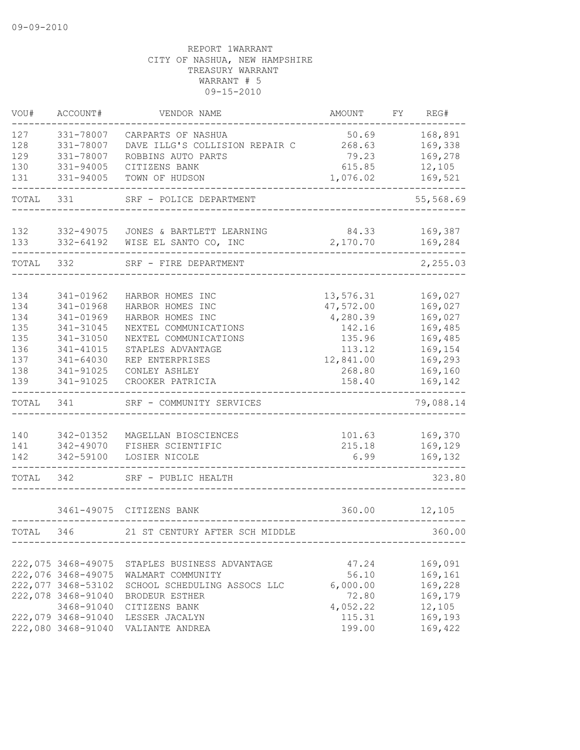09-09-2010

REPORT 1WARRANT
CITY OF NASHUA, NEW HAMPSHIRE
TREASURY WARRANT
WARRANT # 5
09-15-2010

| VOU# | ACCOUNT# | VENDOR NAME | AMOUNT | FY | REG# |
|---|---|---|---|---|---|
| 127 | 331-78007 | CARPARTS OF NASHUA | 50.69 | | 168,891 |
| 128 | 331-78007 | DAVE ILLG'S COLLISION REPAIR C | 268.63 | | 169,338 |
| 129 | 331-78007 | ROBBINS AUTO PARTS | 79.23 | | 169,278 |
| 130 | 331-94005 | CITIZENS BANK | 615.85 | | 12,105 |
| 131 | 331-94005 | TOWN OF HUDSON | 1,076.02 | | 169,521 |
| TOTAL | 331 | SRF - POLICE DEPARTMENT | | | 55,568.69 |
| 132 | 332-49075 | JONES & BARTLETT LEARNING | 84.33 | | 169,387 |
| 133 | 332-64192 | WISE EL SANTO CO, INC | 2,170.70 | | 169,284 |
| TOTAL | 332 | SRF - FIRE DEPARTMENT | | | 2,255.03 |
| 134 | 341-01962 | HARBOR HOMES INC | 13,576.31 | | 169,027 |
| 134 | 341-01968 | HARBOR HOMES INC | 47,572.00 | | 169,027 |
| 134 | 341-01969 | HARBOR HOMES INC | 4,280.39 | | 169,027 |
| 135 | 341-31045 | NEXTEL COMMUNICATIONS | 142.16 | | 169,485 |
| 135 | 341-31050 | NEXTEL COMMUNICATIONS | 135.96 | | 169,485 |
| 136 | 341-41015 | STAPLES ADVANTAGE | 113.12 | | 169,154 |
| 137 | 341-64030 | REP ENTERPRISES | 12,841.00 | | 169,293 |
| 138 | 341-91025 | CONLEY ASHLEY | 268.80 | | 169,160 |
| 139 | 341-91025 | CROOKER PATRICIA | 158.40 | | 169,142 |
| TOTAL | 341 | SRF - COMMUNITY SERVICES | | | 79,088.14 |
| 140 | 342-01352 | MAGELLAN BIOSCIENCES | 101.63 | | 169,370 |
| 141 | 342-49070 | FISHER SCIENTIFIC | 215.18 | | 169,129 |
| 142 | 342-59100 | LOSIER NICOLE | 6.99 | | 169,132 |
| TOTAL | 342 | SRF - PUBLIC HEALTH | | | 323.80 |
| | 3461-49075 | CITIZENS BANK | 360.00 | | 12,105 |
| TOTAL | 346 | 21 ST CENTURY AFTER SCH MIDDLE | | | 360.00 |
| 222,075 | 3468-49075 | STAPLES BUSINESS ADVANTAGE | 47.24 | | 169,091 |
| 222,076 | 3468-49075 | WALMART COMMUNITY | 56.10 | | 169,161 |
| 222,077 | 3468-53102 | SCHOOL SCHEDULING ASSOCS LLC | 6,000.00 | | 169,228 |
| 222,078 | 3468-91040 | BRODEUR ESTHER | 72.80 | | 169,179 |
| | 3468-91040 | CITIZENS BANK | 4,052.22 | | 12,105 |
| 222,079 | 3468-91040 | LESSER JACALYN | 115.31 | | 169,193 |
| 222,080 | 3468-91040 | VALIANTE ANDREA | 199.00 | | 169,422 |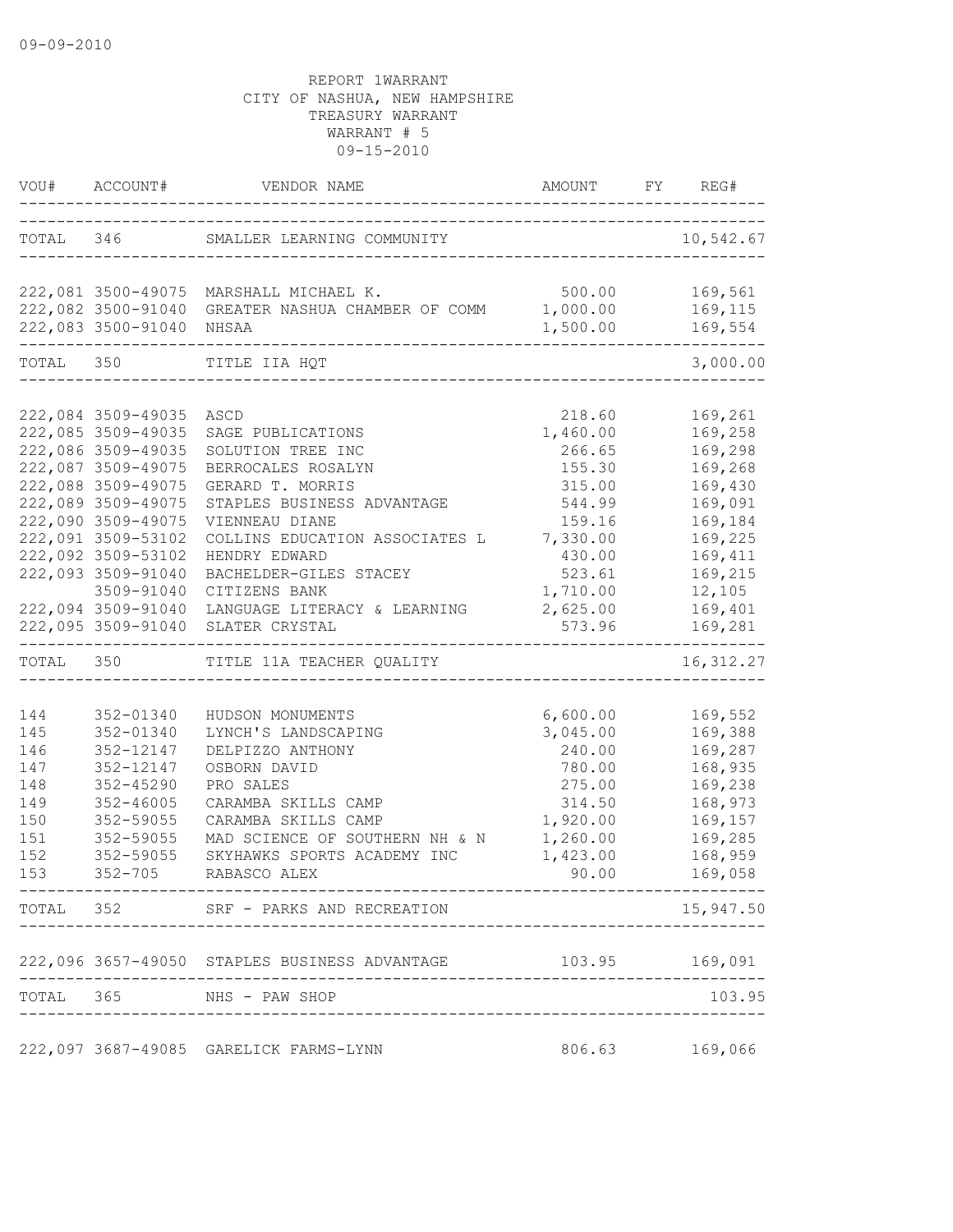09-09-2010

REPORT 1WARRANT
CITY OF NASHUA, NEW HAMPSHIRE
TREASURY WARRANT
WARRANT # 5
09-15-2010

| VOU# | ACCOUNT# | VENDOR NAME | AMOUNT | FY | REG# |
|---|---|---|---|---|---|
| TOTAL | 346 | SMALLER LEARNING COMMUNITY | | | 10,542.67 |
| 222,081 | 3500-49075 | MARSHALL MICHAEL K. | 500.00 | | 169,561 |
| 222,082 | 3500-91040 | GREATER NASHUA CHAMBER OF COMM | 1,000.00 | | 169,115 |
| 222,083 | 3500-91040 | NHSAA | 1,500.00 | | 169,554 |
| TOTAL | 350 | TITLE IIA HQT | | | 3,000.00 |
| 222,084 | 3509-49035 | ASCD | 218.60 | | 169,261 |
| 222,085 | 3509-49035 | SAGE PUBLICATIONS | 1,460.00 | | 169,258 |
| 222,086 | 3509-49035 | SOLUTION TREE INC | 266.65 | | 169,298 |
| 222,087 | 3509-49075 | BERROCALES ROSALYN | 155.30 | | 169,268 |
| 222,088 | 3509-49075 | GERARD T. MORRIS | 315.00 | | 169,430 |
| 222,089 | 3509-49075 | STAPLES BUSINESS ADVANTAGE | 544.99 | | 169,091 |
| 222,090 | 3509-49075 | VIENNEAU DIANE | 159.16 | | 169,184 |
| 222,091 | 3509-53102 | COLLINS EDUCATION ASSOCIATES L | 7,330.00 | | 169,225 |
| 222,092 | 3509-53102 | HENDRY EDWARD | 430.00 | | 169,411 |
| 222,093 | 3509-91040 | BACHELDER-GILES STACEY | 523.61 | | 169,215 |
| | 3509-91040 | CITIZENS BANK | 1,710.00 | | 12,105 |
| 222,094 | 3509-91040 | LANGUAGE LITERACY & LEARNING | 2,625.00 | | 169,401 |
| 222,095 | 3509-91040 | SLATER CRYSTAL | 573.96 | | 169,281 |
| TOTAL | 350 | TITLE 11A TEACHER QUALITY | | | 16,312.27 |
| 144 | 352-01340 | HUDSON MONUMENTS | 6,600.00 | | 169,552 |
| 145 | 352-01340 | LYNCH'S LANDSCAPING | 3,045.00 | | 169,388 |
| 146 | 352-12147 | DELPIZZO ANTHONY | 240.00 | | 169,287 |
| 147 | 352-12147 | OSBORN DAVID | 780.00 | | 168,935 |
| 148 | 352-45290 | PRO SALES | 275.00 | | 169,238 |
| 149 | 352-46005 | CARAMBA SKILLS CAMP | 314.50 | | 168,973 |
| 150 | 352-59055 | CARAMBA SKILLS CAMP | 1,920.00 | | 169,157 |
| 151 | 352-59055 | MAD SCIENCE OF SOUTHERN NH & N | 1,260.00 | | 169,285 |
| 152 | 352-59055 | SKYHAWKS SPORTS ACADEMY INC | 1,423.00 | | 168,959 |
| 153 | 352-705 | RABASCO ALEX | 90.00 | | 169,058 |
| TOTAL | 352 | SRF - PARKS AND RECREATION | | | 15,947.50 |
| 222,096 | 3657-49050 | STAPLES BUSINESS ADVANTAGE | 103.95 | | 169,091 |
| TOTAL | 365 | NHS - PAW SHOP | | | 103.95 |
| 222,097 | 3687-49085 | GARELICK FARMS-LYNN | 806.63 | | 169,066 |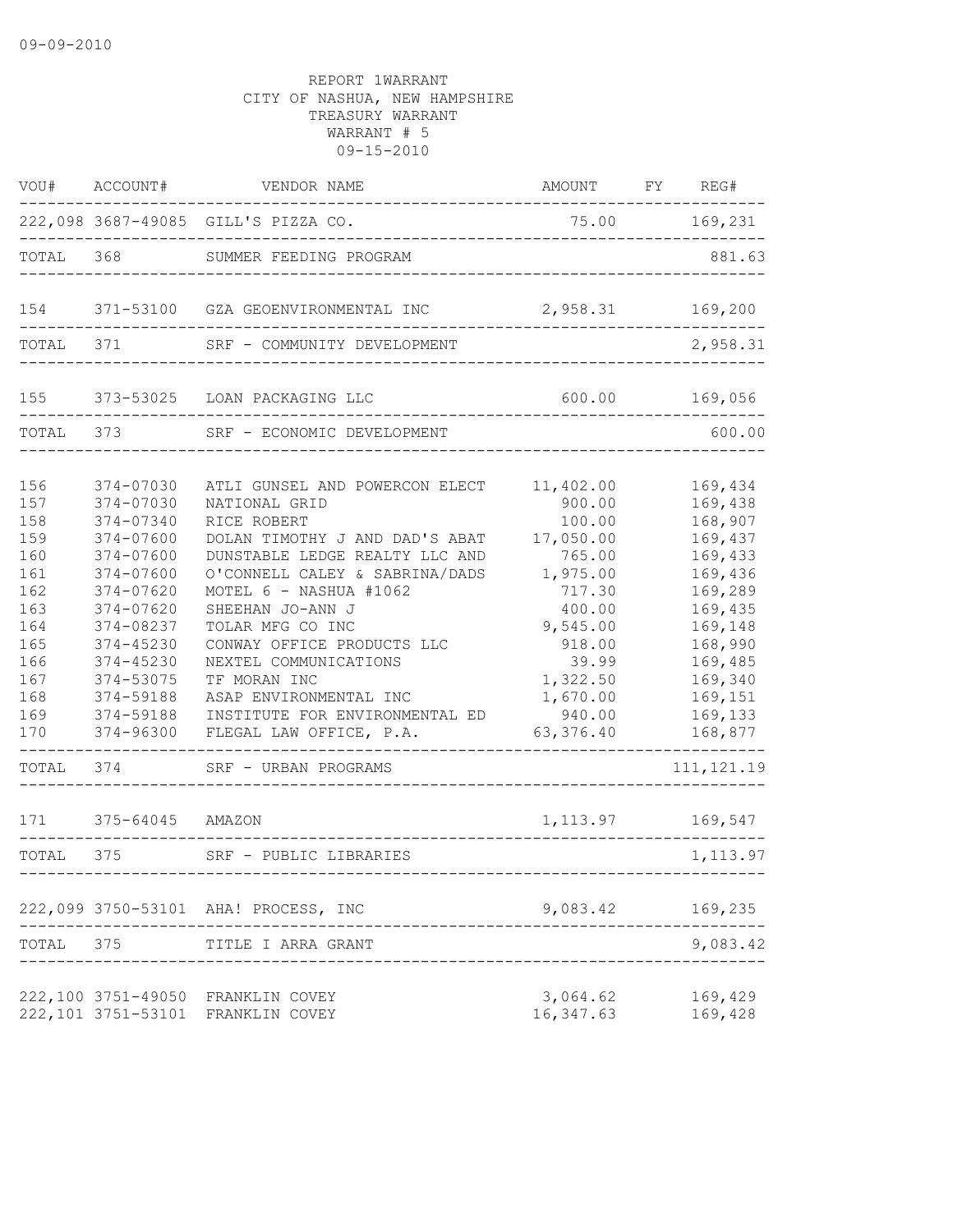09-09-2010

REPORT 1WARRANT
CITY OF NASHUA, NEW HAMPSHIRE
TREASURY WARRANT
WARRANT # 5
09-15-2010

| VOU# | ACCOUNT# | VENDOR NAME | AMOUNT | FY | REG# |
|---|---|---|---|---|---|
| 222,098 | 3687-49085 | GILL'S PIZZA CO. | 75.00 | | 169,231 |
| TOTAL | 368 | SUMMER FEEDING PROGRAM | | | 881.63 |
| 154 | 371-53100 | GZA GEOENVIRONMENTAL INC | 2,958.31 | | 169,200 |
| TOTAL | 371 | SRF - COMMUNITY DEVELOPMENT | | | 2,958.31 |
| 155 | 373-53025 | LOAN PACKAGING LLC | 600.00 | | 169,056 |
| TOTAL | 373 | SRF - ECONOMIC DEVELOPMENT | | | 600.00 |
| 156 | 374-07030 | ATLI GUNSEL AND POWERCON ELECT | 11,402.00 | | 169,434 |
| 157 | 374-07030 | NATIONAL GRID | 900.00 | | 169,438 |
| 158 | 374-07340 | RICE ROBERT | 100.00 | | 168,907 |
| 159 | 374-07600 | DOLAN TIMOTHY J AND DAD'S ABAT | 17,050.00 | | 169,437 |
| 160 | 374-07600 | DUNSTABLE LEDGE REALTY LLC AND | 765.00 | | 169,433 |
| 161 | 374-07600 | O'CONNELL CALEY & SABRINA/DADS | 1,975.00 | | 169,436 |
| 162 | 374-07620 | MOTEL 6 - NASHUA #1062 | 717.30 | | 169,289 |
| 163 | 374-07620 | SHEEHAN JO-ANN J | 400.00 | | 169,435 |
| 164 | 374-08237 | TOLAR MFG CO INC | 9,545.00 | | 169,148 |
| 165 | 374-45230 | CONWAY OFFICE PRODUCTS LLC | 918.00 | | 168,990 |
| 166 | 374-45230 | NEXTEL COMMUNICATIONS | 39.99 | | 169,485 |
| 167 | 374-53075 | TF MORAN INC | 1,322.50 | | 169,340 |
| 168 | 374-59188 | ASAP ENVIRONMENTAL INC | 1,670.00 | | 169,151 |
| 169 | 374-59188 | INSTITUTE FOR ENVIRONMENTAL ED | 940.00 | | 169,133 |
| 170 | 374-96300 | FLEGAL LAW OFFICE, P.A. | 63,376.40 | | 168,877 |
| TOTAL | 374 | SRF - URBAN PROGRAMS | | | 111,121.19 |
| 171 | 375-64045 | AMAZON | 1,113.97 | | 169,547 |
| TOTAL | 375 | SRF - PUBLIC LIBRARIES | | | 1,113.97 |
| 222,099 | 3750-53101 | AHA! PROCESS, INC | 9,083.42 | | 169,235 |
| TOTAL | 375 | TITLE I ARRA GRANT | | | 9,083.42 |
| 222,100 | 3751-49050 | FRANKLIN COVEY | 3,064.62 | | 169,429 |
| 222,101 | 3751-53101 | FRANKLIN COVEY | 16,347.63 | | 169,428 |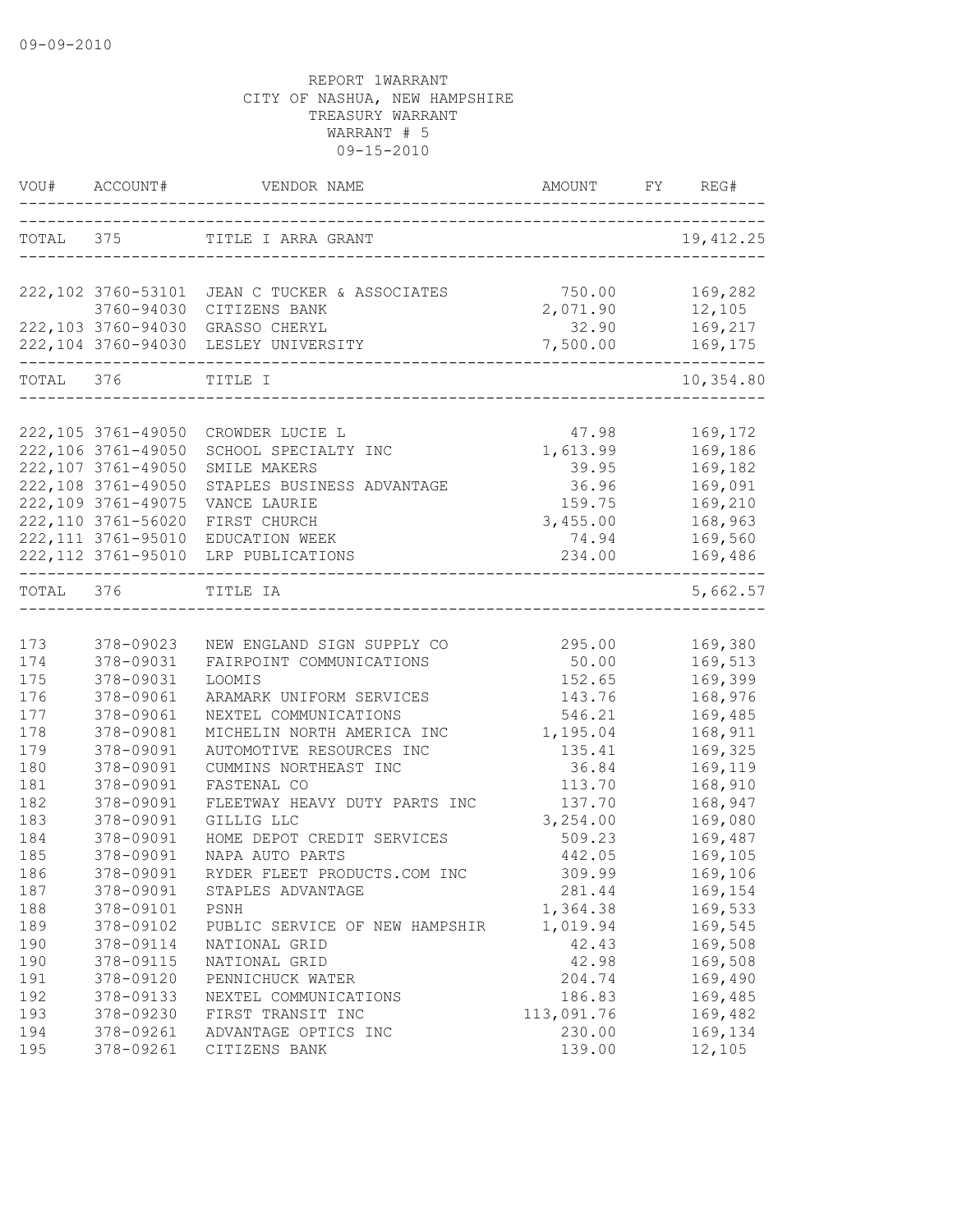REPORT 1WARRANT
CITY OF NASHUA, NEW HAMPSHIRE
TREASURY WARRANT
WARRANT # 5
09-15-2010

| VOU# | ACCOUNT# | VENDOR NAME | AMOUNT | FY | REG# |
|---|---|---|---|---|---|
| TOTAL | 375 | TITLE I ARRA GRANT | | | 19,412.25 |
| 222,102 | 3760-53101 | JEAN C TUCKER & ASSOCIATES | 750.00 | | 169,282 |
| | 3760-94030 | CITIZENS BANK | 2,071.90 | | 12,105 |
| 222,103 | 3760-94030 | GRASSO CHERYL | 32.90 | | 169,217 |
| 222,104 | 3760-94030 | LESLEY UNIVERSITY | 7,500.00 | | 169,175 |
| TOTAL | 376 | TITLE I | | | 10,354.80 |
| 222,105 | 3761-49050 | CROWDER LUCIE L | 47.98 | | 169,172 |
| 222,106 | 3761-49050 | SCHOOL SPECIALTY INC | 1,613.99 | | 169,186 |
| 222,107 | 3761-49050 | SMILE MAKERS | 39.95 | | 169,182 |
| 222,108 | 3761-49050 | STAPLES BUSINESS ADVANTAGE | 36.96 | | 169,091 |
| 222,109 | 3761-49075 | VANCE LAURIE | 159.75 | | 169,210 |
| 222,110 | 3761-56020 | FIRST CHURCH | 3,455.00 | | 168,963 |
| 222,111 | 3761-95010 | EDUCATION WEEK | 74.94 | | 169,560 |
| 222,112 | 3761-95010 | LRP PUBLICATIONS | 234.00 | | 169,486 |
| TOTAL | 376 | TITLE IA | | | 5,662.57 |
| 173 | 378-09023 | NEW ENGLAND SIGN SUPPLY CO | 295.00 | | 169,380 |
| 174 | 378-09031 | FAIRPOINT COMMUNICATIONS | 50.00 | | 169,513 |
| 175 | 378-09031 | LOOMIS | 152.65 | | 169,399 |
| 176 | 378-09061 | ARAMARK UNIFORM SERVICES | 143.76 | | 168,976 |
| 177 | 378-09061 | NEXTEL COMMUNICATIONS | 546.21 | | 169,485 |
| 178 | 378-09081 | MICHELIN NORTH AMERICA INC | 1,195.04 | | 168,911 |
| 179 | 378-09091 | AUTOMOTIVE RESOURCES INC | 135.41 | | 169,325 |
| 180 | 378-09091 | CUMMINS NORTHEAST INC | 36.84 | | 169,119 |
| 181 | 378-09091 | FASTENAL CO | 113.70 | | 168,910 |
| 182 | 378-09091 | FLEETWAY HEAVY DUTY PARTS INC | 137.70 | | 168,947 |
| 183 | 378-09091 | GILLIG LLC | 3,254.00 | | 169,080 |
| 184 | 378-09091 | HOME DEPOT CREDIT SERVICES | 509.23 | | 169,487 |
| 185 | 378-09091 | NAPA AUTO PARTS | 442.05 | | 169,105 |
| 186 | 378-09091 | RYDER FLEET PRODUCTS.COM INC | 309.99 | | 169,106 |
| 187 | 378-09091 | STAPLES ADVANTAGE | 281.44 | | 169,154 |
| 188 | 378-09101 | PSNH | 1,364.38 | | 169,533 |
| 189 | 378-09102 | PUBLIC SERVICE OF NEW HAMPSHIR | 1,019.94 | | 169,545 |
| 190 | 378-09114 | NATIONAL GRID | 42.43 | | 169,508 |
| 190 | 378-09115 | NATIONAL GRID | 42.98 | | 169,508 |
| 191 | 378-09120 | PENNICHUCK WATER | 204.74 | | 169,490 |
| 192 | 378-09133 | NEXTEL COMMUNICATIONS | 186.83 | | 169,485 |
| 193 | 378-09230 | FIRST TRANSIT INC | 113,091.76 | | 169,482 |
| 194 | 378-09261 | ADVANTAGE OPTICS INC | 230.00 | | 169,134 |
| 195 | 378-09261 | CITIZENS BANK | 139.00 | | 12,105 |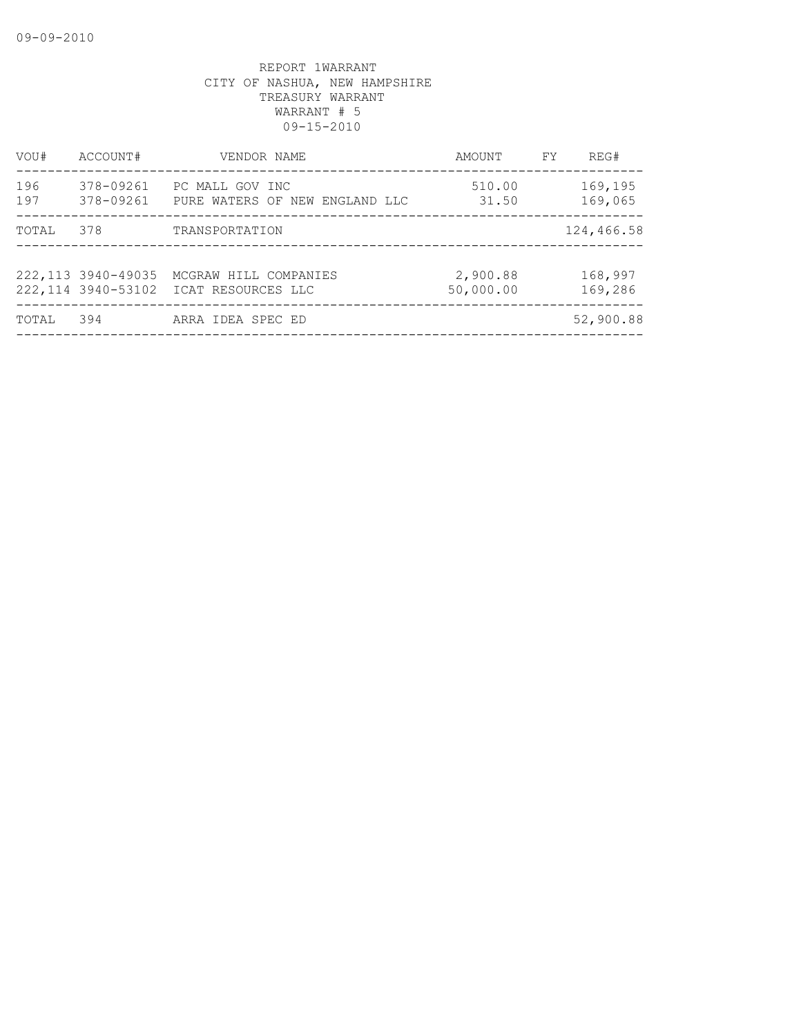REPORT 1WARRANT
CITY OF NASHUA, NEW HAMPSHIRE
TREASURY WARRANT
WARRANT # 5
09-15-2010

| VOU# | ACCOUNT# | VENDOR NAME | AMOUNT | FY | REG# |
|---|---|---|---|---|---|
| 196 | 378-09261 | PC MALL GOV INC | 510.00 | | 169,195 |
| 197 | 378-09261 | PURE WATERS OF NEW ENGLAND LLC | 31.50 | | 169,065 |
| TOTAL | 378 | TRANSPORTATION | | | 124,466.58 |
| 222,113 | 3940-49035 | MCGRAW HILL COMPANIES | 2,900.88 | | 168,997 |
| 222,114 | 3940-53102 | ICAT RESOURCES LLC | 50,000.00 | | 169,286 |
| TOTAL | 394 | ARRA IDEA SPEC ED | | | 52,900.88 |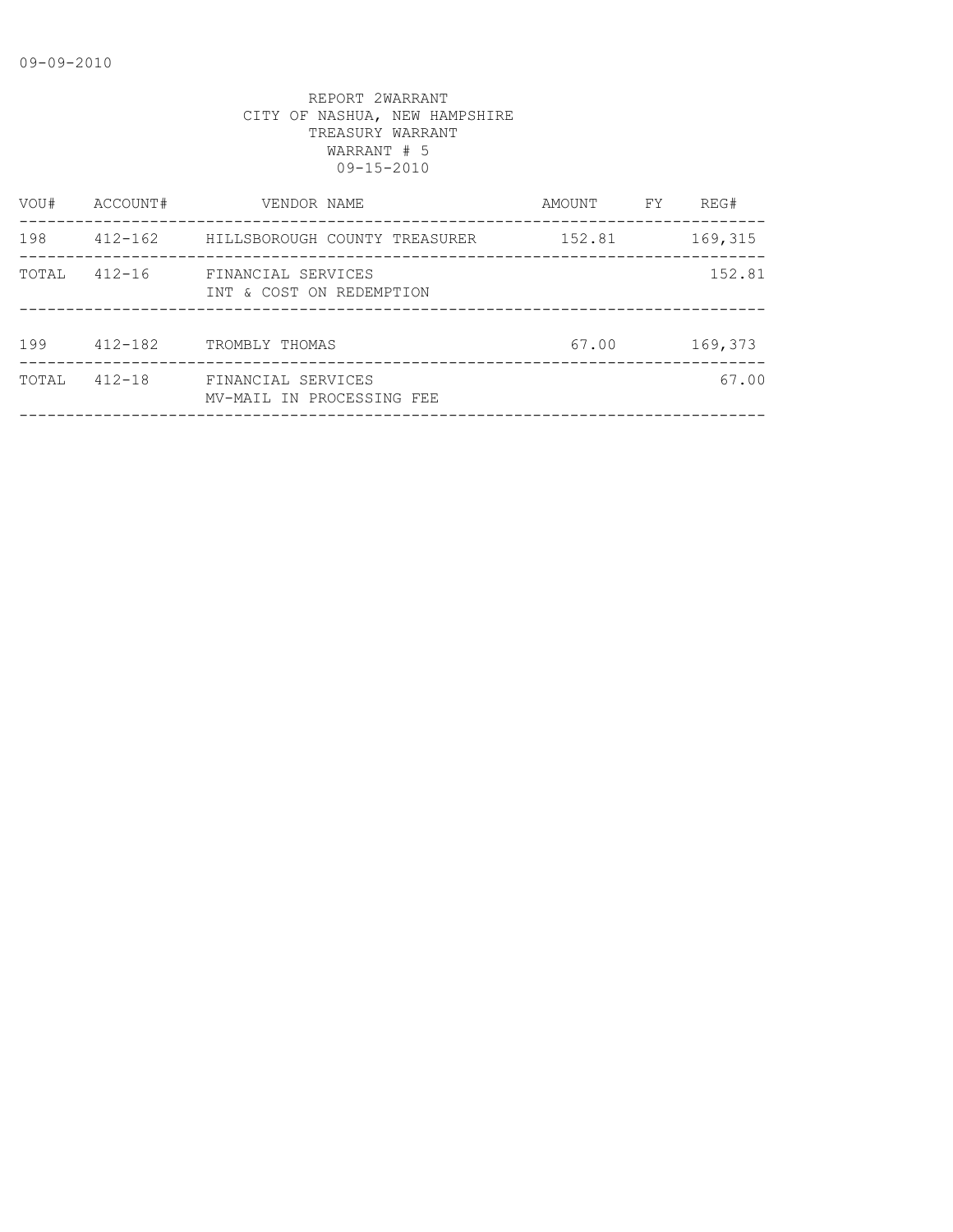09-09-2010

REPORT 2WARRANT
CITY OF NASHUA, NEW HAMPSHIRE
TREASURY WARRANT
WARRANT # 5
09-15-2010

| VOU# | ACCOUNT# | VENDOR NAME | AMOUNT | FY | REG# |
|---|---|---|---|---|---|
| 198 | 412-162 | HILLSBOROUGH COUNTY TREASURER | 152.81 | | 169,315 |
| TOTAL | 412-16 | FINANCIAL SERVICES<br>INT & COST ON REDEMPTION | | | 152.81 |
| 199 | 412-182 | TROMBLY THOMAS | 67.00 | | 169,373 |
| TOTAL | 412-18 | FINANCIAL SERVICES<br>MV-MAIL IN PROCESSING FEE | | | 67.00 |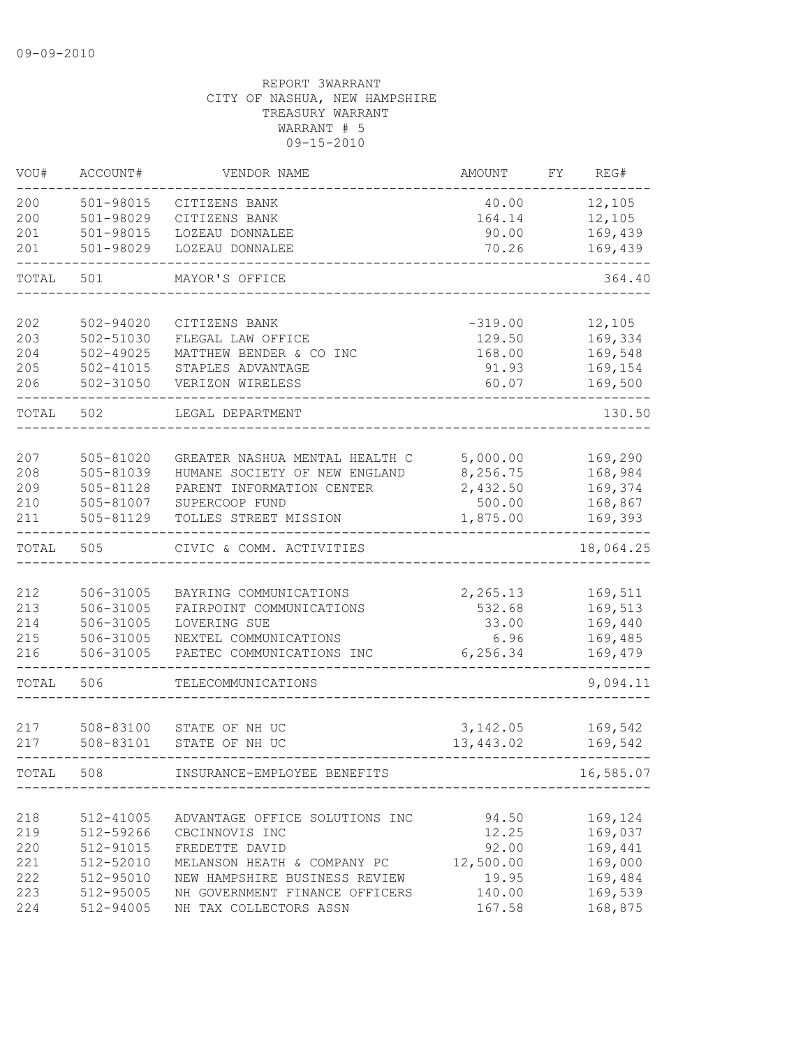09-09-2010

REPORT 3WARRANT
CITY OF NASHUA, NEW HAMPSHIRE
TREASURY WARRANT
WARRANT # 5
09-15-2010

| VOU# | ACCOUNT# | VENDOR NAME | AMOUNT | FY | REG# |
|---|---|---|---|---|---|
| 200 | 501-98015 | CITIZENS BANK | 40.00 | | 12,105 |
| 200 | 501-98029 | CITIZENS BANK | 164.14 | | 12,105 |
| 201 | 501-98015 | LOZEAU DONNALEE | 90.00 | | 169,439 |
| 201 | 501-98029 | LOZEAU DONNALEE | 70.26 | | 169,439 |
| TOTAL | 501 | MAYOR'S OFFICE | | | 364.40 |
| 202 | 502-94020 | CITIZENS BANK | -319.00 | | 12,105 |
| 203 | 502-51030 | FLEGAL LAW OFFICE | 129.50 | | 169,334 |
| 204 | 502-49025 | MATTHEW BENDER & CO INC | 168.00 | | 169,548 |
| 205 | 502-41015 | STAPLES ADVANTAGE | 91.93 | | 169,154 |
| 206 | 502-31050 | VERIZON WIRELESS | 60.07 | | 169,500 |
| TOTAL | 502 | LEGAL DEPARTMENT | | | 130.50 |
| 207 | 505-81020 | GREATER NASHUA MENTAL HEALTH C | 5,000.00 | | 169,290 |
| 208 | 505-81039 | HUMANE SOCIETY OF NEW ENGLAND | 8,256.75 | | 168,984 |
| 209 | 505-81128 | PARENT INFORMATION CENTER | 2,432.50 | | 169,374 |
| 210 | 505-81007 | SUPERCOOP FUND | 500.00 | | 168,867 |
| 211 | 505-81129 | TOLLES STREET MISSION | 1,875.00 | | 169,393 |
| TOTAL | 505 | CIVIC & COMM. ACTIVITIES | | | 18,064.25 |
| 212 | 506-31005 | BAYRING COMMUNICATIONS | 2,265.13 | | 169,511 |
| 213 | 506-31005 | FAIRPOINT COMMUNICATIONS | 532.68 | | 169,513 |
| 214 | 506-31005 | LOVERING SUE | 33.00 | | 169,440 |
| 215 | 506-31005 | NEXTEL COMMUNICATIONS | 6.96 | | 169,485 |
| 216 | 506-31005 | PAETEC COMMUNICATIONS INC | 6,256.34 | | 169,479 |
| TOTAL | 506 | TELECOMMUNICATIONS | | | 9,094.11 |
| 217 | 508-83100 | STATE OF NH UC | 3,142.05 | | 169,542 |
| 217 | 508-83101 | STATE OF NH UC | 13,443.02 | | 169,542 |
| TOTAL | 508 | INSURANCE-EMPLOYEE BENEFITS | | | 16,585.07 |
| 218 | 512-41005 | ADVANTAGE OFFICE SOLUTIONS INC | 94.50 | | 169,124 |
| 219 | 512-59266 | CBCINNOVIS INC | 12.25 | | 169,037 |
| 220 | 512-91015 | FREDETTE DAVID | 92.00 | | 169,441 |
| 221 | 512-52010 | MELANSON HEATH & COMPANY PC | 12,500.00 | | 169,000 |
| 222 | 512-95010 | NEW HAMPSHIRE BUSINESS REVIEW | 19.95 | | 169,484 |
| 223 | 512-95005 | NH GOVERNMENT FINANCE OFFICERS | 140.00 | | 169,539 |
| 224 | 512-94005 | NH TAX COLLECTORS ASSN | 167.58 | | 168,875 |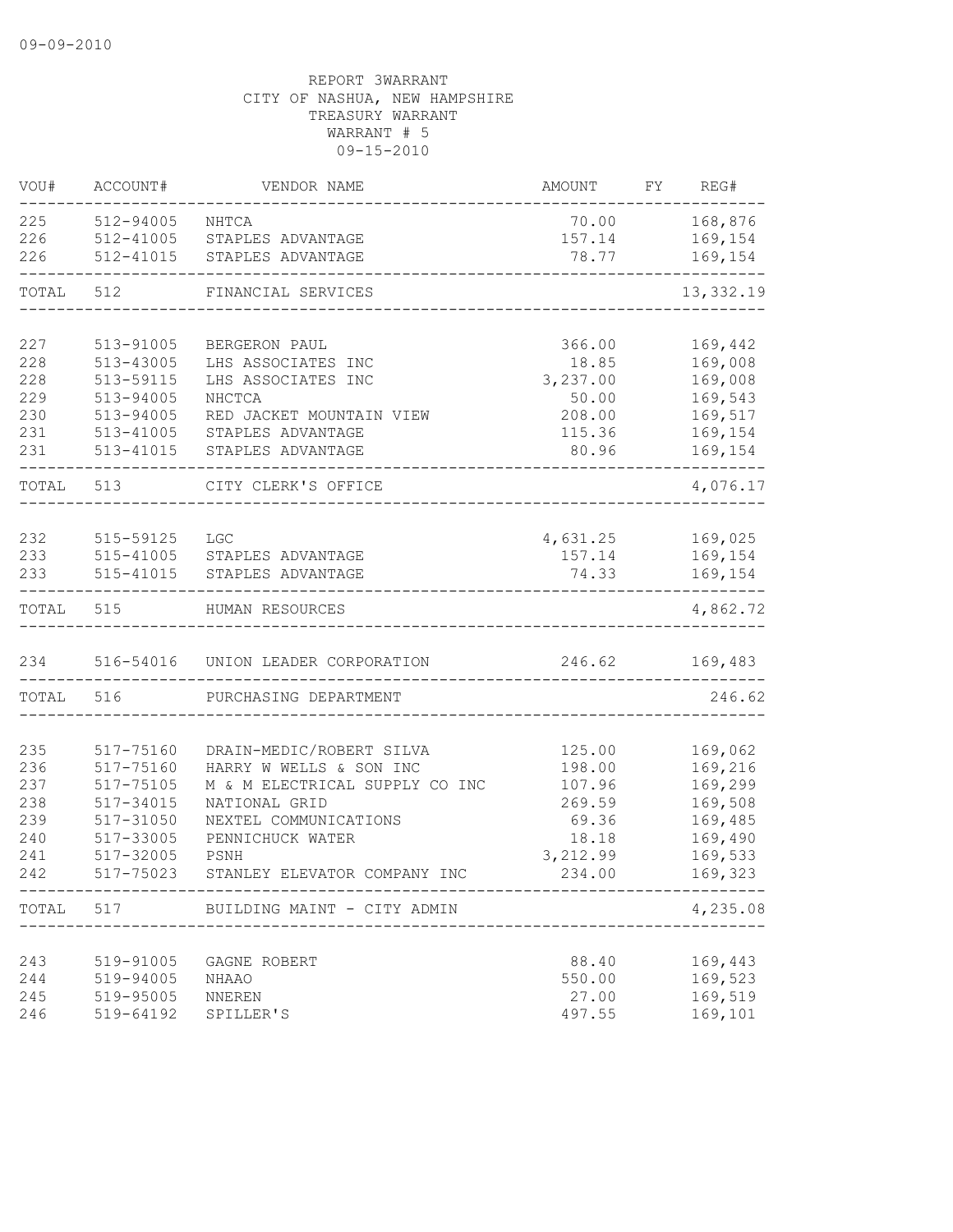09-09-2010

REPORT 3WARRANT
CITY OF NASHUA, NEW HAMPSHIRE
TREASURY WARRANT
WARRANT # 5
09-15-2010

| VOU# | ACCOUNT# | VENDOR NAME | AMOUNT | FY | REG# |
|---|---|---|---|---|---|
| 225 | 512-94005 | NHTCA | 70.00 | | 168,876 |
| 226 | 512-41005 | STAPLES ADVANTAGE | 157.14 | | 169,154 |
| 226 | 512-41015 | STAPLES ADVANTAGE | 78.77 | | 169,154 |
| TOTAL | 512 | FINANCIAL SERVICES | | | 13,332.19 |
| 227 | 513-91005 | BERGERON PAUL | 366.00 | | 169,442 |
| 228 | 513-43005 | LHS ASSOCIATES INC | 18.85 | | 169,008 |
| 228 | 513-59115 | LHS ASSOCIATES INC | 3,237.00 | | 169,008 |
| 229 | 513-94005 | NHCTCA | 50.00 | | 169,543 |
| 230 | 513-94005 | RED JACKET MOUNTAIN VIEW | 208.00 | | 169,517 |
| 231 | 513-41005 | STAPLES ADVANTAGE | 115.36 | | 169,154 |
| 231 | 513-41015 | STAPLES ADVANTAGE | 80.96 | | 169,154 |
| TOTAL | 513 | CITY CLERK'S OFFICE | | | 4,076.17 |
| 232 | 515-59125 | LGC | 4,631.25 | | 169,025 |
| 233 | 515-41005 | STAPLES ADVANTAGE | 157.14 | | 169,154 |
| 233 | 515-41015 | STAPLES ADVANTAGE | 74.33 | | 169,154 |
| TOTAL | 515 | HUMAN RESOURCES | | | 4,862.72 |
| 234 | 516-54016 | UNION LEADER CORPORATION | 246.62 | | 169,483 |
| TOTAL | 516 | PURCHASING DEPARTMENT | | | 246.62 |
| 235 | 517-75160 | DRAIN-MEDIC/ROBERT SILVA | 125.00 | | 169,062 |
| 236 | 517-75160 | HARRY W WELLS & SON INC | 198.00 | | 169,216 |
| 237 | 517-75105 | M & M ELECTRICAL SUPPLY CO INC | 107.96 | | 169,299 |
| 238 | 517-34015 | NATIONAL GRID | 269.59 | | 169,508 |
| 239 | 517-31050 | NEXTEL COMMUNICATIONS | 69.36 | | 169,485 |
| 240 | 517-33005 | PENNICHUCK WATER | 18.18 | | 169,490 |
| 241 | 517-32005 | PSNH | 3,212.99 | | 169,533 |
| 242 | 517-75023 | STANLEY ELEVATOR COMPANY INC | 234.00 | | 169,323 |
| TOTAL | 517 | BUILDING MAINT - CITY ADMIN | | | 4,235.08 |
| 243 | 519-91005 | GAGNE ROBERT | 88.40 | | 169,443 |
| 244 | 519-94005 | NHAAO | 550.00 | | 169,523 |
| 245 | 519-95005 | NNEREN | 27.00 | | 169,519 |
| 246 | 519-64192 | SPILLER'S | 497.55 | | 169,101 |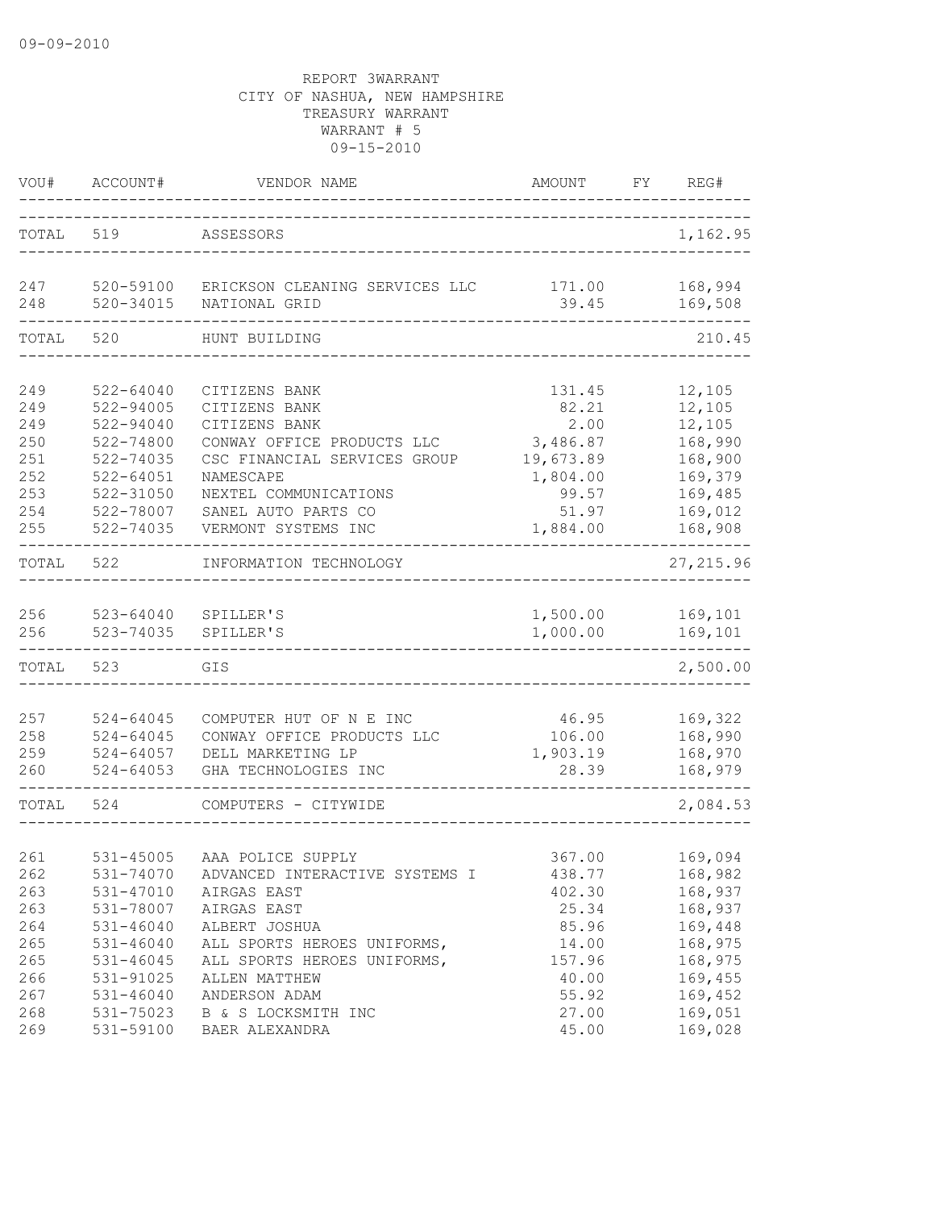09-09-2010

REPORT 3WARRANT
CITY OF NASHUA, NEW HAMPSHIRE
TREASURY WARRANT
WARRANT # 5
09-15-2010

| VOU# | ACCOUNT# | VENDOR NAME | AMOUNT | FY | REG# |
|---|---|---|---|---|---|
| TOTAL | 519 | ASSESSORS | | | 1,162.95 |
| 247 | 520-59100 | ERICKSON CLEANING SERVICES LLC | 171.00 | | 168,994 |
| 248 | 520-34015 | NATIONAL GRID | 39.45 | | 169,508 |
| TOTAL | 520 | HUNT BUILDING | | | 210.45 |
| 249 | 522-64040 | CITIZENS BANK | 131.45 | | 12,105 |
| 249 | 522-94005 | CITIZENS BANK | 82.21 | | 12,105 |
| 249 | 522-94040 | CITIZENS BANK | 2.00 | | 12,105 |
| 250 | 522-74800 | CONWAY OFFICE PRODUCTS LLC | 3,486.87 | | 168,990 |
| 251 | 522-74035 | CSC FINANCIAL SERVICES GROUP | 19,673.89 | | 168,900 |
| 252 | 522-64051 | NAMESCAPE | 1,804.00 | | 169,379 |
| 253 | 522-31050 | NEXTEL COMMUNICATIONS | 99.57 | | 169,485 |
| 254 | 522-78007 | SANEL AUTO PARTS CO | 51.97 | | 169,012 |
| 255 | 522-74035 | VERMONT SYSTEMS INC | 1,884.00 | | 168,908 |
| TOTAL | 522 | INFORMATION TECHNOLOGY | | | 27,215.96 |
| 256 | 523-64040 | SPILLER'S | 1,500.00 | | 169,101 |
| 256 | 523-74035 | SPILLER'S | 1,000.00 | | 169,101 |
| TOTAL | 523 | GIS | | | 2,500.00 |
| 257 | 524-64045 | COMPUTER HUT OF N E INC | 46.95 | | 169,322 |
| 258 | 524-64045 | CONWAY OFFICE PRODUCTS LLC | 106.00 | | 168,990 |
| 259 | 524-64057 | DELL MARKETING LP | 1,903.19 | | 168,970 |
| 260 | 524-64053 | GHA TECHNOLOGIES INC | 28.39 | | 168,979 |
| TOTAL | 524 | COMPUTERS - CITYWIDE | | | 2,084.53 |
| 261 | 531-45005 | AAA POLICE SUPPLY | 367.00 | | 169,094 |
| 262 | 531-74070 | ADVANCED INTERACTIVE SYSTEMS I | 438.77 | | 168,982 |
| 263 | 531-47010 | AIRGAS EAST | 402.30 | | 168,937 |
| 263 | 531-78007 | AIRGAS EAST | 25.34 | | 168,937 |
| 264 | 531-46040 | ALBERT JOSHUA | 85.96 | | 169,448 |
| 265 | 531-46040 | ALL SPORTS HEROES UNIFORMS, | 14.00 | | 168,975 |
| 265 | 531-46045 | ALL SPORTS HEROES UNIFORMS, | 157.96 | | 168,975 |
| 266 | 531-91025 | ALLEN MATTHEW | 40.00 | | 169,455 |
| 267 | 531-46040 | ANDERSON ADAM | 55.92 | | 169,452 |
| 268 | 531-75023 | B & S LOCKSMITH INC | 27.00 | | 169,051 |
| 269 | 531-59100 | BAER ALEXANDRA | 45.00 | | 169,028 |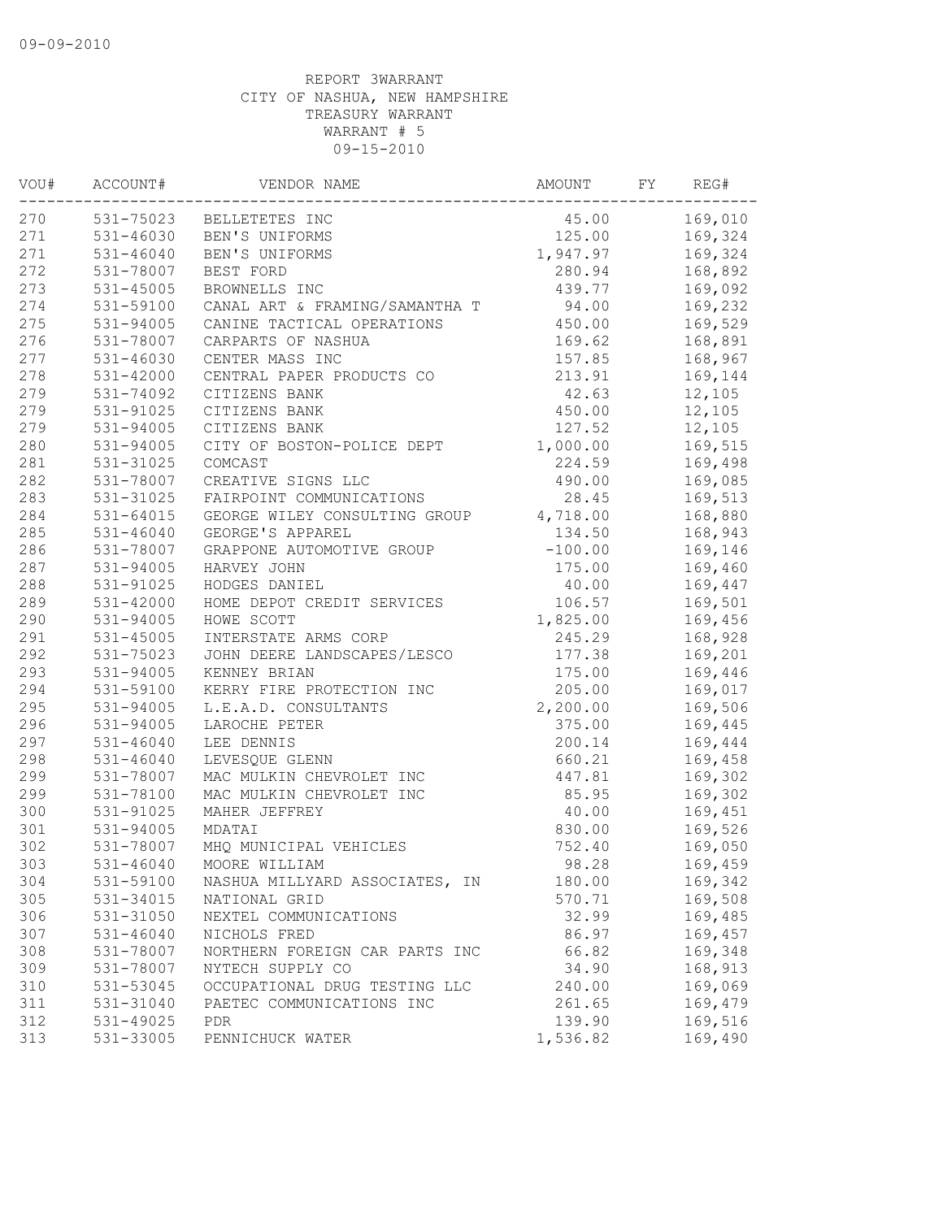09-09-2010

REPORT 3WARRANT
CITY OF NASHUA, NEW HAMPSHIRE
TREASURY WARRANT
WARRANT # 5
09-15-2010

| VOU# | ACCOUNT# | VENDOR NAME | AMOUNT | FY | REG# |
|---|---|---|---|---|---|
| 270 | 531-75023 | BELLETETES INC | 45.00 | | 169,010 |
| 271 | 531-46030 | BEN'S UNIFORMS | 125.00 | | 169,324 |
| 271 | 531-46040 | BEN'S UNIFORMS | 1,947.97 | | 169,324 |
| 272 | 531-78007 | BEST FORD | 280.94 | | 168,892 |
| 273 | 531-45005 | BROWNELLS INC | 439.77 | | 169,092 |
| 274 | 531-59100 | CANAL ART & FRAMING/SAMANTHA T | 94.00 | | 169,232 |
| 275 | 531-94005 | CANINE TACTICAL OPERATIONS | 450.00 | | 169,529 |
| 276 | 531-78007 | CARPARTS OF NASHUA | 169.62 | | 168,891 |
| 277 | 531-46030 | CENTER MASS INC | 157.85 | | 168,967 |
| 278 | 531-42000 | CENTRAL PAPER PRODUCTS CO | 213.91 | | 169,144 |
| 279 | 531-74092 | CITIZENS BANK | 42.63 | | 12,105 |
| 279 | 531-91025 | CITIZENS BANK | 450.00 | | 12,105 |
| 279 | 531-94005 | CITIZENS BANK | 127.52 | | 12,105 |
| 280 | 531-94005 | CITY OF BOSTON-POLICE DEPT | 1,000.00 | | 169,515 |
| 281 | 531-31025 | COMCAST | 224.59 | | 169,498 |
| 282 | 531-78007 | CREATIVE SIGNS LLC | 490.00 | | 169,085 |
| 283 | 531-31025 | FAIRPOINT COMMUNICATIONS | 28.45 | | 169,513 |
| 284 | 531-64015 | GEORGE WILEY CONSULTING GROUP | 4,718.00 | | 168,880 |
| 285 | 531-46040 | GEORGE'S APPAREL | 134.50 | | 168,943 |
| 286 | 531-78007 | GRAPPONE AUTOMOTIVE GROUP | -100.00 | | 169,146 |
| 287 | 531-94005 | HARVEY JOHN | 175.00 | | 169,460 |
| 288 | 531-91025 | HODGES DANIEL | 40.00 | | 169,447 |
| 289 | 531-42000 | HOME DEPOT CREDIT SERVICES | 106.57 | | 169,501 |
| 290 | 531-94005 | HOWE SCOTT | 1,825.00 | | 169,456 |
| 291 | 531-45005 | INTERSTATE ARMS CORP | 245.29 | | 168,928 |
| 292 | 531-75023 | JOHN DEERE LANDSCAPES/LESCO | 177.38 | | 169,201 |
| 293 | 531-94005 | KENNEY BRIAN | 175.00 | | 169,446 |
| 294 | 531-59100 | KERRY FIRE PROTECTION INC | 205.00 | | 169,017 |
| 295 | 531-94005 | L.E.A.D. CONSULTANTS | 2,200.00 | | 169,506 |
| 296 | 531-94005 | LAROCHE PETER | 375.00 | | 169,445 |
| 297 | 531-46040 | LEE DENNIS | 200.14 | | 169,444 |
| 298 | 531-46040 | LEVESQUE GLENN | 660.21 | | 169,458 |
| 299 | 531-78007 | MAC MULKIN CHEVROLET INC | 447.81 | | 169,302 |
| 299 | 531-78100 | MAC MULKIN CHEVROLET INC | 85.95 | | 169,302 |
| 300 | 531-91025 | MAHER JEFFREY | 40.00 | | 169,451 |
| 301 | 531-94005 | MDATAI | 830.00 | | 169,526 |
| 302 | 531-78007 | MHQ MUNICIPAL VEHICLES | 752.40 | | 169,050 |
| 303 | 531-46040 | MOORE WILLIAM | 98.28 | | 169,459 |
| 304 | 531-59100 | NASHUA MILLYARD ASSOCIATES, IN | 180.00 | | 169,342 |
| 305 | 531-34015 | NATIONAL GRID | 570.71 | | 169,508 |
| 306 | 531-31050 | NEXTEL COMMUNICATIONS | 32.99 | | 169,485 |
| 307 | 531-46040 | NICHOLS FRED | 86.97 | | 169,457 |
| 308 | 531-78007 | NORTHERN FOREIGN CAR PARTS INC | 66.82 | | 169,348 |
| 309 | 531-78007 | NYTECH SUPPLY CO | 34.90 | | 168,913 |
| 310 | 531-53045 | OCCUPATIONAL DRUG TESTING LLC | 240.00 | | 169,069 |
| 311 | 531-31040 | PAETEC COMMUNICATIONS INC | 261.65 | | 169,479 |
| 312 | 531-49025 | PDR | 139.90 | | 169,516 |
| 313 | 531-33005 | PENNICHUCK WATER | 1,536.82 | | 169,490 |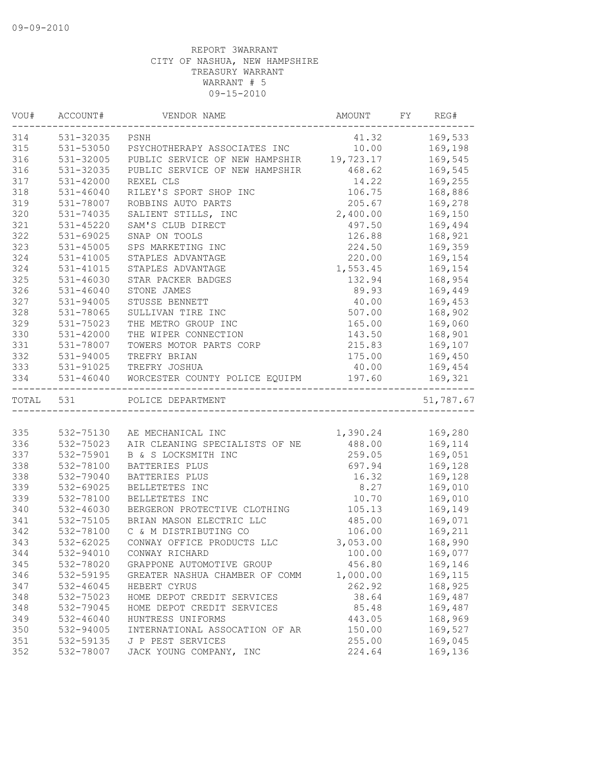09-09-2010

REPORT 3WARRANT
CITY OF NASHUA, NEW HAMPSHIRE
TREASURY WARRANT
WARRANT # 5
09-15-2010

| VOU# | ACCOUNT# | VENDOR NAME | AMOUNT | FY | REG# |
|---|---|---|---|---|---|
| 314 | 531-32035 | PSNH | 41.32 | | 169,533 |
| 315 | 531-53050 | PSYCHOTHERAPY ASSOCIATES INC | 10.00 | | 169,198 |
| 316 | 531-32005 | PUBLIC SERVICE OF NEW HAMPSHIR | 19,723.17 | | 169,545 |
| 316 | 531-32035 | PUBLIC SERVICE OF NEW HAMPSHIR | 468.62 | | 169,545 |
| 317 | 531-42000 | REXEL CLS | 14.22 | | 169,255 |
| 318 | 531-46040 | RILEY'S SPORT SHOP INC | 106.75 | | 168,886 |
| 319 | 531-78007 | ROBBINS AUTO PARTS | 205.67 | | 169,278 |
| 320 | 531-74035 | SALIENT STILLS, INC | 2,400.00 | | 169,150 |
| 321 | 531-45220 | SAM'S CLUB DIRECT | 497.50 | | 169,494 |
| 322 | 531-69025 | SNAP ON TOOLS | 126.88 | | 168,921 |
| 323 | 531-45005 | SPS MARKETING INC | 224.50 | | 169,359 |
| 324 | 531-41005 | STAPLES ADVANTAGE | 220.00 | | 169,154 |
| 324 | 531-41015 | STAPLES ADVANTAGE | 1,553.45 | | 169,154 |
| 325 | 531-46030 | STAR PACKER BADGES | 132.94 | | 168,954 |
| 326 | 531-46040 | STONE JAMES | 89.93 | | 169,449 |
| 327 | 531-94005 | STUSSE BENNETT | 40.00 | | 169,453 |
| 328 | 531-78065 | SULLIVAN TIRE INC | 507.00 | | 168,902 |
| 329 | 531-75023 | THE METRO GROUP INC | 165.00 | | 169,060 |
| 330 | 531-42000 | THE WIPER CONNECTION | 143.50 | | 168,901 |
| 331 | 531-78007 | TOWERS MOTOR PARTS CORP | 215.83 | | 169,107 |
| 332 | 531-94005 | TREFRY BRIAN | 175.00 | | 169,450 |
| 333 | 531-91025 | TREFRY JOSHUA | 40.00 | | 169,454 |
| 334 | 531-46040 | WORCESTER COUNTY POLICE EQUIPM | 197.60 | | 169,321 |
| TOTAL | 531 | POLICE DEPARTMENT | | | 51,787.67 |
| 335 | 532-75130 | AE MECHANICAL INC | 1,390.24 | | 169,280 |
| 336 | 532-75023 | AIR CLEANING SPECIALISTS OF NE | 488.00 | | 169,114 |
| 337 | 532-75901 | B & S LOCKSMITH INC | 259.05 | | 169,051 |
| 338 | 532-78100 | BATTERIES PLUS | 697.94 | | 169,128 |
| 338 | 532-79040 | BATTERIES PLUS | 16.32 | | 169,128 |
| 339 | 532-69025 | BELLETETES INC | 8.27 | | 169,010 |
| 339 | 532-78100 | BELLETETES INC | 10.70 | | 169,010 |
| 340 | 532-46030 | BERGERON PROTECTIVE CLOTHING | 105.13 | | 169,149 |
| 341 | 532-75105 | BRIAN MASON ELECTRIC LLC | 485.00 | | 169,071 |
| 342 | 532-78100 | C & M DISTRIBUTING CO | 106.00 | | 169,211 |
| 343 | 532-62025 | CONWAY OFFICE PRODUCTS LLC | 3,053.00 | | 168,990 |
| 344 | 532-94010 | CONWAY RICHARD | 100.00 | | 169,077 |
| 345 | 532-78020 | GRAPPONE AUTOMOTIVE GROUP | 456.80 | | 169,146 |
| 346 | 532-59195 | GREATER NASHUA CHAMBER OF COMM | 1,000.00 | | 169,115 |
| 347 | 532-46045 | HEBERT CYRUS | 262.92 | | 168,925 |
| 348 | 532-75023 | HOME DEPOT CREDIT SERVICES | 38.64 | | 169,487 |
| 348 | 532-79045 | HOME DEPOT CREDIT SERVICES | 85.48 | | 169,487 |
| 349 | 532-46040 | HUNTRESS UNIFORMS | 443.05 | | 168,969 |
| 350 | 532-94005 | INTERNATIONAL ASSOCATION OF AR | 150.00 | | 169,527 |
| 351 | 532-59135 | J P PEST SERVICES | 255.00 | | 169,045 |
| 352 | 532-78007 | JACK YOUNG COMPANY, INC | 224.64 | | 169,136 |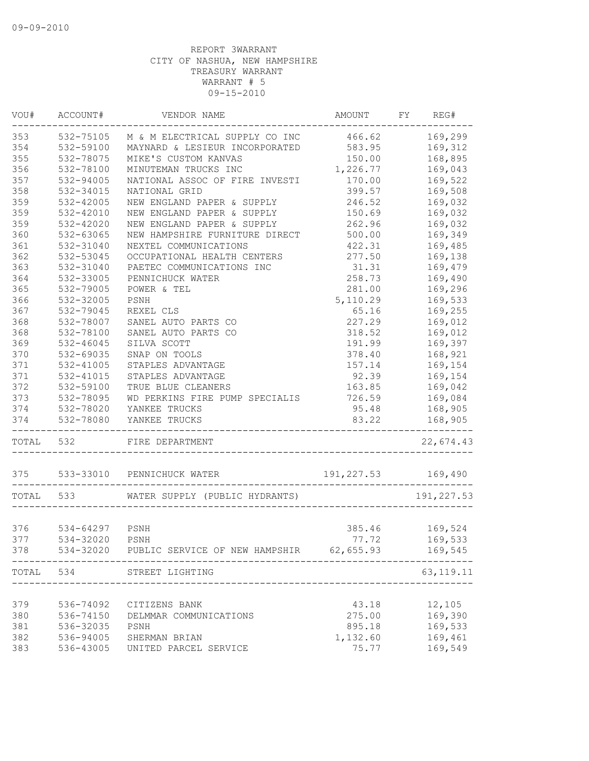09-09-2010

REPORT 3WARRANT
CITY OF NASHUA, NEW HAMPSHIRE
TREASURY WARRANT
WARRANT # 5
09-15-2010

| VOU# | ACCOUNT# | VENDOR NAME | AMOUNT | FY | REG# |
|---|---|---|---|---|---|
| 353 | 532-75105 | M & M ELECTRICAL SUPPLY CO INC | 466.62 | | 169,299 |
| 354 | 532-59100 | MAYNARD & LESIEUR INCORPORATED | 583.95 | | 169,312 |
| 355 | 532-78075 | MIKE'S CUSTOM KANVAS | 150.00 | | 168,895 |
| 356 | 532-78100 | MINUTEMAN TRUCKS INC | 1,226.77 | | 169,043 |
| 357 | 532-94005 | NATIONAL ASSOC OF FIRE INVESTI | 170.00 | | 169,522 |
| 358 | 532-34015 | NATIONAL GRID | 399.57 | | 169,508 |
| 359 | 532-42005 | NEW ENGLAND PAPER & SUPPLY | 246.52 | | 169,032 |
| 359 | 532-42010 | NEW ENGLAND PAPER & SUPPLY | 150.69 | | 169,032 |
| 359 | 532-42020 | NEW ENGLAND PAPER & SUPPLY | 262.96 | | 169,032 |
| 360 | 532-63065 | NEW HAMPSHIRE FURNITURE DIRECT | 500.00 | | 169,349 |
| 361 | 532-31040 | NEXTEL COMMUNICATIONS | 422.31 | | 169,485 |
| 362 | 532-53045 | OCCUPATIONAL HEALTH CENTERS | 277.50 | | 169,138 |
| 363 | 532-31040 | PAETEC COMMUNICATIONS INC | 31.31 | | 169,479 |
| 364 | 532-33005 | PENNICHUCK WATER | 258.73 | | 169,490 |
| 365 | 532-79005 | POWER & TEL | 281.00 | | 169,296 |
| 366 | 532-32005 | PSNH | 5,110.29 | | 169,533 |
| 367 | 532-79045 | REXEL CLS | 65.16 | | 169,255 |
| 368 | 532-78007 | SANEL AUTO PARTS CO | 227.29 | | 169,012 |
| 368 | 532-78100 | SANEL AUTO PARTS CO | 318.52 | | 169,012 |
| 369 | 532-46045 | SILVA SCOTT | 191.99 | | 169,397 |
| 370 | 532-69035 | SNAP ON TOOLS | 378.40 | | 168,921 |
| 371 | 532-41005 | STAPLES ADVANTAGE | 157.14 | | 169,154 |
| 371 | 532-41015 | STAPLES ADVANTAGE | 92.39 | | 169,154 |
| 372 | 532-59100 | TRUE BLUE CLEANERS | 163.85 | | 169,042 |
| 373 | 532-78095 | WD PERKINS FIRE PUMP SPECIALIS | 726.59 | | 169,084 |
| 374 | 532-78020 | YANKEE TRUCKS | 95.48 | | 168,905 |
| 374 | 532-78080 | YANKEE TRUCKS | 83.22 | | 168,905 |
| TOTAL | 532 | FIRE DEPARTMENT | | | 22,674.43 |
| 375 | 533-33010 | PENNICHUCK WATER | 191,227.53 | | 169,490 |
| TOTAL | 533 | WATER SUPPLY (PUBLIC HYDRANTS) | | | 191,227.53 |
| 376 | 534-64297 | PSNH | 385.46 | | 169,524 |
| 377 | 534-32020 | PSNH | 77.72 | | 169,533 |
| 378 | 534-32020 | PUBLIC SERVICE OF NEW HAMPSHIR | 62,655.93 | | 169,545 |
| TOTAL | 534 | STREET LIGHTING | | | 63,119.11 |
| 379 | 536-74092 | CITIZENS BANK | 43.18 | | 12,105 |
| 380 | 536-74150 | DELMMAR COMMUNICATIONS | 275.00 | | 169,390 |
| 381 | 536-32035 | PSNH | 895.18 | | 169,533 |
| 382 | 536-94005 | SHERMAN BRIAN | 1,132.60 | | 169,461 |
| 383 | 536-43005 | UNITED PARCEL SERVICE | 75.77 | | 169,549 |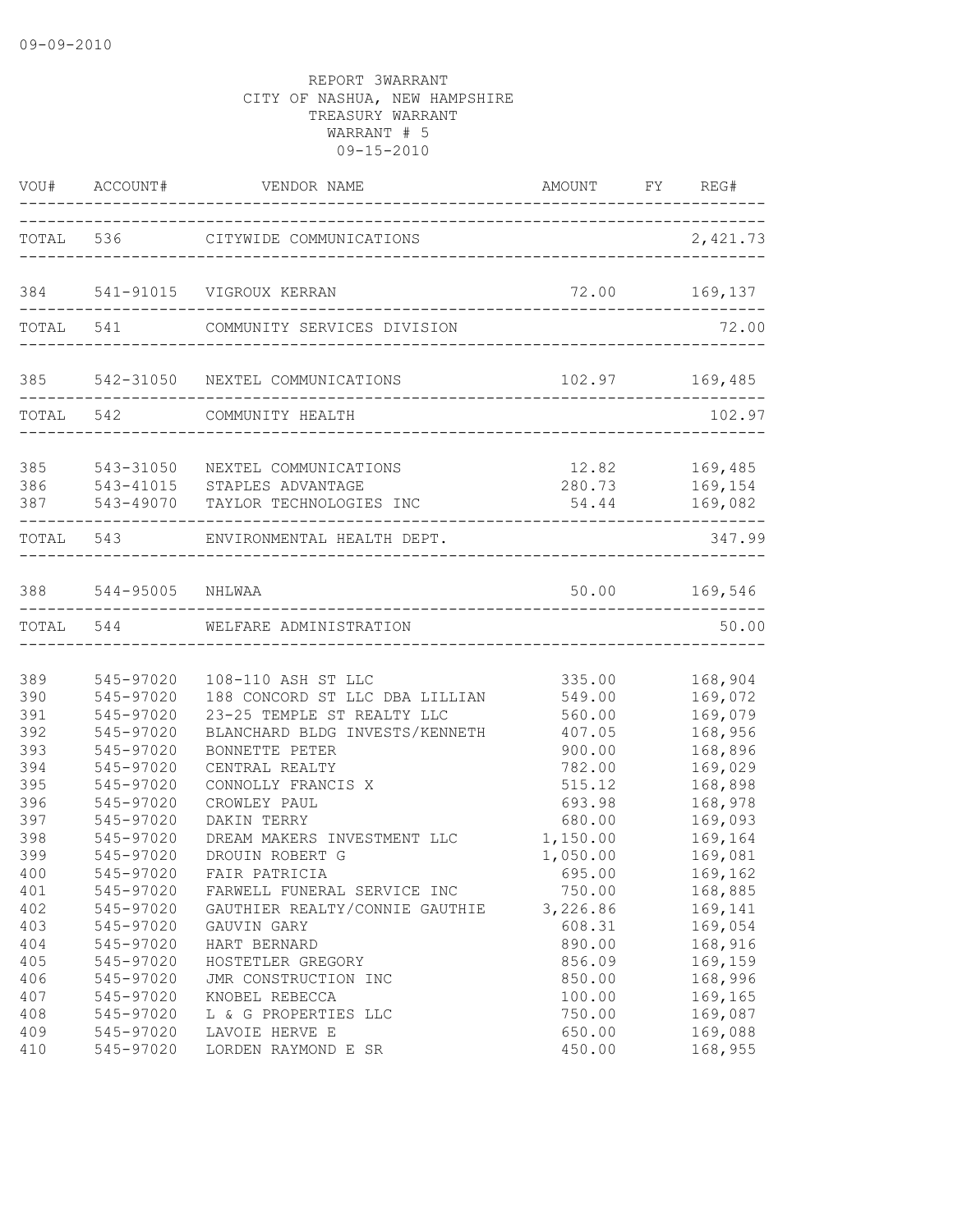09-09-2010

REPORT 3WARRANT
CITY OF NASHUA, NEW HAMPSHIRE
TREASURY WARRANT
WARRANT # 5
09-15-2010

| VOU# | ACCOUNT# | VENDOR NAME | AMOUNT | FY | REG# |
|---|---|---|---|---|---|
| TOTAL | 536 | CITYWIDE COMMUNICATIONS | | | 2,421.73 |
| 384 | 541-91015 | VIGROUX KERRAN | 72.00 | | 169,137 |
| TOTAL | 541 | COMMUNITY SERVICES DIVISION | | | 72.00 |
| 385 | 542-31050 | NEXTEL COMMUNICATIONS | 102.97 | | 169,485 |
| TOTAL | 542 | COMMUNITY HEALTH | | | 102.97 |
| 385 | 543-31050 | NEXTEL COMMUNICATIONS | 12.82 | | 169,485 |
| 386 | 543-41015 | STAPLES ADVANTAGE | 280.73 | | 169,154 |
| 387 | 543-49070 | TAYLOR TECHNOLOGIES INC | 54.44 | | 169,082 |
| TOTAL | 543 | ENVIRONMENTAL HEALTH DEPT. | | | 347.99 |
| 388 | 544-95005 | NHLWAA | 50.00 | | 169,546 |
| TOTAL | 544 | WELFARE ADMINISTRATION | | | 50.00 |
| 389 | 545-97020 | 108-110 ASH ST LLC | 335.00 | | 168,904 |
| 390 | 545-97020 | 188 CONCORD ST LLC DBA LILLIAN | 549.00 | | 169,072 |
| 391 | 545-97020 | 23-25 TEMPLE ST REALTY LLC | 560.00 | | 169,079 |
| 392 | 545-97020 | BLANCHARD BLDG INVESTS/KENNETH | 407.05 | | 168,956 |
| 393 | 545-97020 | BONNETTE PETER | 900.00 | | 168,896 |
| 394 | 545-97020 | CENTRAL REALTY | 782.00 | | 169,029 |
| 395 | 545-97020 | CONNOLLY FRANCIS X | 515.12 | | 168,898 |
| 396 | 545-97020 | CROWLEY PAUL | 693.98 | | 168,978 |
| 397 | 545-97020 | DAKIN TERRY | 680.00 | | 169,093 |
| 398 | 545-97020 | DREAM MAKERS INVESTMENT LLC | 1,150.00 | | 169,164 |
| 399 | 545-97020 | DROUIN ROBERT G | 1,050.00 | | 169,081 |
| 400 | 545-97020 | FAIR PATRICIA | 695.00 | | 169,162 |
| 401 | 545-97020 | FARWELL FUNERAL SERVICE INC | 750.00 | | 168,885 |
| 402 | 545-97020 | GAUTHIER REALTY/CONNIE GAUTHIE | 3,226.86 | | 169,141 |
| 403 | 545-97020 | GAUVIN GARY | 608.31 | | 169,054 |
| 404 | 545-97020 | HART BERNARD | 890.00 | | 168,916 |
| 405 | 545-97020 | HOSTETLER GREGORY | 856.09 | | 169,159 |
| 406 | 545-97020 | JMR CONSTRUCTION INC | 850.00 | | 168,996 |
| 407 | 545-97020 | KNOBEL REBECCA | 100.00 | | 169,165 |
| 408 | 545-97020 | L & G PROPERTIES LLC | 750.00 | | 169,087 |
| 409 | 545-97020 | LAVOIE HERVE E | 650.00 | | 169,088 |
| 410 | 545-97020 | LORDEN RAYMOND E SR | 450.00 | | 168,955 |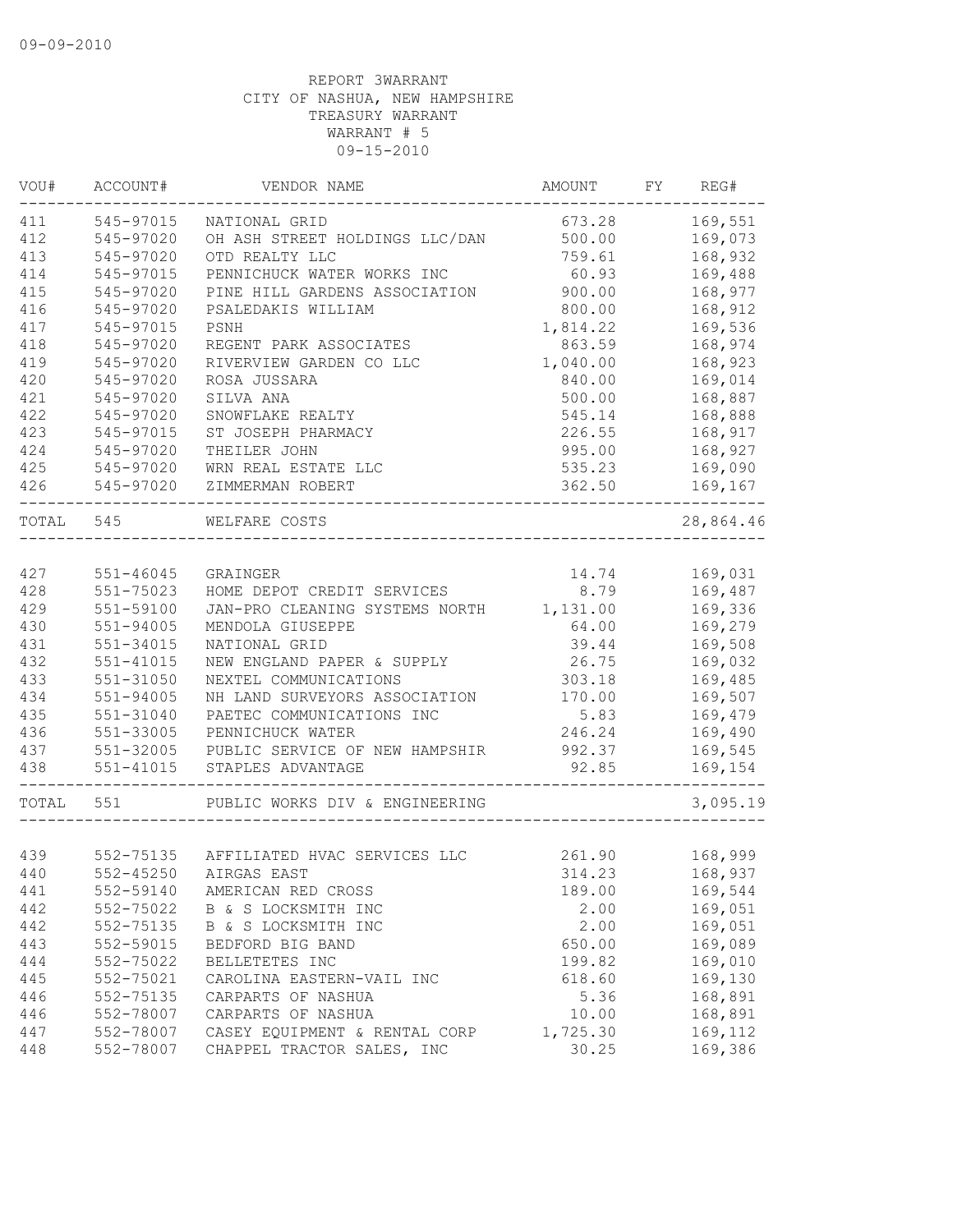09-09-2010

REPORT 3WARRANT
CITY OF NASHUA, NEW HAMPSHIRE
TREASURY WARRANT
WARRANT # 5
09-15-2010

| VOU# | ACCOUNT# | VENDOR NAME | AMOUNT | FY | REG# |
|---|---|---|---|---|---|
| 411 | 545-97015 | NATIONAL GRID | 673.28 | | 169,551 |
| 412 | 545-97020 | OH ASH STREET HOLDINGS LLC/DAN | 500.00 | | 169,073 |
| 413 | 545-97020 | OTD REALTY LLC | 759.61 | | 168,932 |
| 414 | 545-97015 | PENNICHUCK WATER WORKS INC | 60.93 | | 169,488 |
| 415 | 545-97020 | PINE HILL GARDENS ASSOCIATION | 900.00 | | 168,977 |
| 416 | 545-97020 | PSALEDAKIS WILLIAM | 800.00 | | 168,912 |
| 417 | 545-97015 | PSNH | 1,814.22 | | 169,536 |
| 418 | 545-97020 | REGENT PARK ASSOCIATES | 863.59 | | 168,974 |
| 419 | 545-97020 | RIVERVIEW GARDEN CO LLC | 1,040.00 | | 168,923 |
| 420 | 545-97020 | ROSA JUSSARA | 840.00 | | 169,014 |
| 421 | 545-97020 | SILVA ANA | 500.00 | | 168,887 |
| 422 | 545-97020 | SNOWFLAKE REALTY | 545.14 | | 168,888 |
| 423 | 545-97015 | ST JOSEPH PHARMACY | 226.55 | | 168,917 |
| 424 | 545-97020 | THEILER JOHN | 995.00 | | 168,927 |
| 425 | 545-97020 | WRN REAL ESTATE LLC | 535.23 | | 169,090 |
| 426 | 545-97020 | ZIMMERMAN ROBERT | 362.50 | | 169,167 |
| TOTAL | 545 | WELFARE COSTS | | | 28,864.46 |
| 427 | 551-46045 | GRAINGER | 14.74 | | 169,031 |
| 428 | 551-75023 | HOME DEPOT CREDIT SERVICES | 8.79 | | 169,487 |
| 429 | 551-59100 | JAN-PRO CLEANING SYSTEMS NORTH | 1,131.00 | | 169,336 |
| 430 | 551-94005 | MENDOLA GIUSEPPE | 64.00 | | 169,279 |
| 431 | 551-34015 | NATIONAL GRID | 39.44 | | 169,508 |
| 432 | 551-41015 | NEW ENGLAND PAPER & SUPPLY | 26.75 | | 169,032 |
| 433 | 551-31050 | NEXTEL COMMUNICATIONS | 303.18 | | 169,485 |
| 434 | 551-94005 | NH LAND SURVEYORS ASSOCIATION | 170.00 | | 169,507 |
| 435 | 551-31040 | PAETEC COMMUNICATIONS INC | 5.83 | | 169,479 |
| 436 | 551-33005 | PENNICHUCK WATER | 246.24 | | 169,490 |
| 437 | 551-32005 | PUBLIC SERVICE OF NEW HAMPSHIR | 992.37 | | 169,545 |
| 438 | 551-41015 | STAPLES ADVANTAGE | 92.85 | | 169,154 |
| TOTAL | 551 | PUBLIC WORKS DIV & ENGINEERING | | | 3,095.19 |
| 439 | 552-75135 | AFFILIATED HVAC SERVICES LLC | 261.90 | | 168,999 |
| 440 | 552-45250 | AIRGAS EAST | 314.23 | | 168,937 |
| 441 | 552-59140 | AMERICAN RED CROSS | 189.00 | | 169,544 |
| 442 | 552-75022 | B & S LOCKSMITH INC | 2.00 | | 169,051 |
| 442 | 552-75135 | B & S LOCKSMITH INC | 2.00 | | 169,051 |
| 443 | 552-59015 | BEDFORD BIG BAND | 650.00 | | 169,089 |
| 444 | 552-75022 | BELLETETES INC | 199.82 | | 169,010 |
| 445 | 552-75021 | CAROLINA EASTERN-VAIL INC | 618.60 | | 169,130 |
| 446 | 552-75135 | CARPARTS OF NASHUA | 5.36 | | 168,891 |
| 446 | 552-78007 | CARPARTS OF NASHUA | 10.00 | | 168,891 |
| 447 | 552-78007 | CASEY EQUIPMENT & RENTAL CORP | 1,725.30 | | 169,112 |
| 448 | 552-78007 | CHAPPEL TRACTOR SALES, INC | 30.25 | | 169,386 |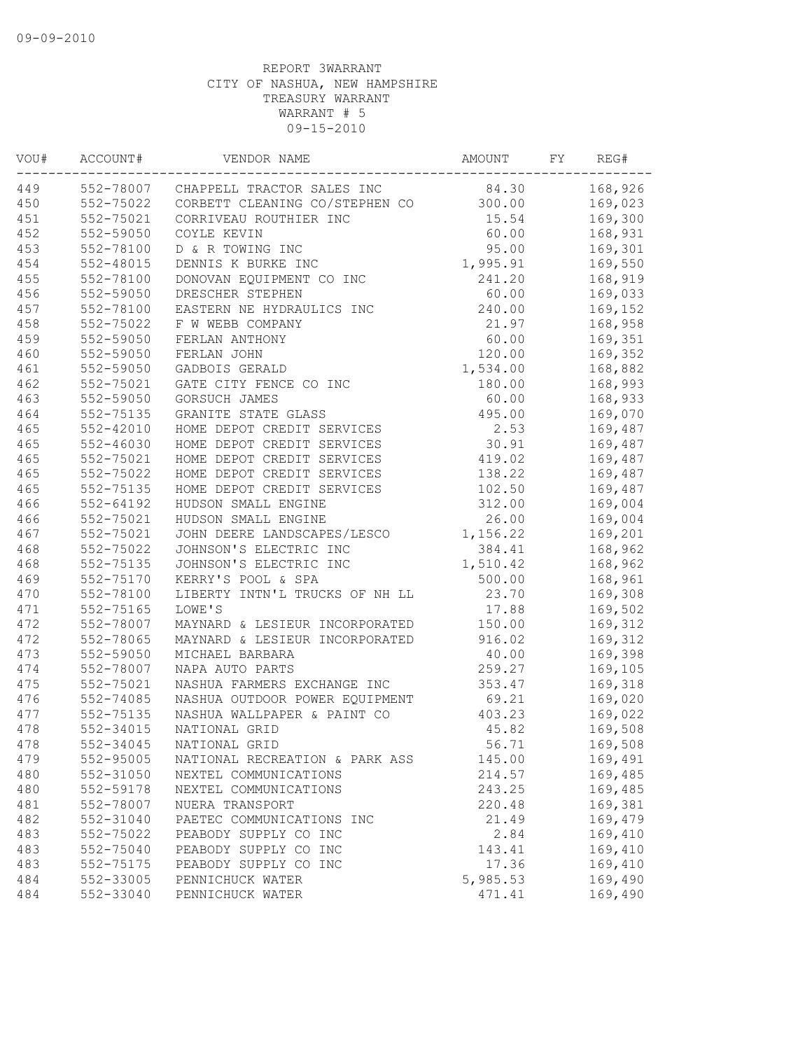REPORT 3WARRANT
CITY OF NASHUA, NEW HAMPSHIRE
TREASURY WARRANT
WARRANT # 5
09-15-2010

| VOU# | ACCOUNT# | VENDOR NAME | AMOUNT | FY | REG# |
|---|---|---|---|---|---|
| 449 | 552-78007 | CHAPPELL TRACTOR SALES INC | 84.30 | | 168,926 |
| 450 | 552-75022 | CORBETT CLEANING CO/STEPHEN CO | 300.00 | | 169,023 |
| 451 | 552-75021 | CORRIVEAU ROUTHIER INC | 15.54 | | 169,300 |
| 452 | 552-59050 | COYLE KEVIN | 60.00 | | 168,931 |
| 453 | 552-78100 | D & R TOWING INC | 95.00 | | 169,301 |
| 454 | 552-48015 | DENNIS K BURKE INC | 1,995.91 | | 169,550 |
| 455 | 552-78100 | DONOVAN EQUIPMENT CO INC | 241.20 | | 168,919 |
| 456 | 552-59050 | DRESCHER STEPHEN | 60.00 | | 169,033 |
| 457 | 552-78100 | EASTERN NE HYDRAULICS INC | 240.00 | | 169,152 |
| 458 | 552-75022 | F W WEBB COMPANY | 21.97 | | 168,958 |
| 459 | 552-59050 | FERLAN ANTHONY | 60.00 | | 169,351 |
| 460 | 552-59050 | FERLAN JOHN | 120.00 | | 169,352 |
| 461 | 552-59050 | GADBOIS GERALD | 1,534.00 | | 168,882 |
| 462 | 552-75021 | GATE CITY FENCE CO INC | 180.00 | | 168,993 |
| 463 | 552-59050 | GORSUCH JAMES | 60.00 | | 168,933 |
| 464 | 552-75135 | GRANITE STATE GLASS | 495.00 | | 169,070 |
| 465 | 552-42010 | HOME DEPOT CREDIT SERVICES | 2.53 | | 169,487 |
| 465 | 552-46030 | HOME DEPOT CREDIT SERVICES | 30.91 | | 169,487 |
| 465 | 552-75021 | HOME DEPOT CREDIT SERVICES | 419.02 | | 169,487 |
| 465 | 552-75022 | HOME DEPOT CREDIT SERVICES | 138.22 | | 169,487 |
| 465 | 552-75135 | HOME DEPOT CREDIT SERVICES | 102.50 | | 169,487 |
| 466 | 552-64192 | HUDSON SMALL ENGINE | 312.00 | | 169,004 |
| 466 | 552-75021 | HUDSON SMALL ENGINE | 26.00 | | 169,004 |
| 467 | 552-75021 | JOHN DEERE LANDSCAPES/LESCO | 1,156.22 | | 169,201 |
| 468 | 552-75022 | JOHNSON'S ELECTRIC INC | 384.41 | | 168,962 |
| 468 | 552-75135 | JOHNSON'S ELECTRIC INC | 1,510.42 | | 168,962 |
| 469 | 552-75170 | KERRY'S POOL & SPA | 500.00 | | 168,961 |
| 470 | 552-78100 | LIBERTY INTN'L TRUCKS OF NH LL | 23.70 | | 169,308 |
| 471 | 552-75165 | LOWE'S | 17.88 | | 169,502 |
| 472 | 552-78007 | MAYNARD & LESIEUR INCORPORATED | 150.00 | | 169,312 |
| 472 | 552-78065 | MAYNARD & LESIEUR INCORPORATED | 916.02 | | 169,312 |
| 473 | 552-59050 | MICHAEL BARBARA | 40.00 | | 169,398 |
| 474 | 552-78007 | NAPA AUTO PARTS | 259.27 | | 169,105 |
| 475 | 552-75021 | NASHUA FARMERS EXCHANGE INC | 353.47 | | 169,318 |
| 476 | 552-74085 | NASHUA OUTDOOR POWER EQUIPMENT | 69.21 | | 169,020 |
| 477 | 552-75135 | NASHUA WALLPAPER & PAINT CO | 403.23 | | 169,022 |
| 478 | 552-34015 | NATIONAL GRID | 45.82 | | 169,508 |
| 478 | 552-34045 | NATIONAL GRID | 56.71 | | 169,508 |
| 479 | 552-95005 | NATIONAL RECREATION & PARK ASS | 145.00 | | 169,491 |
| 480 | 552-31050 | NEXTEL COMMUNICATIONS | 214.57 | | 169,485 |
| 480 | 552-59178 | NEXTEL COMMUNICATIONS | 243.25 | | 169,485 |
| 481 | 552-78007 | NUERA TRANSPORT | 220.48 | | 169,381 |
| 482 | 552-31040 | PAETEC COMMUNICATIONS INC | 21.49 | | 169,479 |
| 483 | 552-75022 | PEABODY SUPPLY CO INC | 2.84 | | 169,410 |
| 483 | 552-75040 | PEABODY SUPPLY CO INC | 143.41 | | 169,410 |
| 483 | 552-75175 | PEABODY SUPPLY CO INC | 17.36 | | 169,410 |
| 484 | 552-33005 | PENNICHUCK WATER | 5,985.53 | | 169,490 |
| 484 | 552-33040 | PENNICHUCK WATER | 471.41 | | 169,490 |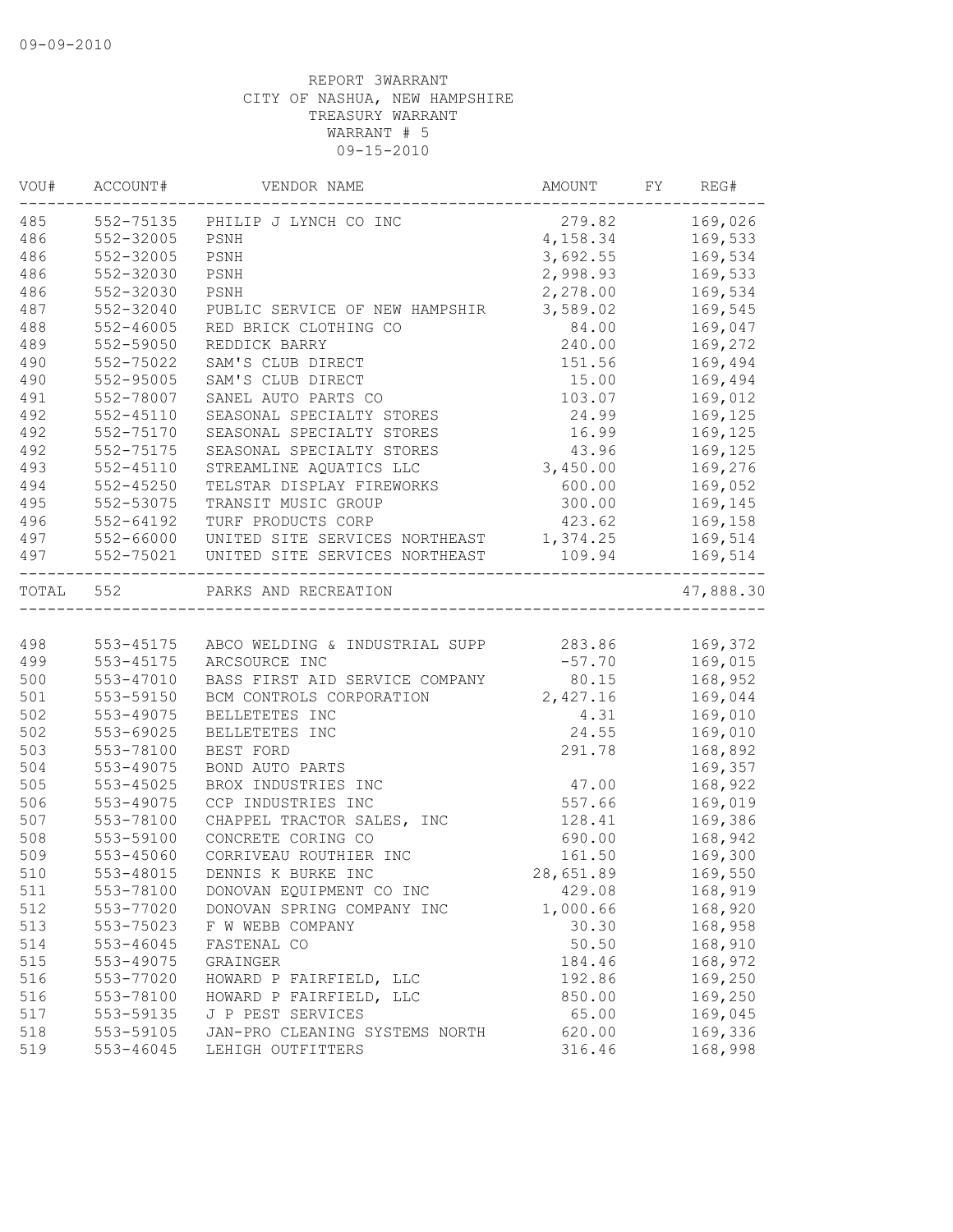09-09-2010

REPORT 3WARRANT
CITY OF NASHUA, NEW HAMPSHIRE
TREASURY WARRANT
WARRANT # 5
09-15-2010

| VOU# | ACCOUNT# | VENDOR NAME | AMOUNT | FY | REG# |
|---|---|---|---|---|---|
| 485 | 552-75135 | PHILIP J LYNCH CO INC | 279.82 | | 169,026 |
| 486 | 552-32005 | PSNH | 4,158.34 | | 169,533 |
| 486 | 552-32005 | PSNH | 3,692.55 | | 169,534 |
| 486 | 552-32030 | PSNH | 2,998.93 | | 169,533 |
| 486 | 552-32030 | PSNH | 2,278.00 | | 169,534 |
| 487 | 552-32040 | PUBLIC SERVICE OF NEW HAMPSHIR | 3,589.02 | | 169,545 |
| 488 | 552-46005 | RED BRICK CLOTHING CO | 84.00 | | 169,047 |
| 489 | 552-59050 | REDDICK BARRY | 240.00 | | 169,272 |
| 490 | 552-75022 | SAM'S CLUB DIRECT | 151.56 | | 169,494 |
| 490 | 552-95005 | SAM'S CLUB DIRECT | 15.00 | | 169,494 |
| 491 | 552-78007 | SANEL AUTO PARTS CO | 103.07 | | 169,012 |
| 492 | 552-45110 | SEASONAL SPECIALTY STORES | 24.99 | | 169,125 |
| 492 | 552-75170 | SEASONAL SPECIALTY STORES | 16.99 | | 169,125 |
| 492 | 552-75175 | SEASONAL SPECIALTY STORES | 43.96 | | 169,125 |
| 493 | 552-45110 | STREAMLINE AQUATICS LLC | 3,450.00 | | 169,276 |
| 494 | 552-45250 | TELSTAR DISPLAY FIREWORKS | 600.00 | | 169,052 |
| 495 | 552-53075 | TRANSIT MUSIC GROUP | 300.00 | | 169,145 |
| 496 | 552-64192 | TURF PRODUCTS CORP | 423.62 | | 169,158 |
| 497 | 552-66000 | UNITED SITE SERVICES NORTHEAST | 1,374.25 | | 169,514 |
| 497 | 552-75021 | UNITED SITE SERVICES NORTHEAST | 109.94 | | 169,514 |
| TOTAL | 552 | PARKS AND RECREATION | | | 47,888.30 |

| VOU# | ACCOUNT# | VENDOR NAME | AMOUNT | FY | REG# |
|---|---|---|---|---|---|
| 498 | 553-45175 | ABCO WELDING & INDUSTRIAL SUPP | 283.86 | | 169,372 |
| 499 | 553-45175 | ARCSOURCE INC | -57.70 | | 169,015 |
| 500 | 553-47010 | BASS FIRST AID SERVICE COMPANY | 80.15 | | 168,952 |
| 501 | 553-59150 | BCM CONTROLS CORPORATION | 2,427.16 | | 169,044 |
| 502 | 553-49075 | BELLETETES INC | 4.31 | | 169,010 |
| 502 | 553-69025 | BELLETETES INC | 24.55 | | 169,010 |
| 503 | 553-78100 | BEST FORD | 291.78 | | 168,892 |
| 504 | 553-49075 | BOND AUTO PARTS | | | 169,357 |
| 505 | 553-45025 | BROX INDUSTRIES INC | 47.00 | | 168,922 |
| 506 | 553-49075 | CCP INDUSTRIES INC | 557.66 | | 169,019 |
| 507 | 553-78100 | CHAPPEL TRACTOR SALES, INC | 128.41 | | 169,386 |
| 508 | 553-59100 | CONCRETE CORING CO | 690.00 | | 168,942 |
| 509 | 553-45060 | CORRIVEAU ROUTHIER INC | 161.50 | | 169,300 |
| 510 | 553-48015 | DENNIS K BURKE INC | 28,651.89 | | 169,550 |
| 511 | 553-78100 | DONOVAN EQUIPMENT CO INC | 429.08 | | 168,919 |
| 512 | 553-77020 | DONOVAN SPRING COMPANY INC | 1,000.66 | | 168,920 |
| 513 | 553-75023 | F W WEBB COMPANY | 30.30 | | 168,958 |
| 514 | 553-46045 | FASTENAL CO | 50.50 | | 168,910 |
| 515 | 553-49075 | GRAINGER | 184.46 | | 168,972 |
| 516 | 553-77020 | HOWARD P FAIRFIELD, LLC | 192.86 | | 169,250 |
| 516 | 553-78100 | HOWARD P FAIRFIELD, LLC | 850.00 | | 169,250 |
| 517 | 553-59135 | J P PEST SERVICES | 65.00 | | 169,045 |
| 518 | 553-59105 | JAN-PRO CLEANING SYSTEMS NORTH | 620.00 | | 169,336 |
| 519 | 553-46045 | LEHIGH OUTFITTERS | 316.46 | | 168,998 |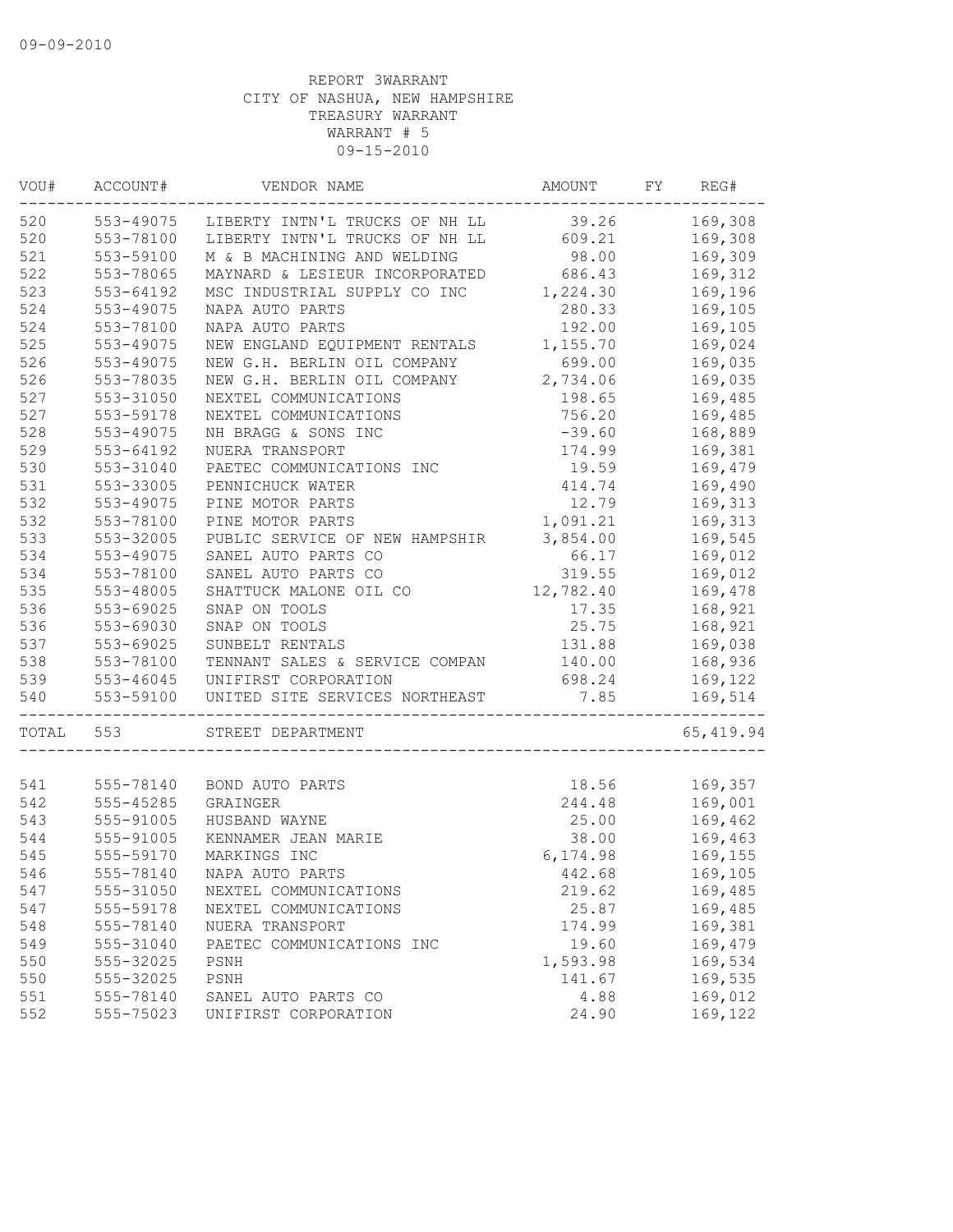09-09-2010

REPORT 3WARRANT
CITY OF NASHUA, NEW HAMPSHIRE
TREASURY WARRANT
WARRANT # 5
09-15-2010

| VOU# | ACCOUNT# | VENDOR NAME | AMOUNT | FY | REG# |
|---|---|---|---|---|---|
| 520 | 553-49075 | LIBERTY INTN'L TRUCKS OF NH LL | 39.26 | | 169,308 |
| 520 | 553-78100 | LIBERTY INTN'L TRUCKS OF NH LL | 609.21 | | 169,308 |
| 521 | 553-59100 | M & B MACHINING AND WELDING | 98.00 | | 169,309 |
| 522 | 553-78065 | MAYNARD & LESIEUR INCORPORATED | 686.43 | | 169,312 |
| 523 | 553-64192 | MSC INDUSTRIAL SUPPLY CO INC | 1,224.30 | | 169,196 |
| 524 | 553-49075 | NAPA AUTO PARTS | 280.33 | | 169,105 |
| 524 | 553-78100 | NAPA AUTO PARTS | 192.00 | | 169,105 |
| 525 | 553-49075 | NEW ENGLAND EQUIPMENT RENTALS | 1,155.70 | | 169,024 |
| 526 | 553-49075 | NEW G.H. BERLIN OIL COMPANY | 699.00 | | 169,035 |
| 526 | 553-78035 | NEW G.H. BERLIN OIL COMPANY | 2,734.06 | | 169,035 |
| 527 | 553-31050 | NEXTEL COMMUNICATIONS | 198.65 | | 169,485 |
| 527 | 553-59178 | NEXTEL COMMUNICATIONS | 756.20 | | 169,485 |
| 528 | 553-49075 | NH BRAGG & SONS INC | -39.60 | | 168,889 |
| 529 | 553-64192 | NUERA TRANSPORT | 174.99 | | 169,381 |
| 530 | 553-31040 | PAETEC COMMUNICATIONS INC | 19.59 | | 169,479 |
| 531 | 553-33005 | PENNICHUCK WATER | 414.74 | | 169,490 |
| 532 | 553-49075 | PINE MOTOR PARTS | 12.79 | | 169,313 |
| 532 | 553-78100 | PINE MOTOR PARTS | 1,091.21 | | 169,313 |
| 533 | 553-32005 | PUBLIC SERVICE OF NEW HAMPSHIR | 3,854.00 | | 169,545 |
| 534 | 553-49075 | SANEL AUTO PARTS CO | 66.17 | | 169,012 |
| 534 | 553-78100 | SANEL AUTO PARTS CO | 319.55 | | 169,012 |
| 535 | 553-48005 | SHATTUCK MALONE OIL CO | 12,782.40 | | 169,478 |
| 536 | 553-69025 | SNAP ON TOOLS | 17.35 | | 168,921 |
| 536 | 553-69030 | SNAP ON TOOLS | 25.75 | | 168,921 |
| 537 | 553-69025 | SUNBELT RENTALS | 131.88 | | 169,038 |
| 538 | 553-78100 | TENNANT SALES & SERVICE COMPAN | 140.00 | | 168,936 |
| 539 | 553-46045 | UNIFIRST CORPORATION | 698.24 | | 169,122 |
| 540 | 553-59100 | UNITED SITE SERVICES NORTHEAST | 7.85 | | 169,514 |
| TOTAL | 553 | STREET DEPARTMENT | | | 65,419.94 |
| 541 | 555-78140 | BOND AUTO PARTS | 18.56 | | 169,357 |
| 542 | 555-45285 | GRAINGER | 244.48 | | 169,001 |
| 543 | 555-91005 | HUSBAND WAYNE | 25.00 | | 169,462 |
| 544 | 555-91005 | KENNAMER JEAN MARIE | 38.00 | | 169,463 |
| 545 | 555-59170 | MARKINGS INC | 6,174.98 | | 169,155 |
| 546 | 555-78140 | NAPA AUTO PARTS | 442.68 | | 169,105 |
| 547 | 555-31050 | NEXTEL COMMUNICATIONS | 219.62 | | 169,485 |
| 547 | 555-59178 | NEXTEL COMMUNICATIONS | 25.87 | | 169,485 |
| 548 | 555-78140 | NUERA TRANSPORT | 174.99 | | 169,381 |
| 549 | 555-31040 | PAETEC COMMUNICATIONS INC | 19.60 | | 169,479 |
| 550 | 555-32025 | PSNH | 1,593.98 | | 169,534 |
| 550 | 555-32025 | PSNH | 141.67 | | 169,535 |
| 551 | 555-78140 | SANEL AUTO PARTS CO | 4.88 | | 169,012 |
| 552 | 555-75023 | UNIFIRST CORPORATION | 24.90 | | 169,122 |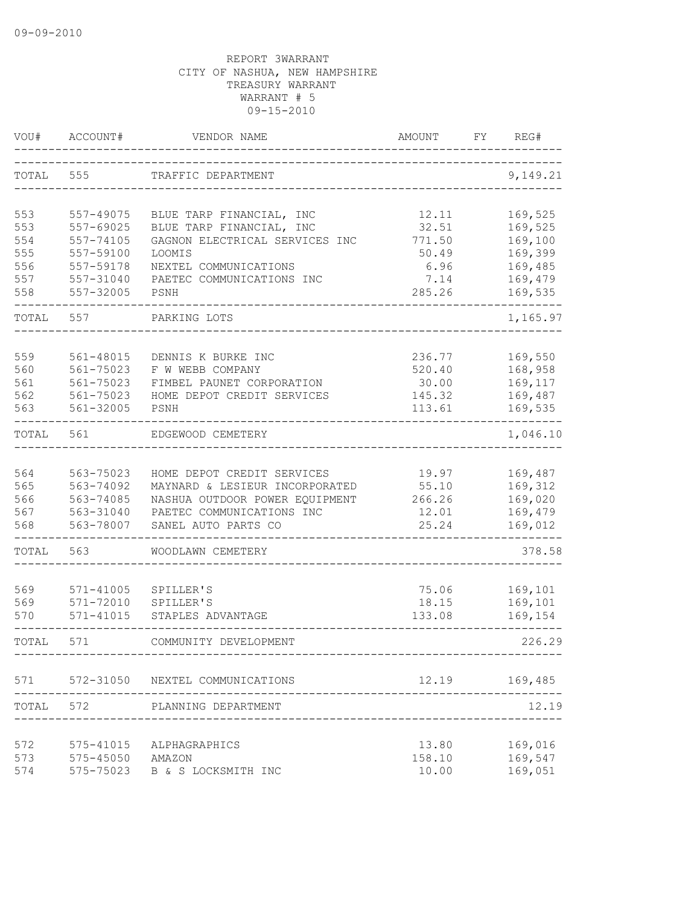09-09-2010

REPORT 3WARRANT
CITY OF NASHUA, NEW HAMPSHIRE
TREASURY WARRANT
WARRANT # 5
09-15-2010

| VOU# | ACCOUNT# | VENDOR NAME | AMOUNT | FY | REG# |
|---|---|---|---|---|---|
| TOTAL | 555 | TRAFFIC DEPARTMENT | | | 9,149.21 |
| 553 | 557-49075 | BLUE TARP FINANCIAL, INC | 12.11 | | 169,525 |
| 553 | 557-69025 | BLUE TARP FINANCIAL, INC | 32.51 | | 169,525 |
| 554 | 557-74105 | GAGNON ELECTRICAL SERVICES INC | 771.50 | | 169,100 |
| 555 | 557-59100 | LOOMIS | 50.49 | | 169,399 |
| 556 | 557-59178 | NEXTEL COMMUNICATIONS | 6.96 | | 169,485 |
| 557 | 557-31040 | PAETEC COMMUNICATIONS INC | 7.14 | | 169,479 |
| 558 | 557-32005 | PSNH | 285.26 | | 169,535 |
| TOTAL | 557 | PARKING LOTS | | | 1,165.97 |
| 559 | 561-48015 | DENNIS K BURKE INC | 236.77 | | 169,550 |
| 560 | 561-75023 | F W WEBB COMPANY | 520.40 | | 168,958 |
| 561 | 561-75023 | FIMBEL PAUNET CORPORATION | 30.00 | | 169,117 |
| 562 | 561-75023 | HOME DEPOT CREDIT SERVICES | 145.32 | | 169,487 |
| 563 | 561-32005 | PSNH | 113.61 | | 169,535 |
| TOTAL | 561 | EDGEWOOD CEMETERY | | | 1,046.10 |
| 564 | 563-75023 | HOME DEPOT CREDIT SERVICES | 19.97 | | 169,487 |
| 565 | 563-74092 | MAYNARD & LESIEUR INCORPORATED | 55.10 | | 169,312 |
| 566 | 563-74085 | NASHUA OUTDOOR POWER EQUIPMENT | 266.26 | | 169,020 |
| 567 | 563-31040 | PAETEC COMMUNICATIONS INC | 12.01 | | 169,479 |
| 568 | 563-78007 | SANEL AUTO PARTS CO | 25.24 | | 169,012 |
| TOTAL | 563 | WOODLAWN CEMETERY | | | 378.58 |
| 569 | 571-41005 | SPILLER'S | 75.06 | | 169,101 |
| 569 | 571-72010 | SPILLER'S | 18.15 | | 169,101 |
| 570 | 571-41015 | STAPLES ADVANTAGE | 133.08 | | 169,154 |
| TOTAL | 571 | COMMUNITY DEVELOPMENT | | | 226.29 |
| 571 | 572-31050 | NEXTEL COMMUNICATIONS | 12.19 | | 169,485 |
| TOTAL | 572 | PLANNING DEPARTMENT | | | 12.19 |
| 572 | 575-41015 | ALPHAGRAPHICS | 13.80 | | 169,016 |
| 573 | 575-45050 | AMAZON | 158.10 | | 169,547 |
| 574 | 575-75023 | B & S LOCKSMITH INC | 10.00 | | 169,051 |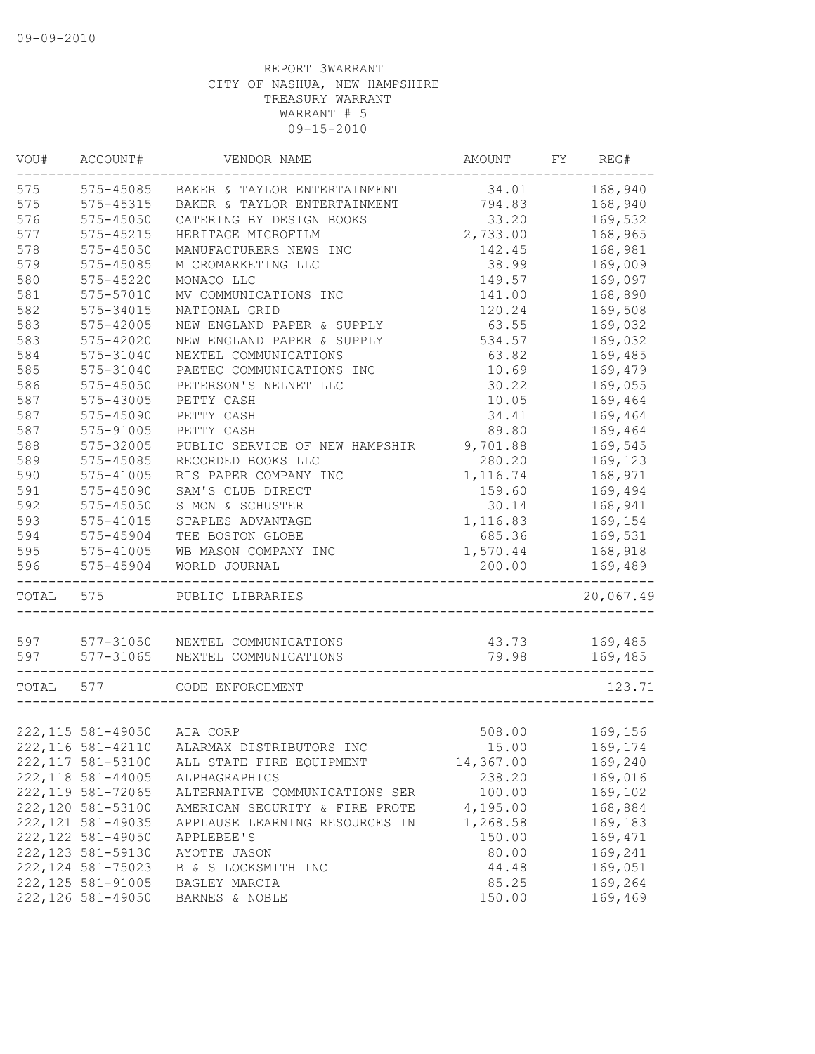09-09-2010

REPORT 3WARRANT
CITY OF NASHUA, NEW HAMPSHIRE
TREASURY WARRANT
WARRANT # 5
09-15-2010

| VOU# | ACCOUNT# | VENDOR NAME | AMOUNT | FY | REG# |
|---|---|---|---|---|---|
| 575 | 575-45085 | BAKER & TAYLOR ENTERTAINMENT | 34.01 | | 168,940 |
| 575 | 575-45315 | BAKER & TAYLOR ENTERTAINMENT | 794.83 | | 168,940 |
| 576 | 575-45050 | CATERING BY DESIGN BOOKS | 33.20 | | 169,532 |
| 577 | 575-45215 | HERITAGE MICROFILM | 2,733.00 | | 168,965 |
| 578 | 575-45050 | MANUFACTURERS NEWS INC | 142.45 | | 168,981 |
| 579 | 575-45085 | MICROMARKETING LLC | 38.99 | | 169,009 |
| 580 | 575-45220 | MONACO LLC | 149.57 | | 169,097 |
| 581 | 575-57010 | MV COMMUNICATIONS INC | 141.00 | | 168,890 |
| 582 | 575-34015 | NATIONAL GRID | 120.24 | | 169,508 |
| 583 | 575-42005 | NEW ENGLAND PAPER & SUPPLY | 63.55 | | 169,032 |
| 583 | 575-42020 | NEW ENGLAND PAPER & SUPPLY | 534.57 | | 169,032 |
| 584 | 575-31040 | NEXTEL COMMUNICATIONS | 63.82 | | 169,485 |
| 585 | 575-31040 | PAETEC COMMUNICATIONS INC | 10.69 | | 169,479 |
| 586 | 575-45050 | PETERSON'S NELNET LLC | 30.22 | | 169,055 |
| 587 | 575-43005 | PETTY CASH | 10.05 | | 169,464 |
| 587 | 575-45090 | PETTY CASH | 34.41 | | 169,464 |
| 587 | 575-91005 | PETTY CASH | 89.80 | | 169,464 |
| 588 | 575-32005 | PUBLIC SERVICE OF NEW HAMPSHIR | 9,701.88 | | 169,545 |
| 589 | 575-45085 | RECORDED BOOKS LLC | 280.20 | | 169,123 |
| 590 | 575-41005 | RIS PAPER COMPANY INC | 1,116.74 | | 168,971 |
| 591 | 575-45090 | SAM'S CLUB DIRECT | 159.60 | | 169,494 |
| 592 | 575-45050 | SIMON & SCHUSTER | 30.14 | | 168,941 |
| 593 | 575-41015 | STAPLES ADVANTAGE | 1,116.83 | | 169,154 |
| 594 | 575-45904 | THE BOSTON GLOBE | 685.36 | | 169,531 |
| 595 | 575-41005 | WB MASON COMPANY INC | 1,570.44 | | 168,918 |
| 596 | 575-45904 | WORLD JOURNAL | 200.00 | | 169,489 |
| TOTAL | 575 | PUBLIC LIBRARIES | | | 20,067.49 |
| 597 | 577-31050 | NEXTEL COMMUNICATIONS | 43.73 | | 169,485 |
| 597 | 577-31065 | NEXTEL COMMUNICATIONS | 79.98 | | 169,485 |
| TOTAL | 577 | CODE ENFORCEMENT | | | 123.71 |
| 222,115 | 581-49050 | AIA CORP | 508.00 | | 169,156 |
| 222,116 | 581-42110 | ALARMAX DISTRIBUTORS INC | 15.00 | | 169,174 |
| 222,117 | 581-53100 | ALL STATE FIRE EQUIPMENT | 14,367.00 | | 169,240 |
| 222,118 | 581-44005 | ALPHAGRAPHICS | 238.20 | | 169,016 |
| 222,119 | 581-72065 | ALTERNATIVE COMMUNICATIONS SER | 100.00 | | 169,102 |
| 222,120 | 581-53100 | AMERICAN SECURITY & FIRE PROTE | 4,195.00 | | 168,884 |
| 222,121 | 581-49035 | APPLAUSE LEARNING RESOURCES IN | 1,268.58 | | 169,183 |
| 222,122 | 581-49050 | APPLEBEE'S | 150.00 | | 169,471 |
| 222,123 | 581-59130 | AYOTTE JASON | 80.00 | | 169,241 |
| 222,124 | 581-75023 | B & S LOCKSMITH INC | 44.48 | | 169,051 |
| 222,125 | 581-91005 | BAGLEY MARCIA | 85.25 | | 169,264 |
| 222,126 | 581-49050 | BARNES & NOBLE | 150.00 | | 169,469 |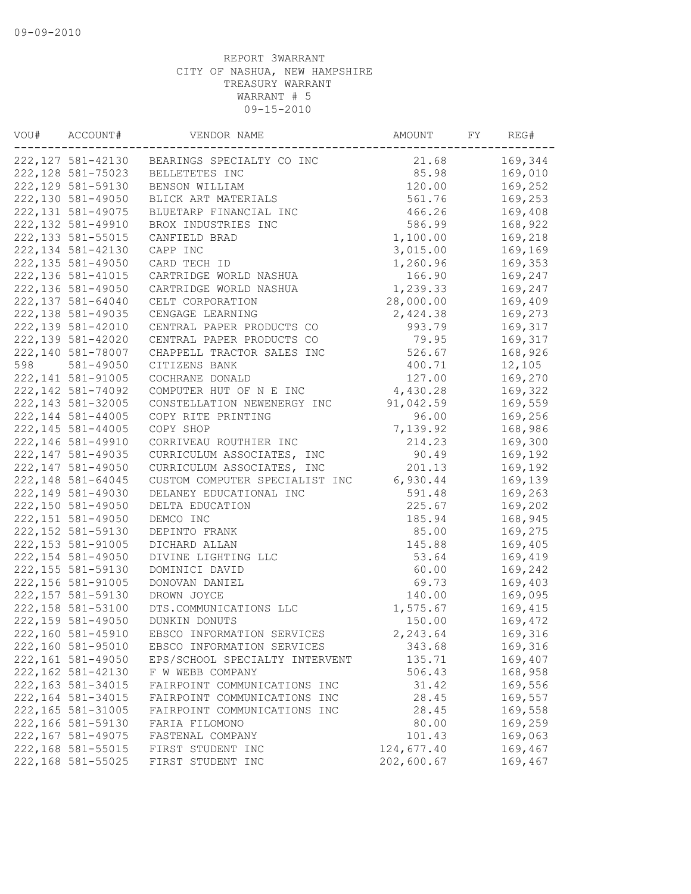09-09-2010

REPORT 3WARRANT
CITY OF NASHUA, NEW HAMPSHIRE
TREASURY WARRANT
WARRANT # 5
09-15-2010

| VOU# | ACCOUNT# | VENDOR NAME | AMOUNT | FY | REG# |
|---|---|---|---|---|---|
| 222,127 | 581-42130 | BEARINGS SPECIALTY CO INC | 21.68 | | 169,344 |
| 222,128 | 581-75023 | BELLETETES INC | 85.98 | | 169,010 |
| 222,129 | 581-59130 | BENSON WILLIAM | 120.00 | | 169,252 |
| 222,130 | 581-49050 | BLICK ART MATERIALS | 561.76 | | 169,253 |
| 222,131 | 581-49075 | BLUETARP FINANCIAL INC | 466.26 | | 169,408 |
| 222,132 | 581-49910 | BROX INDUSTRIES INC | 586.99 | | 168,922 |
| 222,133 | 581-55015 | CANFIELD BRAD | 1,100.00 | | 169,218 |
| 222,134 | 581-42130 | CAPP INC | 3,015.00 | | 169,169 |
| 222,135 | 581-49050 | CARD TECH ID | 1,260.96 | | 169,353 |
| 222,136 | 581-41015 | CARTRIDGE WORLD NASHUA | 166.90 | | 169,247 |
| 222,136 | 581-49050 | CARTRIDGE WORLD NASHUA | 1,239.33 | | 169,247 |
| 222,137 | 581-64040 | CELT CORPORATION | 28,000.00 | | 169,409 |
| 222,138 | 581-49035 | CENGAGE LEARNING | 2,424.38 | | 169,273 |
| 222,139 | 581-42010 | CENTRAL PAPER PRODUCTS CO | 993.79 | | 169,317 |
| 222,139 | 581-42020 | CENTRAL PAPER PRODUCTS CO | 79.95 | | 169,317 |
| 222,140 | 581-78007 | CHAPPELL TRACTOR SALES INC | 526.67 | | 168,926 |
| 598 | 581-49050 | CITIZENS BANK | 400.71 | | 12,105 |
| 222,141 | 581-91005 | COCHRANE DONALD | 127.00 | | 169,270 |
| 222,142 | 581-74092 | COMPUTER HUT OF N E INC | 4,430.28 | | 169,322 |
| 222,143 | 581-32005 | CONSTELLATION NEWENERGY INC | 91,042.59 | | 169,559 |
| 222,144 | 581-44005 | COPY RITE PRINTING | 96.00 | | 169,256 |
| 222,145 | 581-44005 | COPY SHOP | 7,139.92 | | 168,986 |
| 222,146 | 581-49910 | CORRIVEAU ROUTHIER INC | 214.23 | | 169,300 |
| 222,147 | 581-49035 | CURRICULUM ASSOCIATES, INC | 90.49 | | 169,192 |
| 222,147 | 581-49050 | CURRICULUM ASSOCIATES, INC | 201.13 | | 169,192 |
| 222,148 | 581-64045 | CUSTOM COMPUTER SPECIALIST INC | 6,930.44 | | 169,139 |
| 222,149 | 581-49030 | DELANEY EDUCATIONAL INC | 591.48 | | 169,263 |
| 222,150 | 581-49050 | DELTA EDUCATION | 225.67 | | 169,202 |
| 222,151 | 581-49050 | DEMCO INC | 185.94 | | 168,945 |
| 222,152 | 581-59130 | DEPINTO FRANK | 85.00 | | 169,275 |
| 222,153 | 581-91005 | DICHARD ALLAN | 145.88 | | 169,405 |
| 222,154 | 581-49050 | DIVINE LIGHTING LLC | 53.64 | | 169,419 |
| 222,155 | 581-59130 | DOMINICI DAVID | 60.00 | | 169,242 |
| 222,156 | 581-91005 | DONOVAN DANIEL | 69.73 | | 169,403 |
| 222,157 | 581-59130 | DROWN JOYCE | 140.00 | | 169,095 |
| 222,158 | 581-53100 | DTS.COMMUNICATIONS LLC | 1,575.67 | | 169,415 |
| 222,159 | 581-49050 | DUNKIN DONUTS | 150.00 | | 169,472 |
| 222,160 | 581-45910 | EBSCO INFORMATION SERVICES | 2,243.64 | | 169,316 |
| 222,160 | 581-95010 | EBSCO INFORMATION SERVICES | 343.68 | | 169,316 |
| 222,161 | 581-49050 | EPS/SCHOOL SPECIALTY INTERVENT | 135.71 | | 169,407 |
| 222,162 | 581-42130 | F W WEBB COMPANY | 506.43 | | 168,958 |
| 222,163 | 581-34015 | FAIRPOINT COMMUNICATIONS INC | 31.42 | | 169,556 |
| 222,164 | 581-34015 | FAIRPOINT COMMUNICATIONS INC | 28.45 | | 169,557 |
| 222,165 | 581-31005 | FAIRPOINT COMMUNICATIONS INC | 28.45 | | 169,558 |
| 222,166 | 581-59130 | FARIA FILOMONO | 80.00 | | 169,259 |
| 222,167 | 581-49075 | FASTENAL COMPANY | 101.43 | | 169,063 |
| 222,168 | 581-55015 | FIRST STUDENT INC | 124,677.40 | | 169,467 |
| 222,168 | 581-55025 | FIRST STUDENT INC | 202,600.67 | | 169,467 |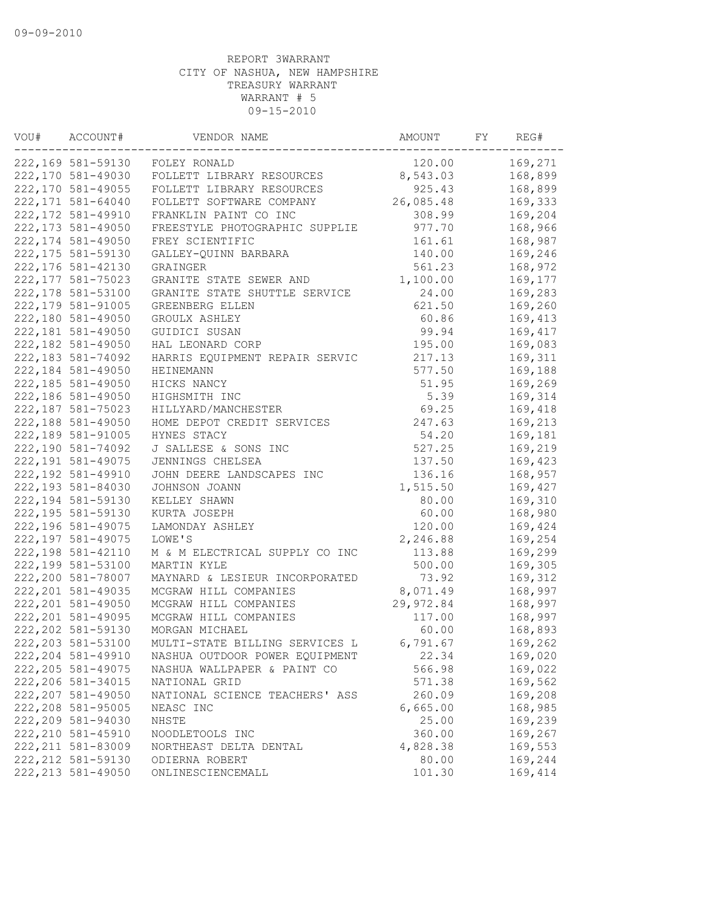REPORT 3WARRANT
CITY OF NASHUA, NEW HAMPSHIRE
TREASURY WARRANT
WARRANT # 5
09-15-2010

| VOU# | ACCOUNT# | VENDOR NAME | AMOUNT | FY | REG# |
|---|---|---|---|---|---|
| 222,169 | 581-59130 | FOLEY RONALD | 120.00 | | 169,271 |
| 222,170 | 581-49030 | FOLLETT LIBRARY RESOURCES | 8,543.03 | | 168,899 |
| 222,170 | 581-49055 | FOLLETT LIBRARY RESOURCES | 925.43 | | 168,899 |
| 222,171 | 581-64040 | FOLLETT SOFTWARE COMPANY | 26,085.48 | | 169,333 |
| 222,172 | 581-49910 | FRANKLIN PAINT CO INC | 308.99 | | 169,204 |
| 222,173 | 581-49050 | FREESTYLE PHOTOGRAPHIC SUPPLIE | 977.70 | | 168,966 |
| 222,174 | 581-49050 | FREY SCIENTIFIC | 161.61 | | 168,987 |
| 222,175 | 581-59130 | GALLEY-QUINN BARBARA | 140.00 | | 169,246 |
| 222,176 | 581-42130 | GRAINGER | 561.23 | | 168,972 |
| 222,177 | 581-75023 | GRANITE STATE SEWER AND | 1,100.00 | | 169,177 |
| 222,178 | 581-53100 | GRANITE STATE SHUTTLE SERVICE | 24.00 | | 169,283 |
| 222,179 | 581-91005 | GREENBERG ELLEN | 621.50 | | 169,260 |
| 222,180 | 581-49050 | GROULX ASHLEY | 60.86 | | 169,413 |
| 222,181 | 581-49050 | GUIDICI SUSAN | 99.94 | | 169,417 |
| 222,182 | 581-49050 | HAL LEONARD CORP | 195.00 | | 169,083 |
| 222,183 | 581-74092 | HARRIS EQUIPMENT REPAIR SERVIC | 217.13 | | 169,311 |
| 222,184 | 581-49050 | HEINEMANN | 577.50 | | 169,188 |
| 222,185 | 581-49050 | HICKS NANCY | 51.95 | | 169,269 |
| 222,186 | 581-49050 | HIGHSMITH INC | 5.39 | | 169,314 |
| 222,187 | 581-75023 | HILLYARD/MANCHESTER | 69.25 | | 169,418 |
| 222,188 | 581-49050 | HOME DEPOT CREDIT SERVICES | 247.63 | | 169,213 |
| 222,189 | 581-91005 | HYNES STACY | 54.20 | | 169,181 |
| 222,190 | 581-74092 | J SALLESE & SONS INC | 527.25 | | 169,219 |
| 222,191 | 581-49075 | JENNINGS CHELSEA | 137.50 | | 169,423 |
| 222,192 | 581-49910 | JOHN DEERE LANDSCAPES INC | 136.16 | | 168,957 |
| 222,193 | 581-84030 | JOHNSON JOANN | 1,515.50 | | 169,427 |
| 222,194 | 581-59130 | KELLEY SHAWN | 80.00 | | 169,310 |
| 222,195 | 581-59130 | KURTA JOSEPH | 60.00 | | 168,980 |
| 222,196 | 581-49075 | LAMONDAY ASHLEY | 120.00 | | 169,424 |
| 222,197 | 581-49075 | LOWE'S | 2,246.88 | | 169,254 |
| 222,198 | 581-42110 | M & M ELECTRICAL SUPPLY CO INC | 113.88 | | 169,299 |
| 222,199 | 581-53100 | MARTIN KYLE | 500.00 | | 169,305 |
| 222,200 | 581-78007 | MAYNARD & LESIEUR INCORPORATED | 73.92 | | 169,312 |
| 222,201 | 581-49035 | MCGRAW HILL COMPANIES | 8,071.49 | | 168,997 |
| 222,201 | 581-49050 | MCGRAW HILL COMPANIES | 29,972.84 | | 168,997 |
| 222,201 | 581-49095 | MCGRAW HILL COMPANIES | 117.00 | | 168,997 |
| 222,202 | 581-59130 | MORGAN MICHAEL | 60.00 | | 168,893 |
| 222,203 | 581-53100 | MULTI-STATE BILLING SERVICES L | 6,791.67 | | 169,262 |
| 222,204 | 581-49910 | NASHUA OUTDOOR POWER EQUIPMENT | 22.34 | | 169,020 |
| 222,205 | 581-49075 | NASHUA WALLPAPER & PAINT CO | 566.98 | | 169,022 |
| 222,206 | 581-34015 | NATIONAL GRID | 571.38 | | 169,562 |
| 222,207 | 581-49050 | NATIONAL SCIENCE TEACHERS' ASS | 260.09 | | 169,208 |
| 222,208 | 581-95005 | NEASC INC | 6,665.00 | | 168,985 |
| 222,209 | 581-94030 | NHSTE | 25.00 | | 169,239 |
| 222,210 | 581-45910 | NOODLETOOLS INC | 360.00 | | 169,267 |
| 222,211 | 581-83009 | NORTHEAST DELTA DENTAL | 4,828.38 | | 169,553 |
| 222,212 | 581-59130 | ODIERNA ROBERT | 80.00 | | 169,244 |
| 222,213 | 581-49050 | ONLINESCIENCEMALL | 101.30 | | 169,414 |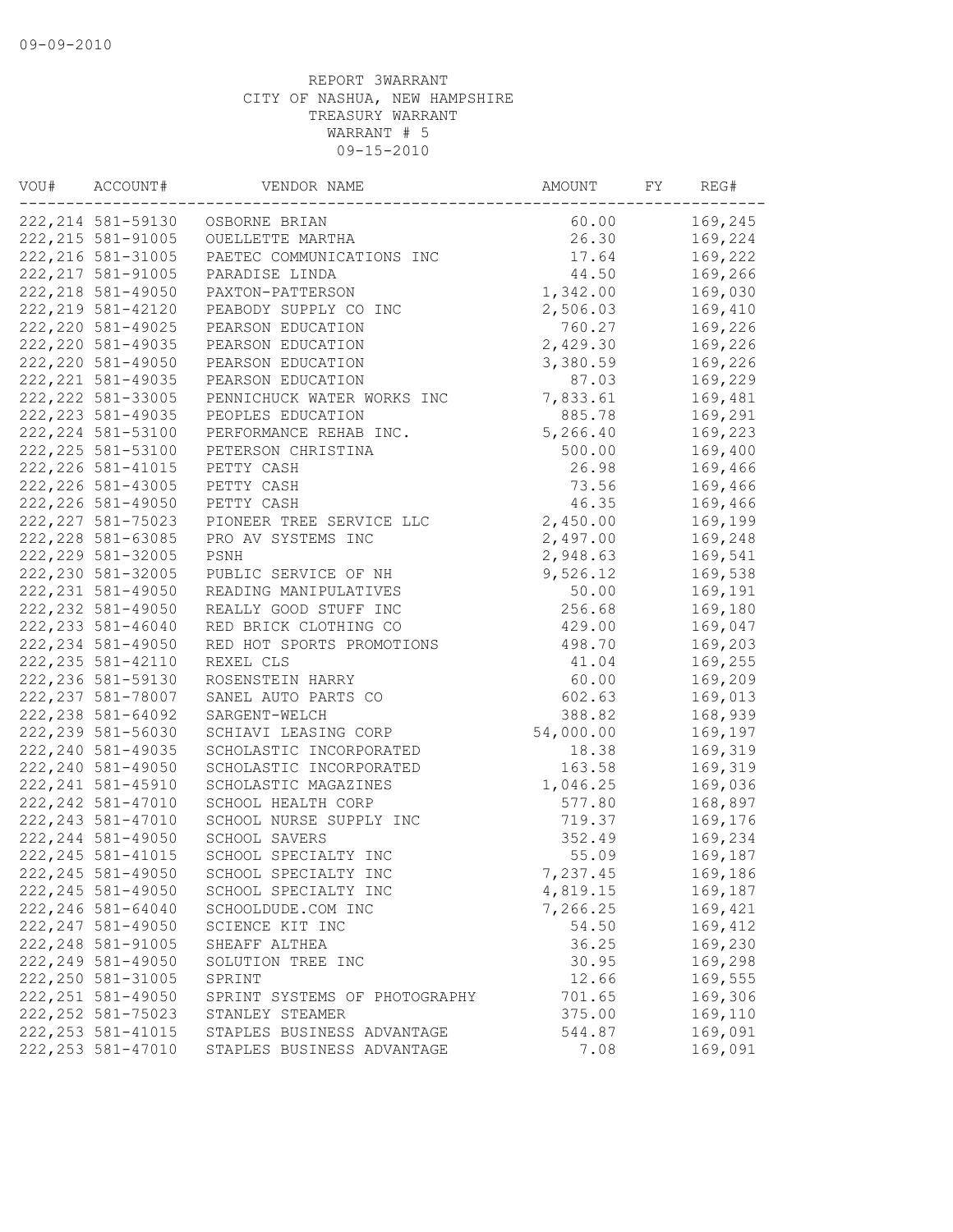09-09-2010

REPORT 3WARRANT
CITY OF NASHUA, NEW HAMPSHIRE
TREASURY WARRANT
WARRANT # 5
09-15-2010

| VOU# | ACCOUNT# | VENDOR NAME | AMOUNT | FY | REG# |
|---|---|---|---|---|---|
| 222,214 | 581-59130 | OSBORNE BRIAN | 60.00 | | 169,245 |
| 222,215 | 581-91005 | OUELLETTE MARTHA | 26.30 | | 169,224 |
| 222,216 | 581-31005 | PAETEC COMMUNICATIONS INC | 17.64 | | 169,222 |
| 222,217 | 581-91005 | PARADISE LINDA | 44.50 | | 169,266 |
| 222,218 | 581-49050 | PAXTON-PATTERSON | 1,342.00 | | 169,030 |
| 222,219 | 581-42120 | PEABODY SUPPLY CO INC | 2,506.03 | | 169,410 |
| 222,220 | 581-49025 | PEARSON EDUCATION | 760.27 | | 169,226 |
| 222,220 | 581-49035 | PEARSON EDUCATION | 2,429.30 | | 169,226 |
| 222,220 | 581-49050 | PEARSON EDUCATION | 3,380.59 | | 169,226 |
| 222,221 | 581-49035 | PEARSON EDUCATION | 87.03 | | 169,229 |
| 222,222 | 581-33005 | PENNICHUCK WATER WORKS INC | 7,833.61 | | 169,481 |
| 222,223 | 581-49035 | PEOPLES EDUCATION | 885.78 | | 169,291 |
| 222,224 | 581-53100 | PERFORMANCE REHAB INC. | 5,266.40 | | 169,223 |
| 222,225 | 581-53100 | PETERSON CHRISTINA | 500.00 | | 169,400 |
| 222,226 | 581-41015 | PETTY CASH | 26.98 | | 169,466 |
| 222,226 | 581-43005 | PETTY CASH | 73.56 | | 169,466 |
| 222,226 | 581-49050 | PETTY CASH | 46.35 | | 169,466 |
| 222,227 | 581-75023 | PIONEER TREE SERVICE LLC | 2,450.00 | | 169,199 |
| 222,228 | 581-63085 | PRO AV SYSTEMS INC | 2,497.00 | | 169,248 |
| 222,229 | 581-32005 | PSNH | 2,948.63 | | 169,541 |
| 222,230 | 581-32005 | PUBLIC SERVICE OF NH | 9,526.12 | | 169,538 |
| 222,231 | 581-49050 | READING MANIPULATIVES | 50.00 | | 169,191 |
| 222,232 | 581-49050 | REALLY GOOD STUFF INC | 256.68 | | 169,180 |
| 222,233 | 581-46040 | RED BRICK CLOTHING CO | 429.00 | | 169,047 |
| 222,234 | 581-49050 | RED HOT SPORTS PROMOTIONS | 498.70 | | 169,203 |
| 222,235 | 581-42110 | REXEL CLS | 41.04 | | 169,255 |
| 222,236 | 581-59130 | ROSENSTEIN HARRY | 60.00 | | 169,209 |
| 222,237 | 581-78007 | SANEL AUTO PARTS CO | 602.63 | | 169,013 |
| 222,238 | 581-64092 | SARGENT-WELCH | 388.82 | | 168,939 |
| 222,239 | 581-56030 | SCHIAVI LEASING CORP | 54,000.00 | | 169,197 |
| 222,240 | 581-49035 | SCHOLASTIC INCORPORATED | 18.38 | | 169,319 |
| 222,240 | 581-49050 | SCHOLASTIC INCORPORATED | 163.58 | | 169,319 |
| 222,241 | 581-45910 | SCHOLASTIC MAGAZINES | 1,046.25 | | 169,036 |
| 222,242 | 581-47010 | SCHOOL HEALTH CORP | 577.80 | | 168,897 |
| 222,243 | 581-47010 | SCHOOL NURSE SUPPLY INC | 719.37 | | 169,176 |
| 222,244 | 581-49050 | SCHOOL SAVERS | 352.49 | | 169,234 |
| 222,245 | 581-41015 | SCHOOL SPECIALTY INC | 55.09 | | 169,187 |
| 222,245 | 581-49050 | SCHOOL SPECIALTY INC | 7,237.45 | | 169,186 |
| 222,245 | 581-49050 | SCHOOL SPECIALTY INC | 4,819.15 | | 169,187 |
| 222,246 | 581-64040 | SCHOOLDUDE.COM INC | 7,266.25 | | 169,421 |
| 222,247 | 581-49050 | SCIENCE KIT INC | 54.50 | | 169,412 |
| 222,248 | 581-91005 | SHEAFF ALTHEA | 36.25 | | 169,230 |
| 222,249 | 581-49050 | SOLUTION TREE INC | 30.95 | | 169,298 |
| 222,250 | 581-31005 | SPRINT | 12.66 | | 169,555 |
| 222,251 | 581-49050 | SPRINT SYSTEMS OF PHOTOGRAPHY | 701.65 | | 169,306 |
| 222,252 | 581-75023 | STANLEY STEAMER | 375.00 | | 169,110 |
| 222,253 | 581-41015 | STAPLES BUSINESS ADVANTAGE | 544.87 | | 169,091 |
| 222,253 | 581-47010 | STAPLES BUSINESS ADVANTAGE | 7.08 | | 169,091 |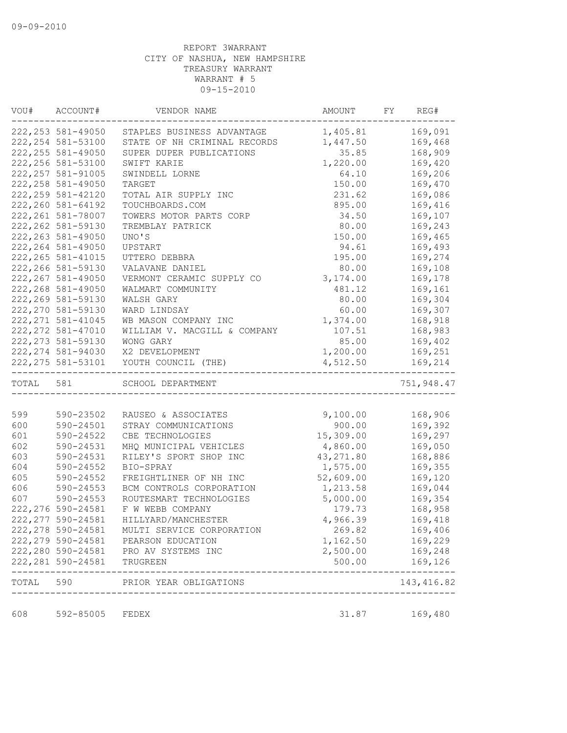09-09-2010

REPORT 3WARRANT
CITY OF NASHUA, NEW HAMPSHIRE
TREASURY WARRANT
WARRANT # 5
09-15-2010

| VOU# | ACCOUNT# | VENDOR NAME | AMOUNT | FY | REG# |
|---|---|---|---|---|---|
| 222,253 | 581-49050 | STAPLES BUSINESS ADVANTAGE | 1,405.81 | | 169,091 |
| 222,254 | 581-53100 | STATE OF NH CRIMINAL RECORDS | 1,447.50 | | 169,468 |
| 222,255 | 581-49050 | SUPER DUPER PUBLICATIONS | 35.85 | | 168,909 |
| 222,256 | 581-53100 | SWIFT KARIE | 1,220.00 | | 169,420 |
| 222,257 | 581-91005 | SWINDELL LORNE | 64.10 | | 169,206 |
| 222,258 | 581-49050 | TARGET | 150.00 | | 169,470 |
| 222,259 | 581-42120 | TOTAL AIR SUPPLY INC | 231.62 | | 169,086 |
| 222,260 | 581-64192 | TOUCHBOARDS.COM | 895.00 | | 169,416 |
| 222,261 | 581-78007 | TOWERS MOTOR PARTS CORP | 34.50 | | 169,107 |
| 222,262 | 581-59130 | TREMBLAY PATRICK | 80.00 | | 169,243 |
| 222,263 | 581-49050 | UNO'S | 150.00 | | 169,465 |
| 222,264 | 581-49050 | UPSTART | 94.61 | | 169,493 |
| 222,265 | 581-41015 | UTTERO DEBBRA | 195.00 | | 169,274 |
| 222,266 | 581-59130 | VALAVANE DANIEL | 80.00 | | 169,108 |
| 222,267 | 581-49050 | VERMONT CERAMIC SUPPLY CO | 3,174.00 | | 169,178 |
| 222,268 | 581-49050 | WALMART COMMUNITY | 481.12 | | 169,161 |
| 222,269 | 581-59130 | WALSH GARY | 80.00 | | 169,304 |
| 222,270 | 581-59130 | WARD LINDSAY | 60.00 | | 169,307 |
| 222,271 | 581-41045 | WB MASON COMPANY INC | 1,374.00 | | 168,918 |
| 222,272 | 581-47010 | WILLIAM V. MACGILL & COMPANY | 107.51 | | 168,983 |
| 222,273 | 581-59130 | WONG GARY | 85.00 | | 169,402 |
| 222,274 | 581-94030 | X2 DEVELOPMENT | 1,200.00 | | 169,251 |
| 222,275 | 581-53101 | YOUTH COUNCIL (THE) | 4,512.50 | | 169,214 |
| TOTAL | 581 | SCHOOL DEPARTMENT | | | 751,948.47 |
| 599 | 590-23502 | RAUSEO & ASSOCIATES | 9,100.00 | | 168,906 |
| 600 | 590-24501 | STRAY COMMUNICATIONS | 900.00 | | 169,392 |
| 601 | 590-24522 | CBE TECHNOLOGIES | 15,309.00 | | 169,297 |
| 602 | 590-24531 | MHQ MUNICIPAL VEHICLES | 4,860.00 | | 169,050 |
| 603 | 590-24531 | RILEY'S SPORT SHOP INC | 43,271.80 | | 168,886 |
| 604 | 590-24552 | BIO-SPRAY | 1,575.00 | | 169,355 |
| 605 | 590-24552 | FREIGHTLINER OF NH INC | 52,609.00 | | 169,120 |
| 606 | 590-24553 | BCM CONTROLS CORPORATION | 1,213.58 | | 169,044 |
| 607 | 590-24553 | ROUTESMART TECHNOLOGIES | 5,000.00 | | 169,354 |
| 222,276 | 590-24581 | F W WEBB COMPANY | 179.73 | | 168,958 |
| 222,277 | 590-24581 | HILLYARD/MANCHESTER | 4,966.39 | | 169,418 |
| 222,278 | 590-24581 | MULTI SERVICE CORPORATION | 269.82 | | 169,406 |
| 222,279 | 590-24581 | PEARSON EDUCATION | 1,162.50 | | 169,229 |
| 222,280 | 590-24581 | PRO AV SYSTEMS INC | 2,500.00 | | 169,248 |
| 222,281 | 590-24581 | TRUGREEN | 500.00 | | 169,126 |
| TOTAL | 590 | PRIOR YEAR OBLIGATIONS | | | 143,416.82 |
| 608 | 592-85005 | FEDEX | 31.87 | | 169,480 |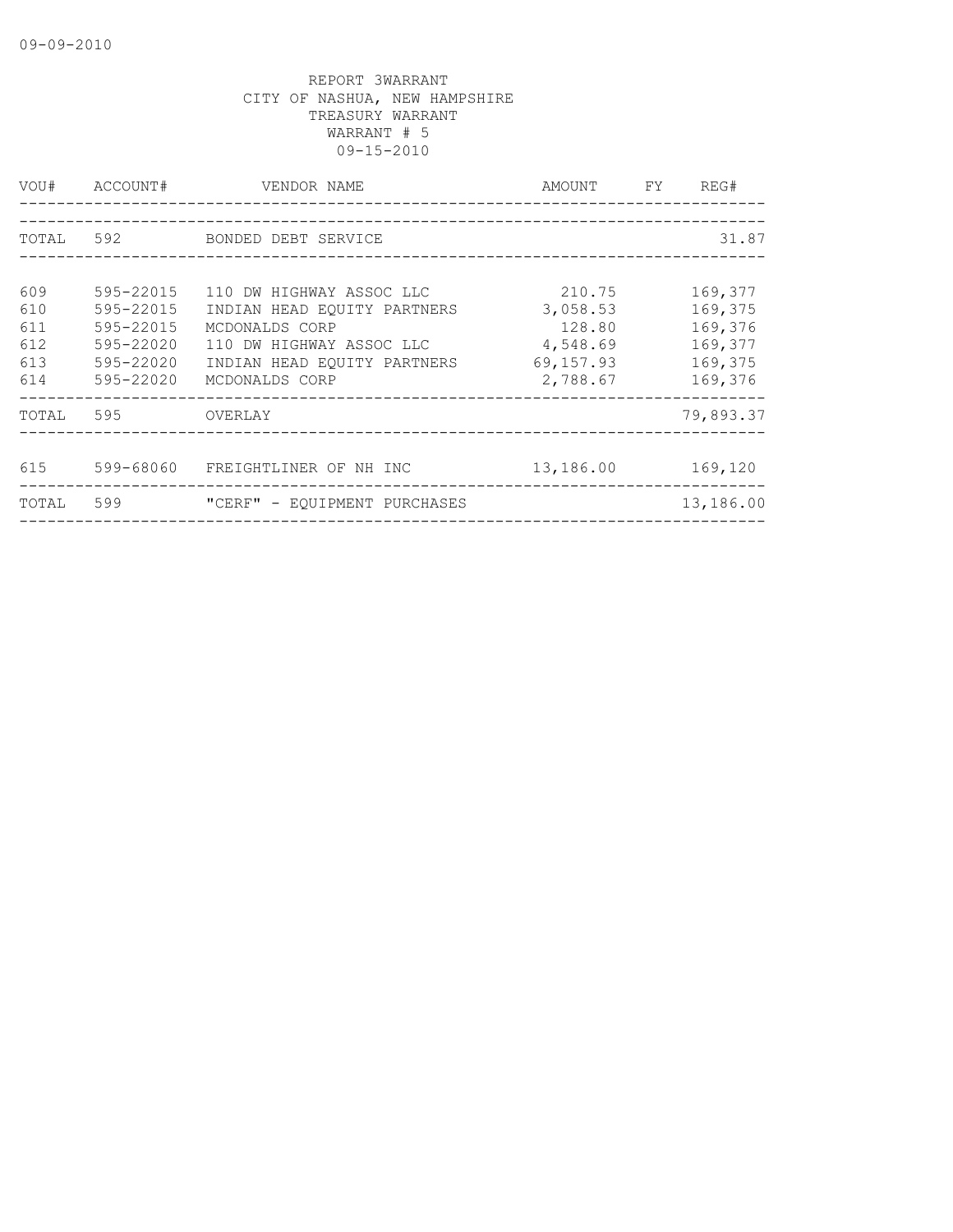REPORT 3WARRANT
CITY OF NASHUA, NEW HAMPSHIRE
TREASURY WARRANT
WARRANT # 5
09-15-2010

| VOU# | ACCOUNT# | VENDOR NAME | AMOUNT | FY | REG# |
|---|---|---|---|---|---|
| TOTAL | 592 | BONDED DEBT SERVICE | | | 31.87 |
| 609 | 595-22015 | 110 DW HIGHWAY ASSOC LLC | 210.75 | | 169,377 |
| 610 | 595-22015 | INDIAN HEAD EQUITY PARTNERS | 3,058.53 | | 169,375 |
| 611 | 595-22015 | MCDONALDS CORP | 128.80 | | 169,376 |
| 612 | 595-22020 | 110 DW HIGHWAY ASSOC LLC | 4,548.69 | | 169,377 |
| 613 | 595-22020 | INDIAN HEAD EQUITY PARTNERS | 69,157.93 | | 169,375 |
| 614 | 595-22020 | MCDONALDS CORP | 2,788.67 | | 169,376 |
| TOTAL | 595 | OVERLAY | | | 79,893.37 |
| 615 | 599-68060 | FREIGHTLINER OF NH INC | 13,186.00 | | 169,120 |
| TOTAL | 599 | "CERF" - EQUIPMENT PURCHASES | | | 13,186.00 |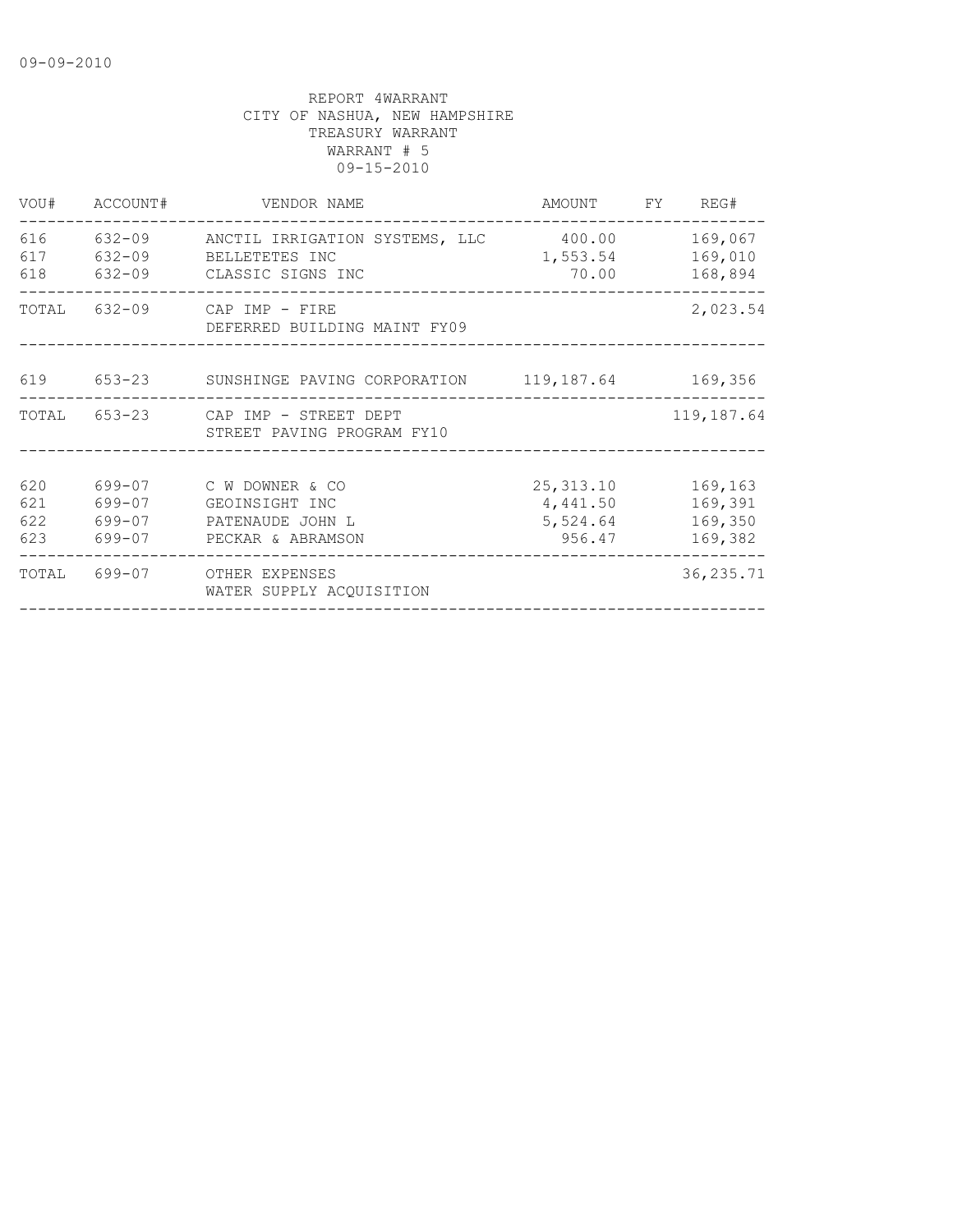09-09-2010

REPORT 4WARRANT
CITY OF NASHUA, NEW HAMPSHIRE
TREASURY WARRANT
WARRANT # 5
09-15-2010

| VOU# | ACCOUNT# | VENDOR NAME | AMOUNT | FY | REG# |
|---|---|---|---|---|---|
| 616 | 632-09 | ANCTIL IRRIGATION SYSTEMS, LLC | 400.00 | | 169,067 |
| 617 | 632-09 | BELLETETES INC | 1,553.54 | | 169,010 |
| 618 | 632-09 | CLASSIC SIGNS INC | 70.00 | | 168,894 |
| TOTAL | 632-09 | CAP IMP - FIRE<br>DEFERRED BUILDING MAINT FY09 | | | 2,023.54 |
| 619 | 653-23 | SUNSHINGE PAVING CORPORATION | 119,187.64 | | 169,356 |
| TOTAL | 653-23 | CAP IMP - STREET DEPT<br>STREET PAVING PROGRAM FY10 | | | 119,187.64 |
| 620 | 699-07 | C W DOWNER & CO | 25,313.10 | | 169,163 |
| 621 | 699-07 | GEOINSIGHT INC | 4,441.50 | | 169,391 |
| 622 | 699-07 | PATENAUDE JOHN L | 5,524.64 | | 169,350 |
| 623 | 699-07 | PECKAR & ABRAMSON | 956.47 | | 169,382 |
| TOTAL | 699-07 | OTHER EXPENSES<br>WATER SUPPLY ACQUISITION | | | 36,235.71 |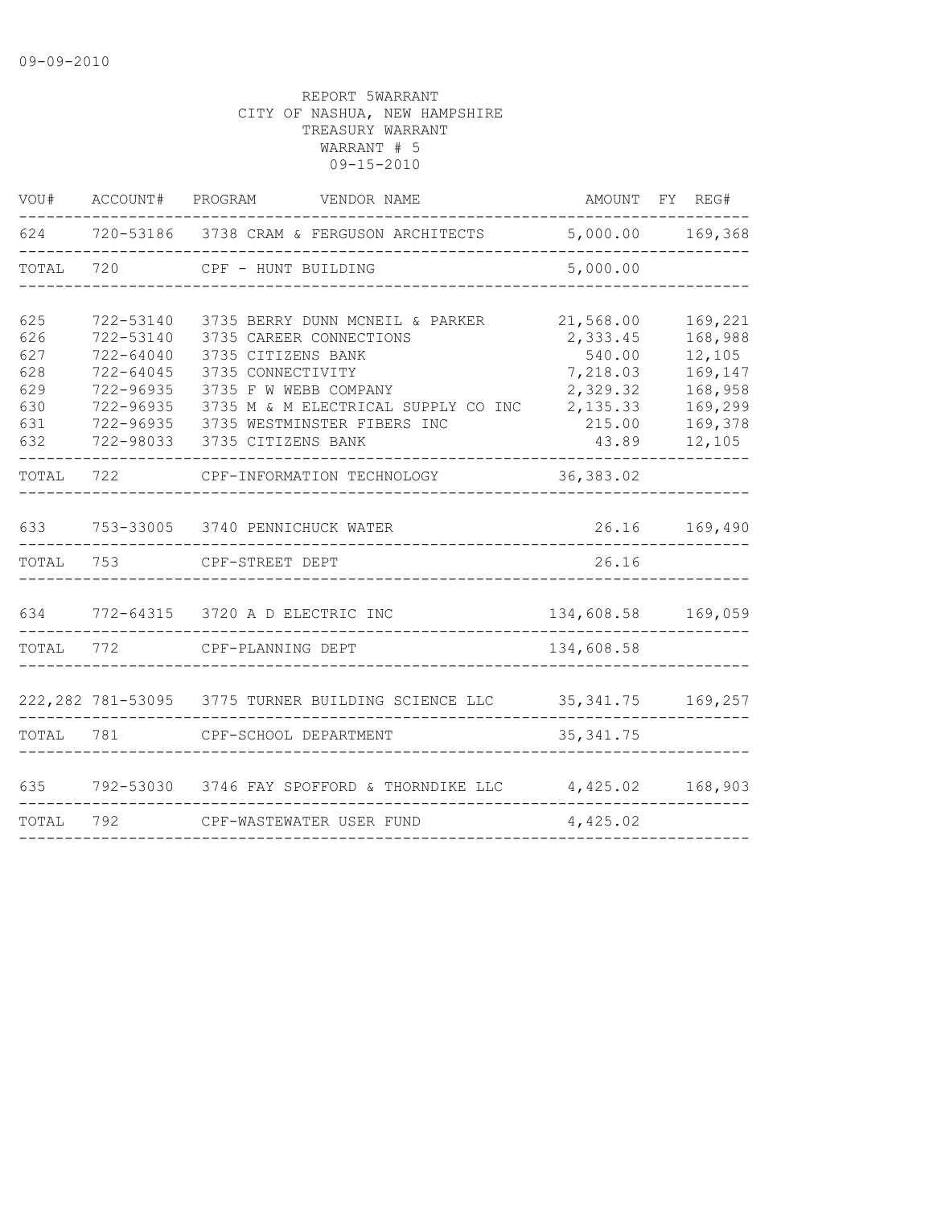09-09-2010

REPORT 5WARRANT
CITY OF NASHUA, NEW HAMPSHIRE
TREASURY WARRANT
WARRANT # 5
09-15-2010

| VOU# | ACCOUNT# | PROGRAM | VENDOR NAME | AMOUNT | FY | REG# |
|---|---|---|---|---|---|---|
| 624 | 720-53186 | 3738 | CRAM & FERGUSON ARCHITECTS | 5,000.00 | | 169,368 |
| TOTAL | 720 | | CPF - HUNT BUILDING | 5,000.00 | | |
| 625 | 722-53140 | 3735 | BERRY DUNN MCNEIL & PARKER | 21,568.00 | | 169,221 |
| 626 | 722-53140 | 3735 | CAREER CONNECTIONS | 2,333.45 | | 168,988 |
| 627 | 722-64040 | 3735 | CITIZENS BANK | 540.00 | | 12,105 |
| 628 | 722-64045 | 3735 | CONNECTIVITY | 7,218.03 | | 169,147 |
| 629 | 722-96935 | 3735 | F W WEBB COMPANY | 2,329.32 | | 168,958 |
| 630 | 722-96935 | 3735 | M & M ELECTRICAL SUPPLY CO INC | 2,135.33 | | 169,299 |
| 631 | 722-96935 | 3735 | WESTMINSTER FIBERS INC | 215.00 | | 169,378 |
| 632 | 722-98033 | 3735 | CITIZENS BANK | 43.89 | | 12,105 |
| TOTAL | 722 | | CPF-INFORMATION TECHNOLOGY | 36,383.02 | | |
| 633 | 753-33005 | 3740 | PENNICHUCK WATER | 26.16 | | 169,490 |
| TOTAL | 753 | | CPF-STREET DEPT | 26.16 | | |
| 634 | 772-64315 | 3720 | A D ELECTRIC INC | 134,608.58 | | 169,059 |
| TOTAL | 772 | | CPF-PLANNING DEPT | 134,608.58 | | |
| 222,282 | 781-53095 | 3775 | TURNER BUILDING SCIENCE LLC | 35,341.75 | | 169,257 |
| TOTAL | 781 | | CPF-SCHOOL DEPARTMENT | 35,341.75 | | |
| 635 | 792-53030 | 3746 | FAY SPOFFORD & THORNDIKE LLC | 4,425.02 | | 168,903 |
| TOTAL | 792 | | CPF-WASTEWATER USER FUND | 4,425.02 | | |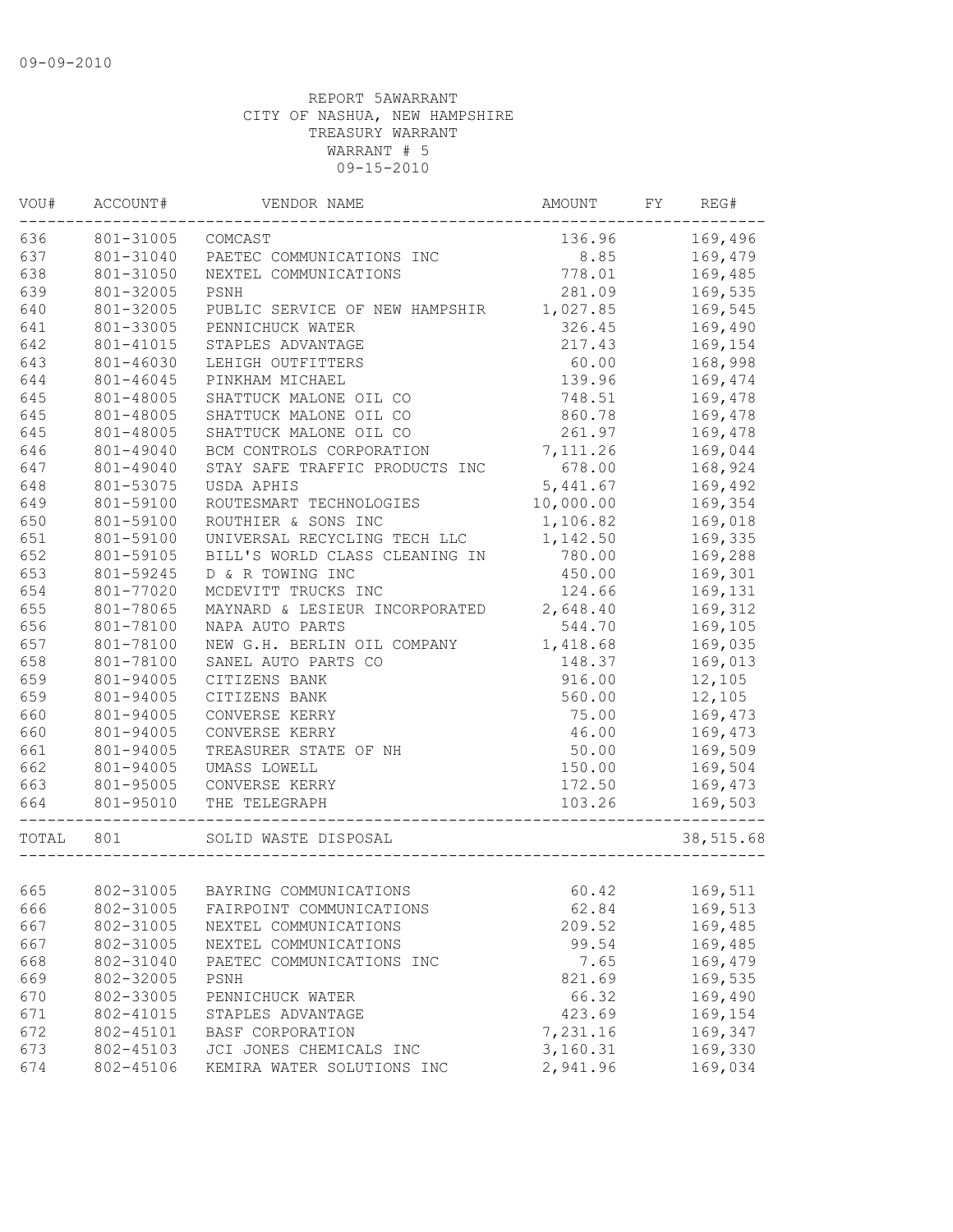09-09-2010

REPORT 5AWARRANT
CITY OF NASHUA, NEW HAMPSHIRE
TREASURY WARRANT
WARRANT # 5
09-15-2010

| VOU# | ACCOUNT# | VENDOR NAME | AMOUNT | FY | REG# |
|---|---|---|---|---|---|
| 636 | 801-31005 | COMCAST | 136.96 | | 169,496 |
| 637 | 801-31040 | PAETEC COMMUNICATIONS INC | 8.85 | | 169,479 |
| 638 | 801-31050 | NEXTEL COMMUNICATIONS | 778.01 | | 169,485 |
| 639 | 801-32005 | PSNH | 281.09 | | 169,535 |
| 640 | 801-32005 | PUBLIC SERVICE OF NEW HAMPSHIR | 1,027.85 | | 169,545 |
| 641 | 801-33005 | PENNICHUCK WATER | 326.45 | | 169,490 |
| 642 | 801-41015 | STAPLES ADVANTAGE | 217.43 | | 169,154 |
| 643 | 801-46030 | LEHIGH OUTFITTERS | 60.00 | | 168,998 |
| 644 | 801-46045 | PINKHAM MICHAEL | 139.96 | | 169,474 |
| 645 | 801-48005 | SHATTUCK MALONE OIL CO | 748.51 | | 169,478 |
| 645 | 801-48005 | SHATTUCK MALONE OIL CO | 860.78 | | 169,478 |
| 645 | 801-48005 | SHATTUCK MALONE OIL CO | 261.97 | | 169,478 |
| 646 | 801-49040 | BCM CONTROLS CORPORATION | 7,111.26 | | 169,044 |
| 647 | 801-49040 | STAY SAFE TRAFFIC PRODUCTS INC | 678.00 | | 168,924 |
| 648 | 801-53075 | USDA APHIS | 5,441.67 | | 169,492 |
| 649 | 801-59100 | ROUTESMART TECHNOLOGIES | 10,000.00 | | 169,354 |
| 650 | 801-59100 | ROUTHIER & SONS INC | 1,106.82 | | 169,018 |
| 651 | 801-59100 | UNIVERSAL RECYCLING TECH LLC | 1,142.50 | | 169,335 |
| 652 | 801-59105 | BILL'S WORLD CLASS CLEANING IN | 780.00 | | 169,288 |
| 653 | 801-59245 | D & R TOWING INC | 450.00 | | 169,301 |
| 654 | 801-77020 | MCDEVITT TRUCKS INC | 124.66 | | 169,131 |
| 655 | 801-78065 | MAYNARD & LESIEUR INCORPORATED | 2,648.40 | | 169,312 |
| 656 | 801-78100 | NAPA AUTO PARTS | 544.70 | | 169,105 |
| 657 | 801-78100 | NEW G.H. BERLIN OIL COMPANY | 1,418.68 | | 169,035 |
| 658 | 801-78100 | SANEL AUTO PARTS CO | 148.37 | | 169,013 |
| 659 | 801-94005 | CITIZENS BANK | 916.00 | | 12,105 |
| 659 | 801-94005 | CITIZENS BANK | 560.00 | | 12,105 |
| 660 | 801-94005 | CONVERSE KERRY | 75.00 | | 169,473 |
| 660 | 801-94005 | CONVERSE KERRY | 46.00 | | 169,473 |
| 661 | 801-94005 | TREASURER STATE OF NH | 50.00 | | 169,509 |
| 662 | 801-94005 | UMASS LOWELL | 150.00 | | 169,504 |
| 663 | 801-95005 | CONVERSE KERRY | 172.50 | | 169,473 |
| 664 | 801-95010 | THE TELEGRAPH | 103.26 | | 169,503 |
| TOTAL | 801 | SOLID WASTE DISPOSAL | | | 38,515.68 |
| 665 | 802-31005 | BAYRING COMMUNICATIONS | 60.42 | | 169,511 |
| 666 | 802-31005 | FAIRPOINT COMMUNICATIONS | 62.84 | | 169,513 |
| 667 | 802-31005 | NEXTEL COMMUNICATIONS | 209.52 | | 169,485 |
| 667 | 802-31005 | NEXTEL COMMUNICATIONS | 99.54 | | 169,485 |
| 668 | 802-31040 | PAETEC COMMUNICATIONS INC | 7.65 | | 169,479 |
| 669 | 802-32005 | PSNH | 821.69 | | 169,535 |
| 670 | 802-33005 | PENNICHUCK WATER | 66.32 | | 169,490 |
| 671 | 802-41015 | STAPLES ADVANTAGE | 423.69 | | 169,154 |
| 672 | 802-45101 | BASF CORPORATION | 7,231.16 | | 169,347 |
| 673 | 802-45103 | JCI JONES CHEMICALS INC | 3,160.31 | | 169,330 |
| 674 | 802-45106 | KEMIRA WATER SOLUTIONS INC | 2,941.96 | | 169,034 |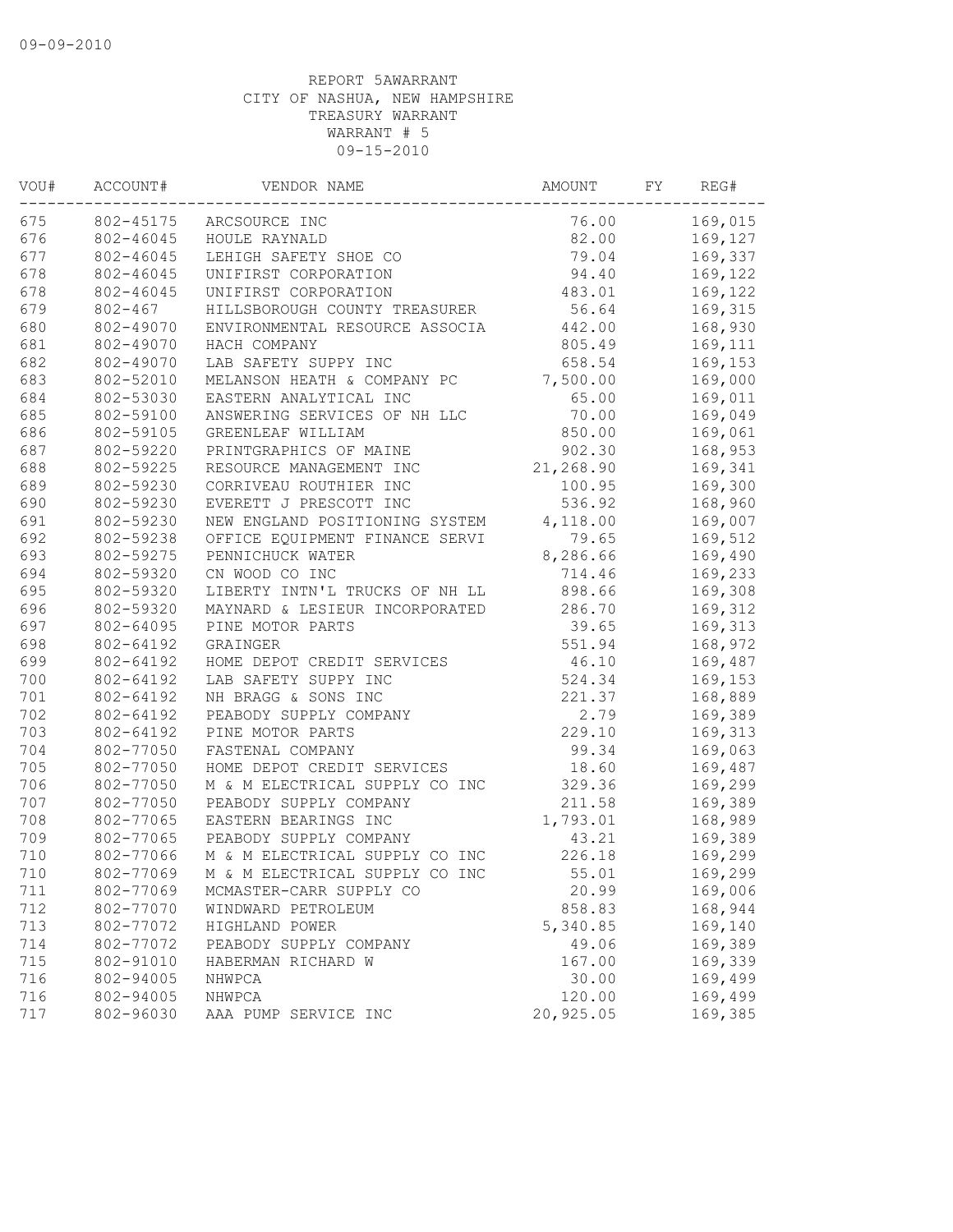09-09-2010

REPORT 5AWARRANT
CITY OF NASHUA, NEW HAMPSHIRE
TREASURY WARRANT
WARRANT # 5
09-15-2010

| VOU# | ACCOUNT# | VENDOR NAME | AMOUNT | FY | REG# |
|---|---|---|---|---|---|
| 675 | 802-45175 | ARCSOURCE INC | 76.00 | | 169,015 |
| 676 | 802-46045 | HOULE RAYNALD | 82.00 | | 169,127 |
| 677 | 802-46045 | LEHIGH SAFETY SHOE CO | 79.04 | | 169,337 |
| 678 | 802-46045 | UNIFIRST CORPORATION | 94.40 | | 169,122 |
| 678 | 802-46045 | UNIFIRST CORPORATION | 483.01 | | 169,122 |
| 679 | 802-467 | HILLSBOROUGH COUNTY TREASURER | 56.64 | | 169,315 |
| 680 | 802-49070 | ENVIRONMENTAL RESOURCE ASSOCIA | 442.00 | | 168,930 |
| 681 | 802-49070 | HACH COMPANY | 805.49 | | 169,111 |
| 682 | 802-49070 | LAB SAFETY SUPPY INC | 658.54 | | 169,153 |
| 683 | 802-52010 | MELANSON HEATH & COMPANY PC | 7,500.00 | | 169,000 |
| 684 | 802-53030 | EASTERN ANALYTICAL INC | 65.00 | | 169,011 |
| 685 | 802-59100 | ANSWERING SERVICES OF NH LLC | 70.00 | | 169,049 |
| 686 | 802-59105 | GREENLEAF WILLIAM | 850.00 | | 169,061 |
| 687 | 802-59220 | PRINTGRAPHICS OF MAINE | 902.30 | | 168,953 |
| 688 | 802-59225 | RESOURCE MANAGEMENT INC | 21,268.90 | | 169,341 |
| 689 | 802-59230 | CORRIVEAU ROUTHIER INC | 100.95 | | 169,300 |
| 690 | 802-59230 | EVERETT J PRESCOTT INC | 536.92 | | 168,960 |
| 691 | 802-59230 | NEW ENGLAND POSITIONING SYSTEM | 4,118.00 | | 169,007 |
| 692 | 802-59238 | OFFICE EQUIPMENT FINANCE SERVI | 79.65 | | 169,512 |
| 693 | 802-59275 | PENNICHUCK WATER | 8,286.66 | | 169,490 |
| 694 | 802-59320 | CN WOOD CO INC | 714.46 | | 169,233 |
| 695 | 802-59320 | LIBERTY INTN'L TRUCKS OF NH LL | 898.66 | | 169,308 |
| 696 | 802-59320 | MAYNARD & LESIEUR INCORPORATED | 286.70 | | 169,312 |
| 697 | 802-64095 | PINE MOTOR PARTS | 39.65 | | 169,313 |
| 698 | 802-64192 | GRAINGER | 551.94 | | 168,972 |
| 699 | 802-64192 | HOME DEPOT CREDIT SERVICES | 46.10 | | 169,487 |
| 700 | 802-64192 | LAB SAFETY SUPPY INC | 524.34 | | 169,153 |
| 701 | 802-64192 | NH BRAGG & SONS INC | 221.37 | | 168,889 |
| 702 | 802-64192 | PEABODY SUPPLY COMPANY | 2.79 | | 169,389 |
| 703 | 802-64192 | PINE MOTOR PARTS | 229.10 | | 169,313 |
| 704 | 802-77050 | FASTENAL COMPANY | 99.34 | | 169,063 |
| 705 | 802-77050 | HOME DEPOT CREDIT SERVICES | 18.60 | | 169,487 |
| 706 | 802-77050 | M & M ELECTRICAL SUPPLY CO INC | 329.36 | | 169,299 |
| 707 | 802-77050 | PEABODY SUPPLY COMPANY | 211.58 | | 169,389 |
| 708 | 802-77065 | EASTERN BEARINGS INC | 1,793.01 | | 168,989 |
| 709 | 802-77065 | PEABODY SUPPLY COMPANY | 43.21 | | 169,389 |
| 710 | 802-77066 | M & M ELECTRICAL SUPPLY CO INC | 226.18 | | 169,299 |
| 710 | 802-77069 | M & M ELECTRICAL SUPPLY CO INC | 55.01 | | 169,299 |
| 711 | 802-77069 | MCMASTER-CARR SUPPLY CO | 20.99 | | 169,006 |
| 712 | 802-77070 | WINDWARD PETROLEUM | 858.83 | | 168,944 |
| 713 | 802-77072 | HIGHLAND POWER | 5,340.85 | | 169,140 |
| 714 | 802-77072 | PEABODY SUPPLY COMPANY | 49.06 | | 169,389 |
| 715 | 802-91010 | HABERMAN RICHARD W | 167.00 | | 169,339 |
| 716 | 802-94005 | NHWPCA | 30.00 | | 169,499 |
| 716 | 802-94005 | NHWPCA | 120.00 | | 169,499 |
| 717 | 802-96030 | AAA PUMP SERVICE INC | 20,925.05 | | 169,385 |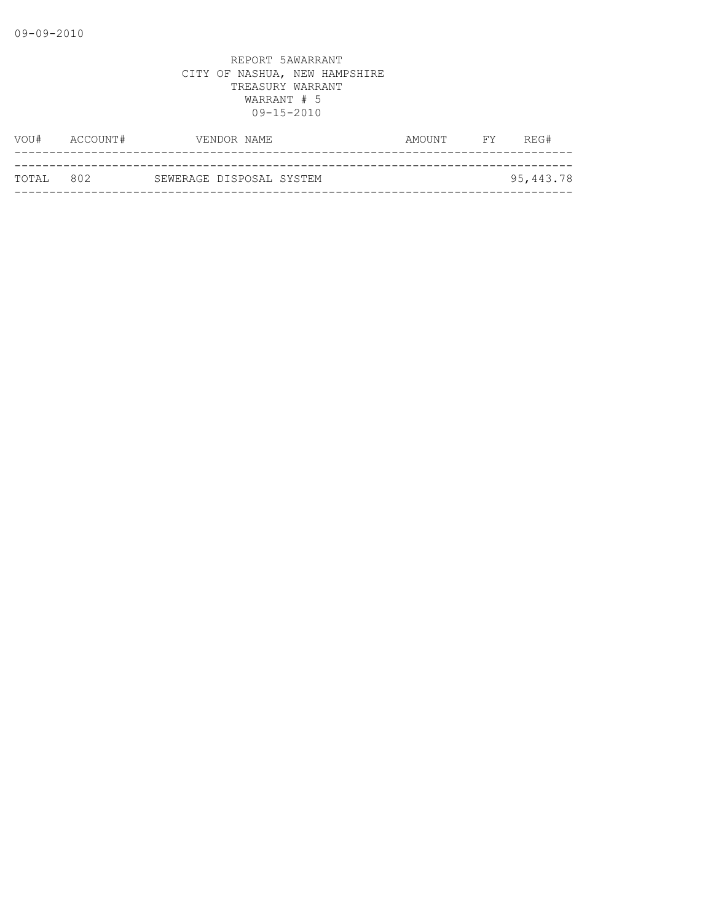REPORT 5AWARRANT
CITY OF NASHUA, NEW HAMPSHIRE
TREASURY WARRANT
WARRANT # 5
09-15-2010

| VOU# | ACCOUNT# | VENDOR NAME | AMOUNT | FY | REG# |
|---|---|---|---|---|---|
| TOTAL | 802 | SEWERAGE DISPOSAL SYSTEM | | | 95,443.78 |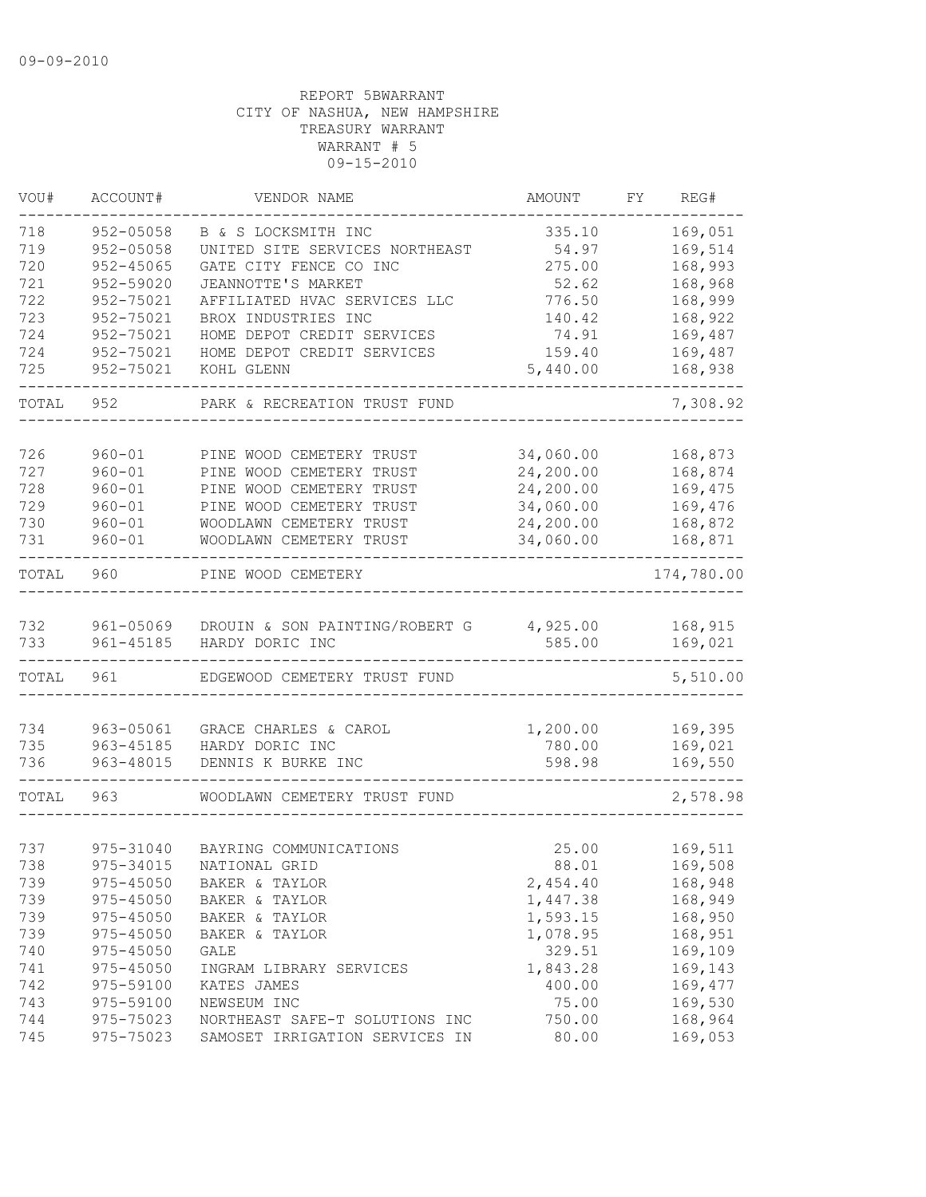09-09-2010

REPORT 5BWARRANT
CITY OF NASHUA, NEW HAMPSHIRE
TREASURY WARRANT
WARRANT # 5
09-15-2010

| VOU# | ACCOUNT# | VENDOR NAME | AMOUNT | FY | REG# |
|---|---|---|---|---|---|
| 718 | 952-05058 | B & S LOCKSMITH INC | 335.10 | | 169,051 |
| 719 | 952-05058 | UNITED SITE SERVICES NORTHEAST | 54.97 | | 169,514 |
| 720 | 952-45065 | GATE CITY FENCE CO INC | 275.00 | | 168,993 |
| 721 | 952-59020 | JEANNOTTE'S MARKET | 52.62 | | 168,968 |
| 722 | 952-75021 | AFFILIATED HVAC SERVICES LLC | 776.50 | | 168,999 |
| 723 | 952-75021 | BROX INDUSTRIES INC | 140.42 | | 168,922 |
| 724 | 952-75021 | HOME DEPOT CREDIT SERVICES | 74.91 | | 169,487 |
| 724 | 952-75021 | HOME DEPOT CREDIT SERVICES | 159.40 | | 169,487 |
| 725 | 952-75021 | KOHL GLENN | 5,440.00 | | 168,938 |
| TOTAL | 952 | PARK & RECREATION TRUST FUND | | | 7,308.92 |
| 726 | 960-01 | PINE WOOD CEMETERY TRUST | 34,060.00 | | 168,873 |
| 727 | 960-01 | PINE WOOD CEMETERY TRUST | 24,200.00 | | 168,874 |
| 728 | 960-01 | PINE WOOD CEMETERY TRUST | 24,200.00 | | 169,475 |
| 729 | 960-01 | PINE WOOD CEMETERY TRUST | 34,060.00 | | 169,476 |
| 730 | 960-01 | WOODLAWN CEMETERY TRUST | 24,200.00 | | 168,872 |
| 731 | 960-01 | WOODLAWN CEMETERY TRUST | 34,060.00 | | 168,871 |
| TOTAL | 960 | PINE WOOD CEMETERY | | | 174,780.00 |
| 732 | 961-05069 | DROUIN & SON PAINTING/ROBERT G | 4,925.00 | | 168,915 |
| 733 | 961-45185 | HARDY DORIC INC | 585.00 | | 169,021 |
| TOTAL | 961 | EDGEWOOD CEMETERY TRUST FUND | | | 5,510.00 |
| 734 | 963-05061 | GRACE CHARLES & CAROL | 1,200.00 | | 169,395 |
| 735 | 963-45185 | HARDY DORIC INC | 780.00 | | 169,021 |
| 736 | 963-48015 | DENNIS K BURKE INC | 598.98 | | 169,550 |
| TOTAL | 963 | WOODLAWN CEMETERY TRUST FUND | | | 2,578.98 |
| 737 | 975-31040 | BAYRING COMMUNICATIONS | 25.00 | | 169,511 |
| 738 | 975-34015 | NATIONAL GRID | 88.01 | | 169,508 |
| 739 | 975-45050 | BAKER & TAYLOR | 2,454.40 | | 168,948 |
| 739 | 975-45050 | BAKER & TAYLOR | 1,447.38 | | 168,949 |
| 739 | 975-45050 | BAKER & TAYLOR | 1,593.15 | | 168,950 |
| 739 | 975-45050 | BAKER & TAYLOR | 1,078.95 | | 168,951 |
| 740 | 975-45050 | GALE | 329.51 | | 169,109 |
| 741 | 975-45050 | INGRAM LIBRARY SERVICES | 1,843.28 | | 169,143 |
| 742 | 975-59100 | KATES JAMES | 400.00 | | 169,477 |
| 743 | 975-59100 | NEWSEUM INC | 75.00 | | 169,530 |
| 744 | 975-75023 | NORTHEAST SAFE-T SOLUTIONS INC | 750.00 | | 168,964 |
| 745 | 975-75023 | SAMOSET IRRIGATION SERVICES IN | 80.00 | | 169,053 |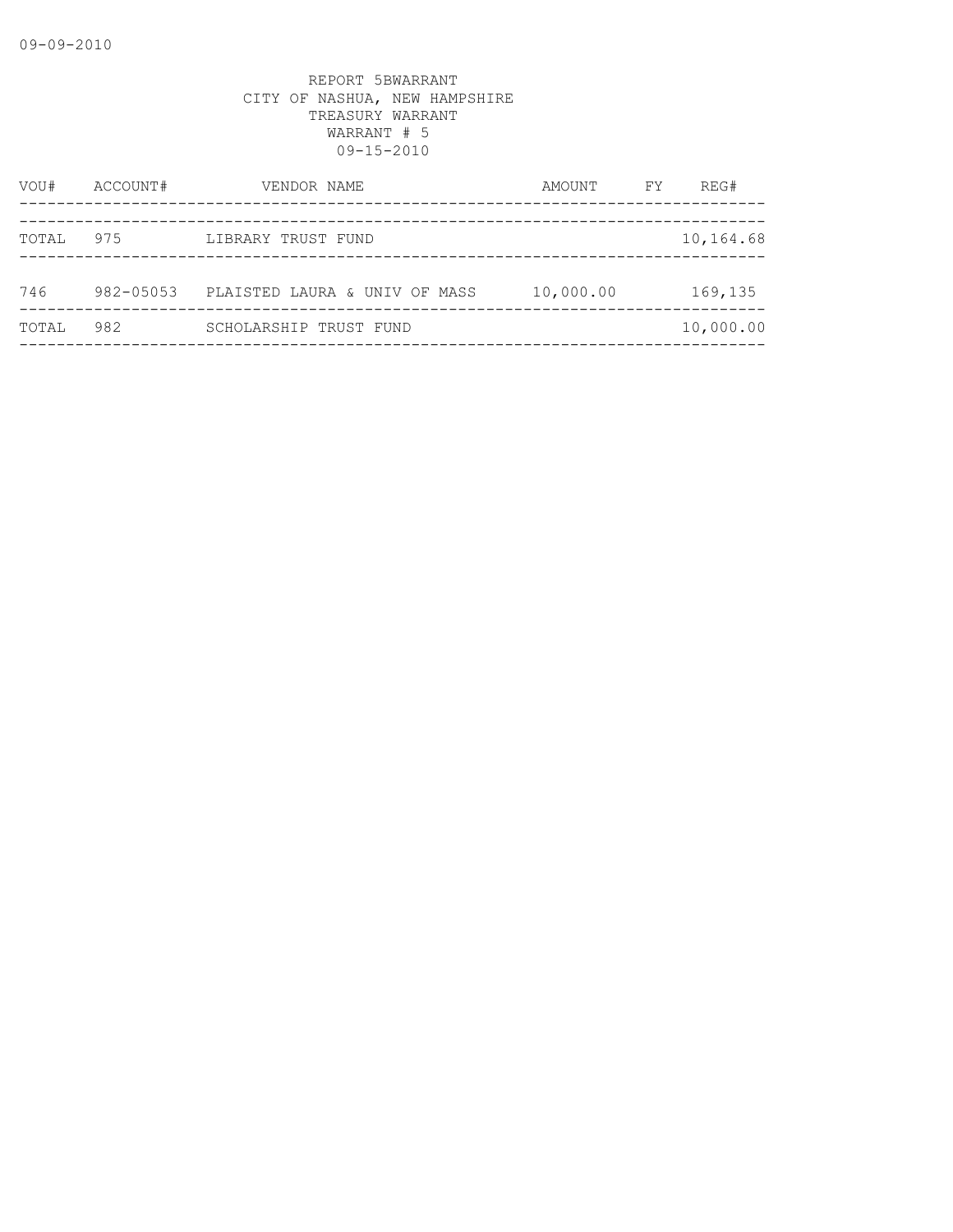09-09-2010

REPORT 5BWARRANT
CITY OF NASHUA, NEW HAMPSHIRE
TREASURY WARRANT
WARRANT # 5
09-15-2010

| VOU# | ACCOUNT# | VENDOR NAME | AMOUNT | FY | REG# |
|---|---|---|---|---|---|
| TOTAL | 975 | LIBRARY TRUST FUND | | | 10,164.68 |
| 746 | 982-05053 | PLAISTED LAURA & UNIV OF MASS | 10,000.00 | | 169,135 |
| TOTAL | 982 | SCHOLARSHIP TRUST FUND | | | 10,000.00 |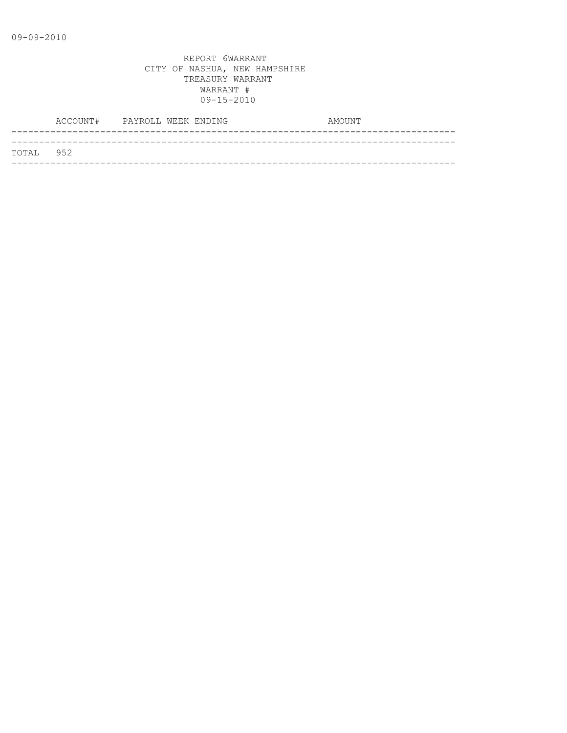09-09-2010

REPORT 6WARRANT
CITY OF NASHUA, NEW HAMPSHIRE
TREASURY WARRANT
WARRANT #
09-15-2010

| ACCOUNT# | PAYROLL WEEK ENDING | AMOUNT |
|---|---|---|
| TOTAL 952 | | |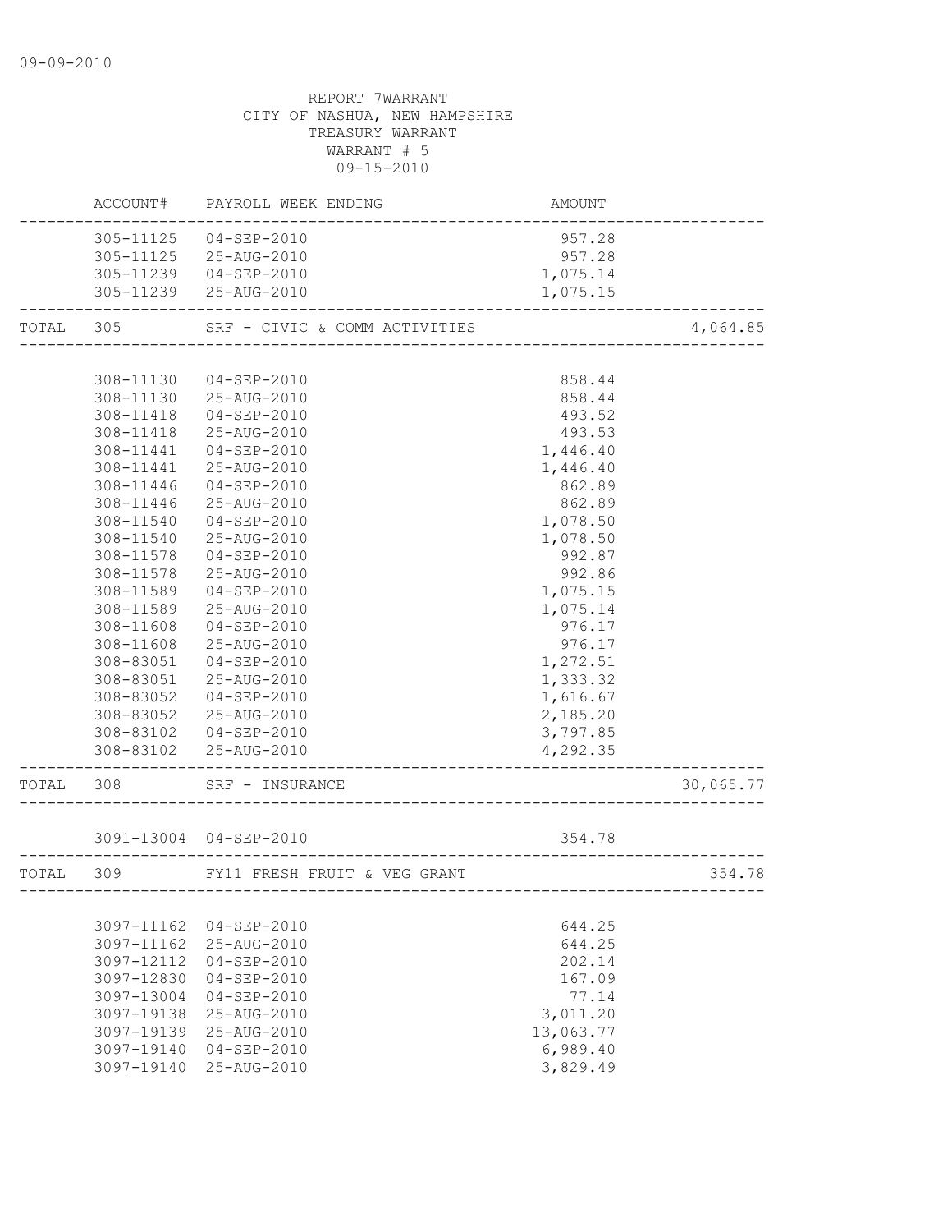09-09-2010

REPORT 7WARRANT
CITY OF NASHUA, NEW HAMPSHIRE
TREASURY WARRANT
WARRANT # 5
09-15-2010

| | ACCOUNT# | PAYROLL WEEK ENDING | AMOUNT | |
|---|---|---|---|---|
| | 305-11125 | 04-SEP-2010 | 957.28 | |
| | 305-11125 | 25-AUG-2010 | 957.28 | |
| | 305-11239 | 04-SEP-2010 | 1,075.14 | |
| | 305-11239 | 25-AUG-2010 | 1,075.15 | |
| TOTAL | 305 | SRF - CIVIC & COMM ACTIVITIES | | 4,064.85 |
| | 308-11130 | 04-SEP-2010 | 858.44 | |
| | 308-11130 | 25-AUG-2010 | 858.44 | |
| | 308-11418 | 04-SEP-2010 | 493.52 | |
| | 308-11418 | 25-AUG-2010 | 493.53 | |
| | 308-11441 | 04-SEP-2010 | 1,446.40 | |
| | 308-11441 | 25-AUG-2010 | 1,446.40 | |
| | 308-11446 | 04-SEP-2010 | 862.89 | |
| | 308-11446 | 25-AUG-2010 | 862.89 | |
| | 308-11540 | 04-SEP-2010 | 1,078.50 | |
| | 308-11540 | 25-AUG-2010 | 1,078.50 | |
| | 308-11578 | 04-SEP-2010 | 992.87 | |
| | 308-11578 | 25-AUG-2010 | 992.86 | |
| | 308-11589 | 04-SEP-2010 | 1,075.15 | |
| | 308-11589 | 25-AUG-2010 | 1,075.14 | |
| | 308-11608 | 04-SEP-2010 | 976.17 | |
| | 308-11608 | 25-AUG-2010 | 976.17 | |
| | 308-83051 | 04-SEP-2010 | 1,272.51 | |
| | 308-83051 | 25-AUG-2010 | 1,333.32 | |
| | 308-83052 | 04-SEP-2010 | 1,616.67 | |
| | 308-83052 | 25-AUG-2010 | 2,185.20 | |
| | 308-83102 | 04-SEP-2010 | 3,797.85 | |
| | 308-83102 | 25-AUG-2010 | 4,292.35 | |
| TOTAL | 308 | SRF - INSURANCE | | 30,065.77 |
| | 3091-13004 | 04-SEP-2010 | 354.78 | |
| TOTAL | 309 | FY11 FRESH FRUIT & VEG GRANT | | 354.78 |
| | 3097-11162 | 04-SEP-2010 | 644.25 | |
| | 3097-11162 | 25-AUG-2010 | 644.25 | |
| | 3097-12112 | 04-SEP-2010 | 202.14 | |
| | 3097-12830 | 04-SEP-2010 | 167.09 | |
| | 3097-13004 | 04-SEP-2010 | 77.14 | |
| | 3097-19138 | 25-AUG-2010 | 3,011.20 | |
| | 3097-19139 | 25-AUG-2010 | 13,063.77 | |
| | 3097-19140 | 04-SEP-2010 | 6,989.40 | |
| | 3097-19140 | 25-AUG-2010 | 3,829.49 | |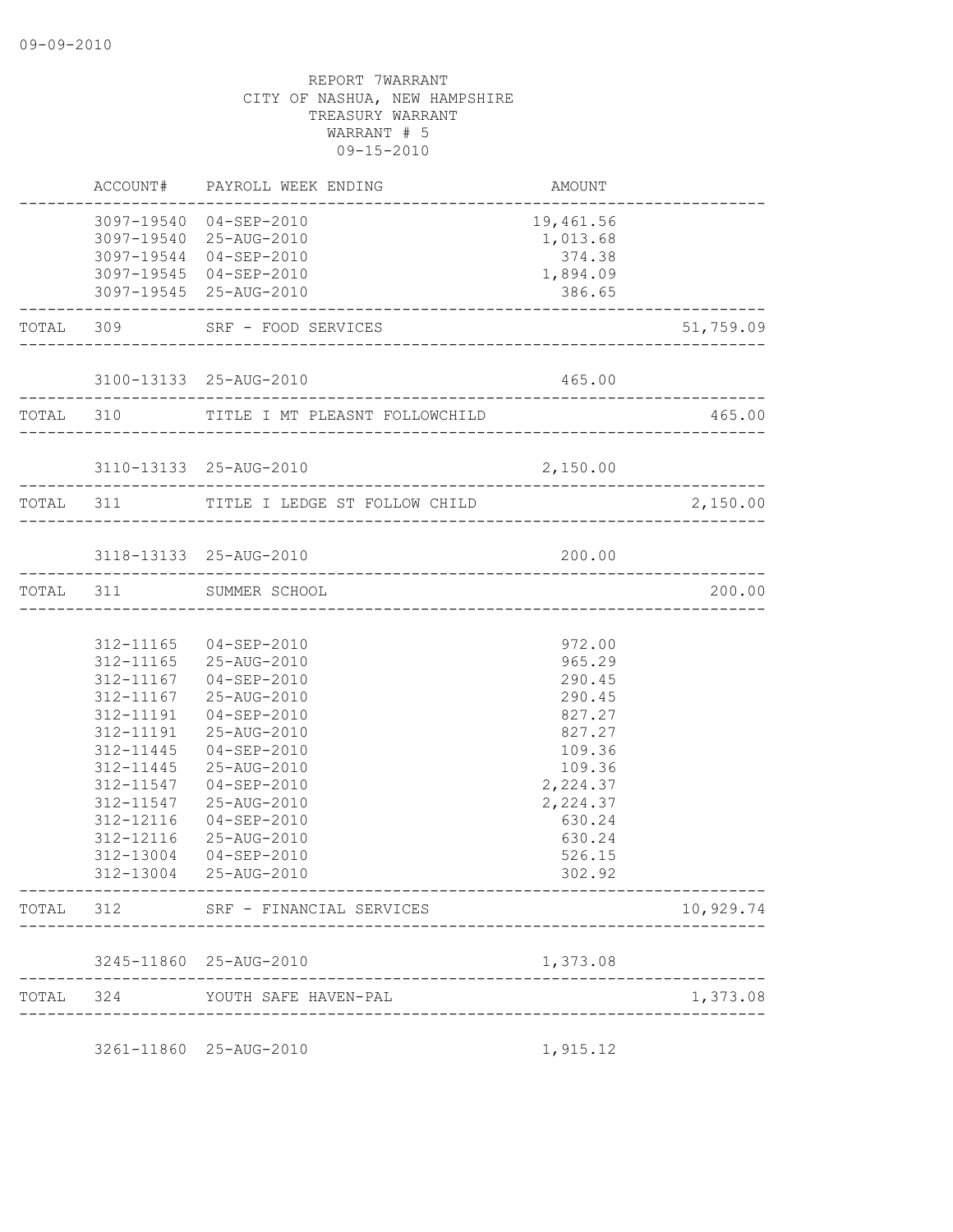09-09-2010

REPORT 7WARRANT
CITY OF NASHUA, NEW HAMPSHIRE
TREASURY WARRANT
WARRANT # 5
09-15-2010

| | ACCOUNT# | PAYROLL WEEK ENDING | AMOUNT | |
|---|---|---|---|---|
| | 3097-19540 | 04-SEP-2010 | 19,461.56 | |
| | 3097-19540 | 25-AUG-2010 | 1,013.68 | |
| | 3097-19544 | 04-SEP-2010 | 374.38 | |
| | 3097-19545 | 04-SEP-2010 | 1,894.09 | |
| | 3097-19545 | 25-AUG-2010 | 386.65 | |
| TOTAL | 309 | SRF - FOOD SERVICES | | 51,759.09 |
| | 3100-13133 | 25-AUG-2010 | 465.00 | |
| TOTAL | 310 | TITLE I MT PLEASNT FOLLOWCHILD | | 465.00 |
| | 3110-13133 | 25-AUG-2010 | 2,150.00 | |
| TOTAL | 311 | TITLE I LEDGE ST FOLLOW CHILD | | 2,150.00 |
| | 3118-13133 | 25-AUG-2010 | 200.00 | |
| TOTAL | 311 | SUMMER SCHOOL | | 200.00 |
| | 312-11165 | 04-SEP-2010 | 972.00 | |
| | 312-11165 | 25-AUG-2010 | 965.29 | |
| | 312-11167 | 04-SEP-2010 | 290.45 | |
| | 312-11167 | 25-AUG-2010 | 290.45 | |
| | 312-11191 | 04-SEP-2010 | 827.27 | |
| | 312-11191 | 25-AUG-2010 | 827.27 | |
| | 312-11445 | 04-SEP-2010 | 109.36 | |
| | 312-11445 | 25-AUG-2010 | 109.36 | |
| | 312-11547 | 04-SEP-2010 | 2,224.37 | |
| | 312-11547 | 25-AUG-2010 | 2,224.37 | |
| | 312-12116 | 04-SEP-2010 | 630.24 | |
| | 312-12116 | 25-AUG-2010 | 630.24 | |
| | 312-13004 | 04-SEP-2010 | 526.15 | |
| | 312-13004 | 25-AUG-2010 | 302.92 | |
| TOTAL | 312 | SRF - FINANCIAL SERVICES | | 10,929.74 |
| | 3245-11860 | 25-AUG-2010 | 1,373.08 | |
| TOTAL | 324 | YOUTH SAFE HAVEN-PAL | | 1,373.08 |
| | 3261-11860 | 25-AUG-2010 | 1,915.12 | |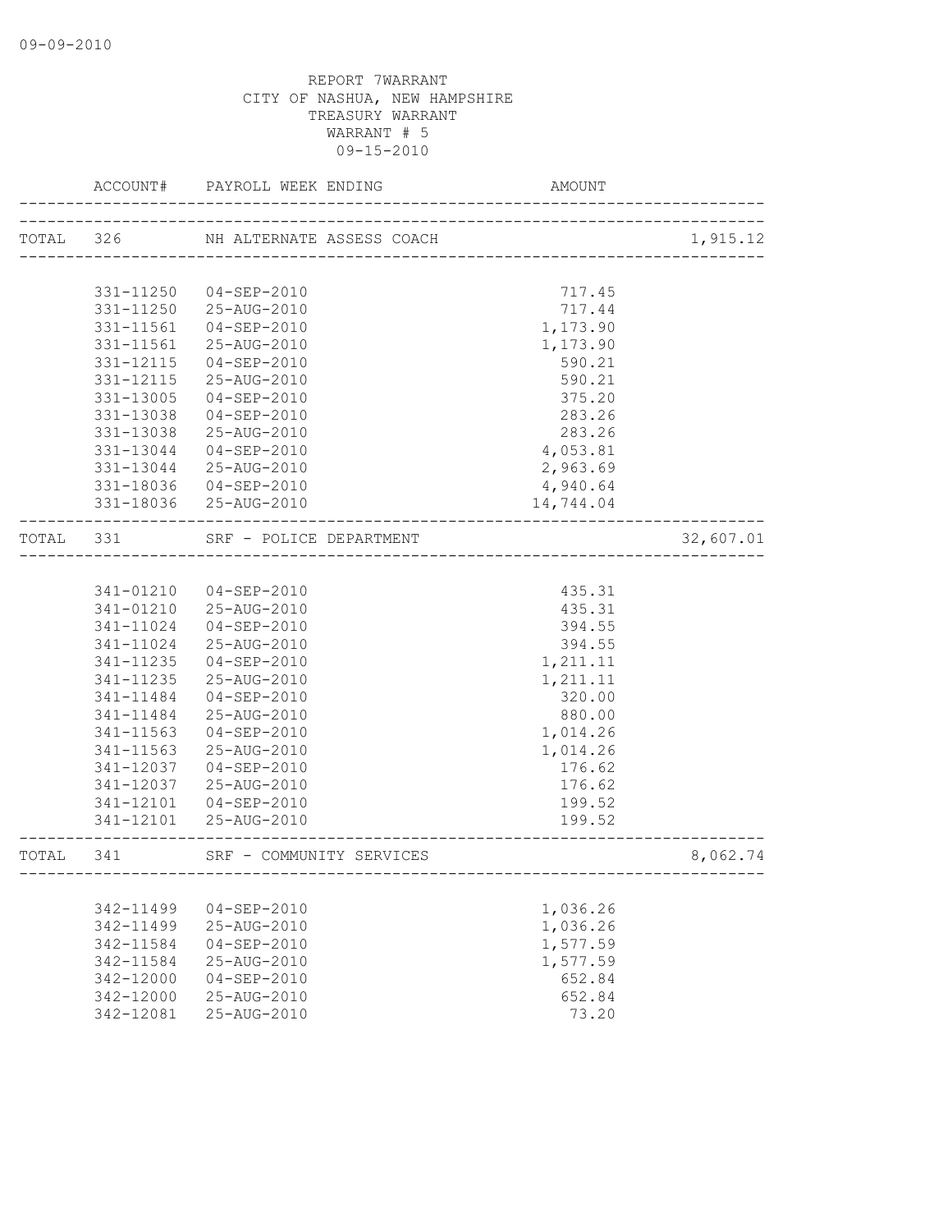09-09-2010

REPORT 7WARRANT
CITY OF NASHUA, NEW HAMPSHIRE
TREASURY WARRANT
WARRANT # 5
09-15-2010

| | ACCOUNT# | PAYROLL WEEK ENDING | AMOUNT | |
|---|---|---|---|---|
| TOTAL | 326 | NH ALTERNATE ASSESS COACH | | 1,915.12 |
| | 331-11250 | 04-SEP-2010 | 717.45 | |
| | 331-11250 | 25-AUG-2010 | 717.44 | |
| | 331-11561 | 04-SEP-2010 | 1,173.90 | |
| | 331-11561 | 25-AUG-2010 | 1,173.90 | |
| | 331-12115 | 04-SEP-2010 | 590.21 | |
| | 331-12115 | 25-AUG-2010 | 590.21 | |
| | 331-13005 | 04-SEP-2010 | 375.20 | |
| | 331-13038 | 04-SEP-2010 | 283.26 | |
| | 331-13038 | 25-AUG-2010 | 283.26 | |
| | 331-13044 | 04-SEP-2010 | 4,053.81 | |
| | 331-13044 | 25-AUG-2010 | 2,963.69 | |
| | 331-18036 | 04-SEP-2010 | 4,940.64 | |
| | 331-18036 | 25-AUG-2010 | 14,744.04 | |
| TOTAL | 331 | SRF - POLICE DEPARTMENT | | 32,607.01 |
| | 341-01210 | 04-SEP-2010 | 435.31 | |
| | 341-01210 | 25-AUG-2010 | 435.31 | |
| | 341-11024 | 04-SEP-2010 | 394.55 | |
| | 341-11024 | 25-AUG-2010 | 394.55 | |
| | 341-11235 | 04-SEP-2010 | 1,211.11 | |
| | 341-11235 | 25-AUG-2010 | 1,211.11 | |
| | 341-11484 | 04-SEP-2010 | 320.00 | |
| | 341-11484 | 25-AUG-2010 | 880.00 | |
| | 341-11563 | 04-SEP-2010 | 1,014.26 | |
| | 341-11563 | 25-AUG-2010 | 1,014.26 | |
| | 341-12037 | 04-SEP-2010 | 176.62 | |
| | 341-12037 | 25-AUG-2010 | 176.62 | |
| | 341-12101 | 04-SEP-2010 | 199.52 | |
| | 341-12101 | 25-AUG-2010 | 199.52 | |
| TOTAL | 341 | SRF - COMMUNITY SERVICES | | 8,062.74 |
| | 342-11499 | 04-SEP-2010 | 1,036.26 | |
| | 342-11499 | 25-AUG-2010 | 1,036.26 | |
| | 342-11584 | 04-SEP-2010 | 1,577.59 | |
| | 342-11584 | 25-AUG-2010 | 1,577.59 | |
| | 342-12000 | 04-SEP-2010 | 652.84 | |
| | 342-12000 | 25-AUG-2010 | 652.84 | |
| | 342-12081 | 25-AUG-2010 | 73.20 | |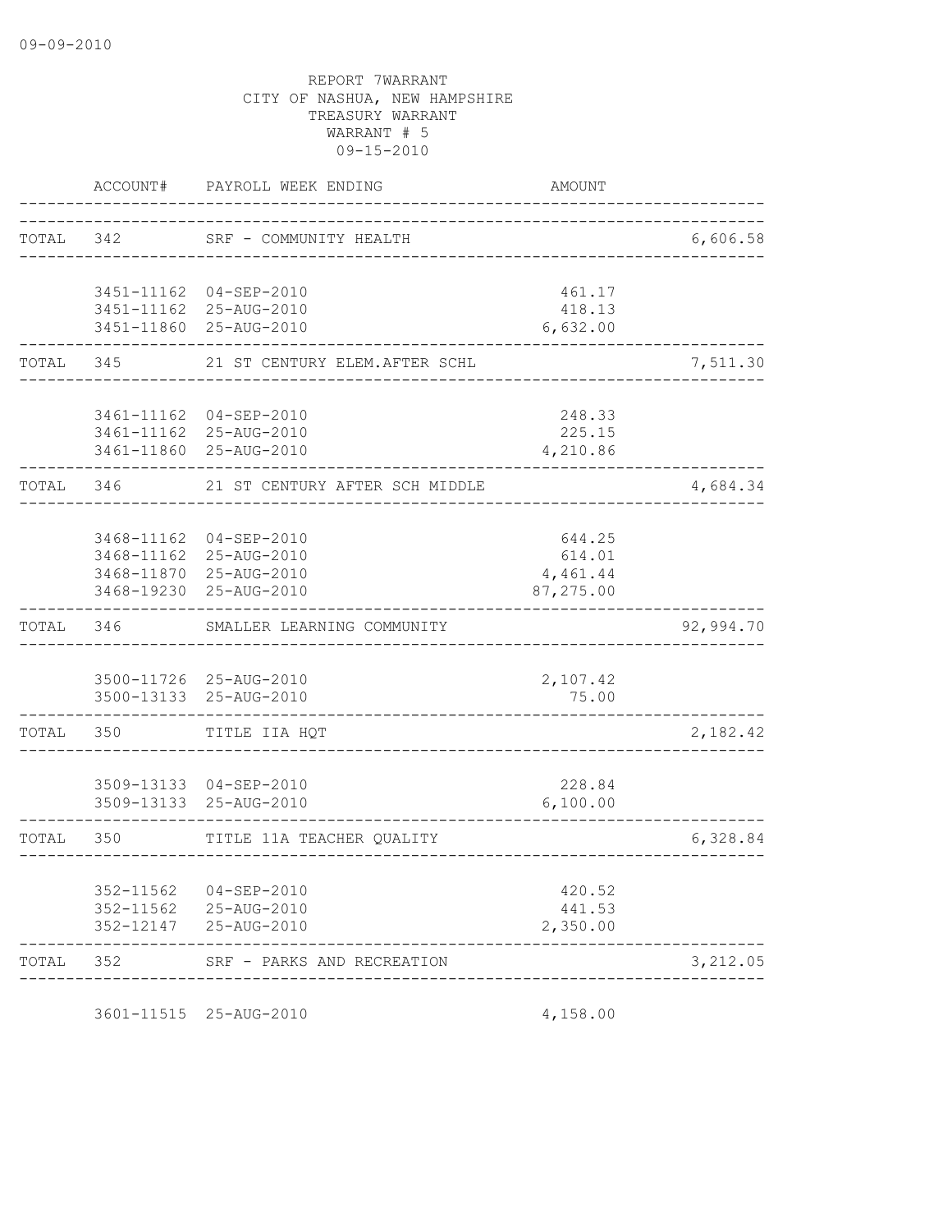REPORT 7WARRANT
CITY OF NASHUA, NEW HAMPSHIRE
TREASURY WARRANT
WARRANT # 5
09-15-2010

| | ACCOUNT# | PAYROLL WEEK ENDING | AMOUNT | |
|---|---|---|---|---|
| TOTAL | 342 | SRF - COMMUNITY HEALTH | | 6,606.58 |
| | 3451-11162 | 04-SEP-2010 | 461.17 | |
| | 3451-11162 | 25-AUG-2010 | 418.13 | |
| | 3451-11860 | 25-AUG-2010 | 6,632.00 | |
| TOTAL | 345 | 21 ST CENTURY ELEM.AFTER SCHL | | 7,511.30 |
| | 3461-11162 | 04-SEP-2010 | 248.33 | |
| | 3461-11162 | 25-AUG-2010 | 225.15 | |
| | 3461-11860 | 25-AUG-2010 | 4,210.86 | |
| TOTAL | 346 | 21 ST CENTURY AFTER SCH MIDDLE | | 4,684.34 |
| | 3468-11162 | 04-SEP-2010 | 644.25 | |
| | 3468-11162 | 25-AUG-2010 | 614.01 | |
| | 3468-11870 | 25-AUG-2010 | 4,461.44 | |
| | 3468-19230 | 25-AUG-2010 | 87,275.00 | |
| TOTAL | 346 | SMALLER LEARNING COMMUNITY | | 92,994.70 |
| | 3500-11726 | 25-AUG-2010 | 2,107.42 | |
| | 3500-13133 | 25-AUG-2010 | 75.00 | |
| TOTAL | 350 | TITLE IIA HQT | | 2,182.42 |
| | 3509-13133 | 04-SEP-2010 | 228.84 | |
| | 3509-13133 | 25-AUG-2010 | 6,100.00 | |
| TOTAL | 350 | TITLE 11A TEACHER QUALITY | | 6,328.84 |
| | 352-11562 | 04-SEP-2010 | 420.52 | |
| | 352-11562 | 25-AUG-2010 | 441.53 | |
| | 352-12147 | 25-AUG-2010 | 2,350.00 | |
| TOTAL | 352 | SRF - PARKS AND RECREATION | | 3,212.05 |
| | 3601-11515 | 25-AUG-2010 | 4,158.00 | |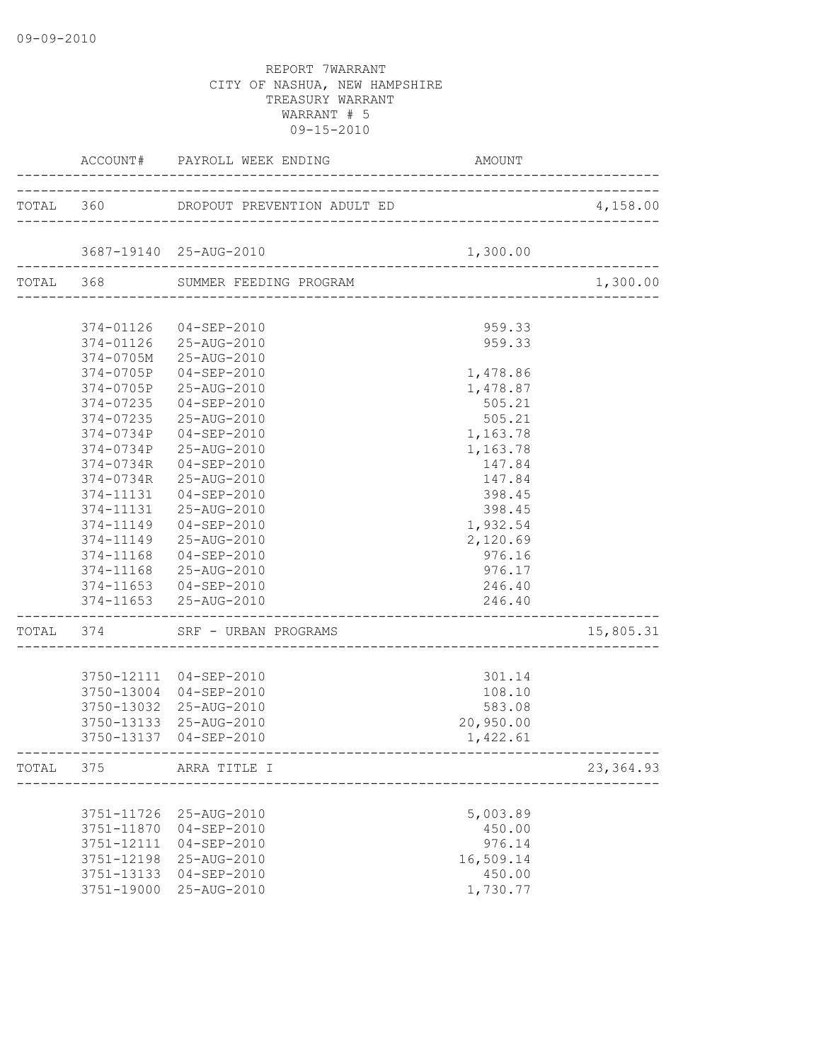09-09-2010

REPORT 7WARRANT
CITY OF NASHUA, NEW HAMPSHIRE
TREASURY WARRANT
WARRANT # 5
09-15-2010

| | ACCOUNT# | PAYROLL WEEK ENDING | AMOUNT | |
|---|---|---|---|---|
| TOTAL | 360 | DROPOUT PREVENTION ADULT ED | | 4,158.00 |
| | 3687-19140 | 25-AUG-2010 | 1,300.00 | |
| TOTAL | 368 | SUMMER FEEDING PROGRAM | | 1,300.00 |
| | 374-01126 | 04-SEP-2010 | 959.33 | |
| | 374-01126 | 25-AUG-2010 | 959.33 | |
| | 374-0705M | 25-AUG-2010 | | |
| | 374-0705P | 04-SEP-2010 | 1,478.86 | |
| | 374-0705P | 25-AUG-2010 | 1,478.87 | |
| | 374-07235 | 04-SEP-2010 | 505.21 | |
| | 374-07235 | 25-AUG-2010 | 505.21 | |
| | 374-0734P | 04-SEP-2010 | 1,163.78 | |
| | 374-0734P | 25-AUG-2010 | 1,163.78 | |
| | 374-0734R | 04-SEP-2010 | 147.84 | |
| | 374-0734R | 25-AUG-2010 | 147.84 | |
| | 374-11131 | 04-SEP-2010 | 398.45 | |
| | 374-11131 | 25-AUG-2010 | 398.45 | |
| | 374-11149 | 04-SEP-2010 | 1,932.54 | |
| | 374-11149 | 25-AUG-2010 | 2,120.69 | |
| | 374-11168 | 04-SEP-2010 | 976.16 | |
| | 374-11168 | 25-AUG-2010 | 976.17 | |
| | 374-11653 | 04-SEP-2010 | 246.40 | |
| | 374-11653 | 25-AUG-2010 | 246.40 | |
| TOTAL | 374 | SRF - URBAN PROGRAMS | | 15,805.31 |
| | 3750-12111 | 04-SEP-2010 | 301.14 | |
| | 3750-13004 | 04-SEP-2010 | 108.10 | |
| | 3750-13032 | 25-AUG-2010 | 583.08 | |
| | 3750-13133 | 25-AUG-2010 | 20,950.00 | |
| | 3750-13137 | 04-SEP-2010 | 1,422.61 | |
| TOTAL | 375 | ARRA TITLE I | | 23,364.93 |
| | 3751-11726 | 25-AUG-2010 | 5,003.89 | |
| | 3751-11870 | 04-SEP-2010 | 450.00 | |
| | 3751-12111 | 04-SEP-2010 | 976.14 | |
| | 3751-12198 | 25-AUG-2010 | 16,509.14 | |
| | 3751-13133 | 04-SEP-2010 | 450.00 | |
| | 3751-19000 | 25-AUG-2010 | 1,730.77 | |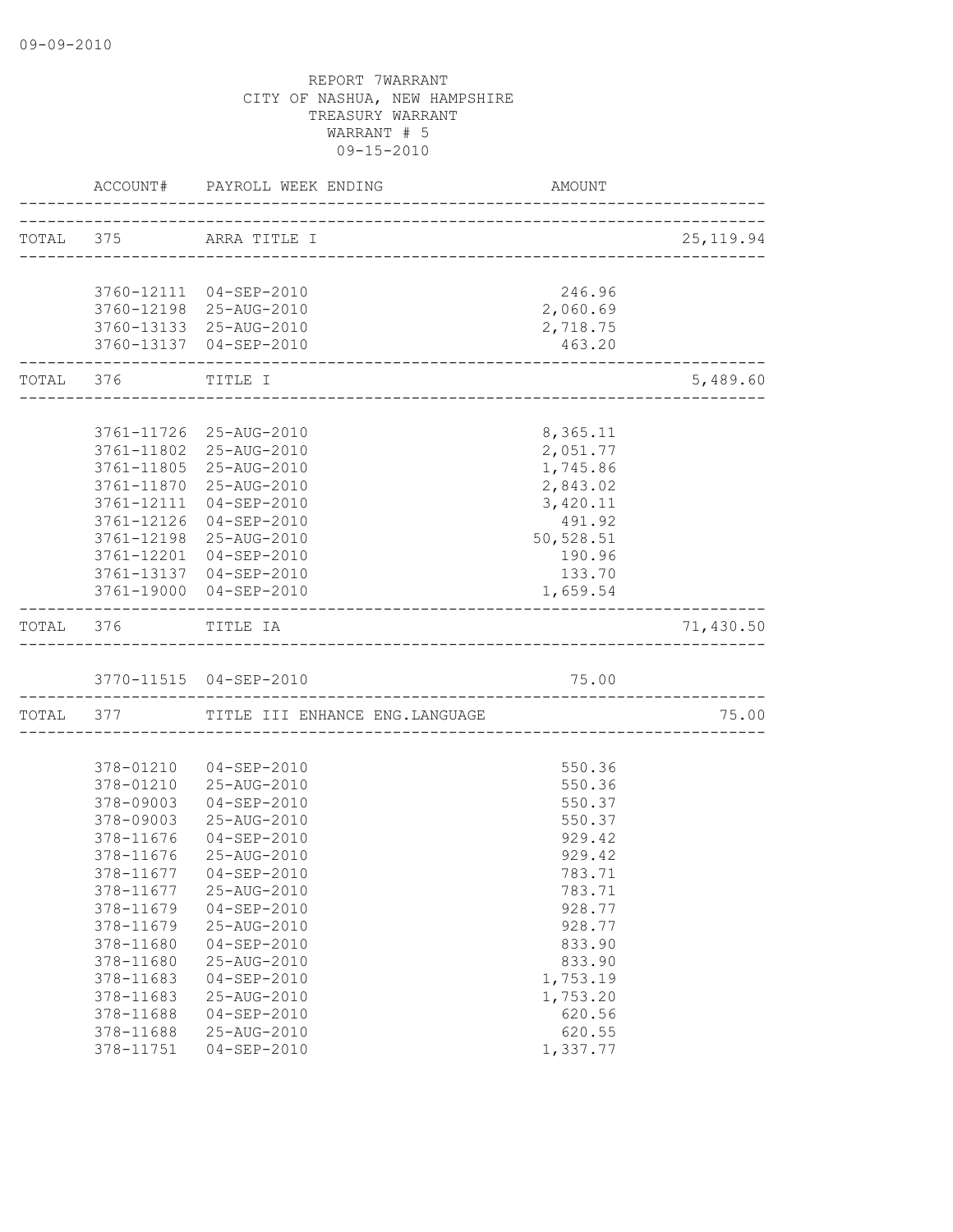09-09-2010

REPORT 7WARRANT
CITY OF NASHUA, NEW HAMPSHIRE
TREASURY WARRANT
WARRANT # 5
09-15-2010

| | ACCOUNT# | PAYROLL WEEK ENDING | AMOUNT | |
|---|---|---|---|---|
| TOTAL | 375 | ARRA TITLE I | | 25,119.94 |
| | 3760-12111 | 04-SEP-2010 | 246.96 | |
| | 3760-12198 | 25-AUG-2010 | 2,060.69 | |
| | 3760-13133 | 25-AUG-2010 | 2,718.75 | |
| | 3760-13137 | 04-SEP-2010 | 463.20 | |
| TOTAL | 376 | TITLE I | | 5,489.60 |
| | 3761-11726 | 25-AUG-2010 | 8,365.11 | |
| | 3761-11802 | 25-AUG-2010 | 2,051.77 | |
| | 3761-11805 | 25-AUG-2010 | 1,745.86 | |
| | 3761-11870 | 25-AUG-2010 | 2,843.02 | |
| | 3761-12111 | 04-SEP-2010 | 3,420.11 | |
| | 3761-12126 | 04-SEP-2010 | 491.92 | |
| | 3761-12198 | 25-AUG-2010 | 50,528.51 | |
| | 3761-12201 | 04-SEP-2010 | 190.96 | |
| | 3761-13137 | 04-SEP-2010 | 133.70 | |
| | 3761-19000 | 04-SEP-2010 | 1,659.54 | |
| TOTAL | 376 | TITLE IA | | 71,430.50 |
| | 3770-11515 | 04-SEP-2010 | 75.00 | |
| TOTAL | 377 | TITLE III ENHANCE ENG.LANGUAGE | | 75.00 |
| | 378-01210 | 04-SEP-2010 | 550.36 | |
| | 378-01210 | 25-AUG-2010 | 550.36 | |
| | 378-09003 | 04-SEP-2010 | 550.37 | |
| | 378-09003 | 25-AUG-2010 | 550.37 | |
| | 378-11676 | 04-SEP-2010 | 929.42 | |
| | 378-11676 | 25-AUG-2010 | 929.42 | |
| | 378-11677 | 04-SEP-2010 | 783.71 | |
| | 378-11677 | 25-AUG-2010 | 783.71 | |
| | 378-11679 | 04-SEP-2010 | 928.77 | |
| | 378-11679 | 25-AUG-2010 | 928.77 | |
| | 378-11680 | 04-SEP-2010 | 833.90 | |
| | 378-11680 | 25-AUG-2010 | 833.90 | |
| | 378-11683 | 04-SEP-2010 | 1,753.19 | |
| | 378-11683 | 25-AUG-2010 | 1,753.20 | |
| | 378-11688 | 04-SEP-2010 | 620.56 | |
| | 378-11688 | 25-AUG-2010 | 620.55 | |
| | 378-11751 | 04-SEP-2010 | 1,337.77 | |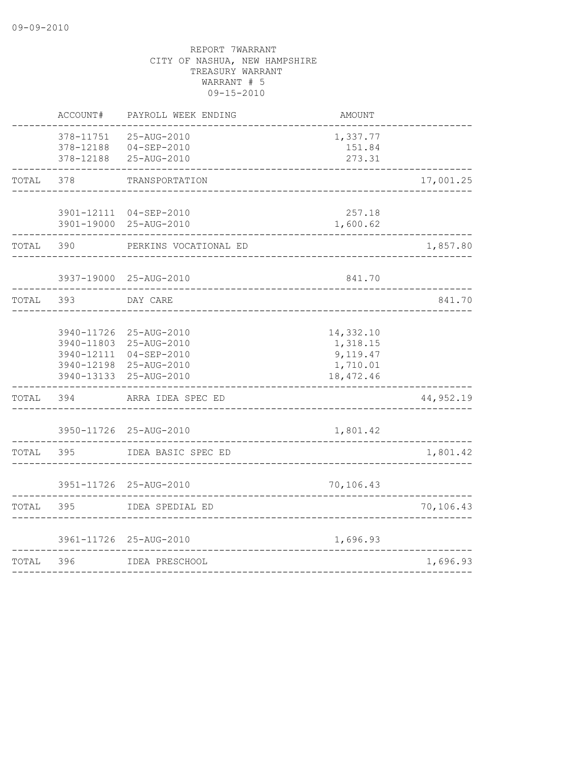09-09-2010

REPORT 7WARRANT
CITY OF NASHUA, NEW HAMPSHIRE
TREASURY WARRANT
WARRANT # 5
09-15-2010

| | ACCOUNT# | PAYROLL WEEK ENDING | AMOUNT | |
|---|---|---|---|---|
| | 378-11751 | 25-AUG-2010 | 1,337.77 | |
| | 378-12188 | 04-SEP-2010 | 151.84 | |
| | 378-12188 | 25-AUG-2010 | 273.31 | |
| TOTAL | 378 | TRANSPORTATION | | 17,001.25 |
| | 3901-12111 | 04-SEP-2010 | 257.18 | |
| | 3901-19000 | 25-AUG-2010 | 1,600.62 | |
| TOTAL | 390 | PERKINS VOCATIONAL ED | | 1,857.80 |
| | 3937-19000 | 25-AUG-2010 | 841.70 | |
| TOTAL | 393 | DAY CARE | | 841.70 |
| | 3940-11726 | 25-AUG-2010 | 14,332.10 | |
| | 3940-11803 | 25-AUG-2010 | 1,318.15 | |
| | 3940-12111 | 04-SEP-2010 | 9,119.47 | |
| | 3940-12198 | 25-AUG-2010 | 1,710.01 | |
| | 3940-13133 | 25-AUG-2010 | 18,472.46 | |
| TOTAL | 394 | ARRA IDEA SPEC ED | | 44,952.19 |
| | 3950-11726 | 25-AUG-2010 | 1,801.42 | |
| TOTAL | 395 | IDEA BASIC SPEC ED | | 1,801.42 |
| | 3951-11726 | 25-AUG-2010 | 70,106.43 | |
| TOTAL | 395 | IDEA SPEDIAL ED | | 70,106.43 |
| | 3961-11726 | 25-AUG-2010 | 1,696.93 | |
| TOTAL | 396 | IDEA PRESCHOOL | | 1,696.93 |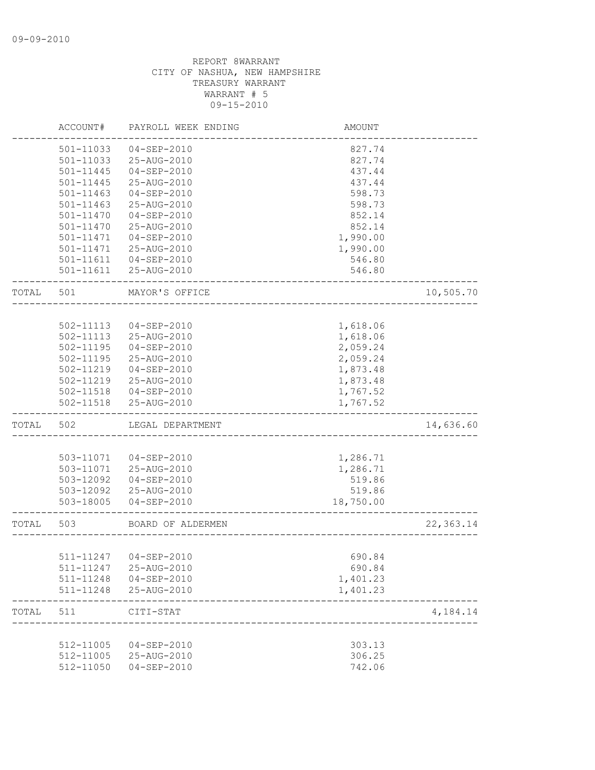09-09-2010

REPORT 8WARRANT
CITY OF NASHUA, NEW HAMPSHIRE
TREASURY WARRANT
WARRANT # 5
09-15-2010

| | ACCOUNT# | PAYROLL WEEK ENDING | AMOUNT | |
|---|---|---|---|---|
| | 501-11033 | 04-SEP-2010 | 827.74 | |
| | 501-11033 | 25-AUG-2010 | 827.74 | |
| | 501-11445 | 04-SEP-2010 | 437.44 | |
| | 501-11445 | 25-AUG-2010 | 437.44 | |
| | 501-11463 | 04-SEP-2010 | 598.73 | |
| | 501-11463 | 25-AUG-2010 | 598.73 | |
| | 501-11470 | 04-SEP-2010 | 852.14 | |
| | 501-11470 | 25-AUG-2010 | 852.14 | |
| | 501-11471 | 04-SEP-2010 | 1,990.00 | |
| | 501-11471 | 25-AUG-2010 | 1,990.00 | |
| | 501-11611 | 04-SEP-2010 | 546.80 | |
| | 501-11611 | 25-AUG-2010 | 546.80 | |
| TOTAL | 501 | MAYOR'S OFFICE | | 10,505.70 |
| | 502-11113 | 04-SEP-2010 | 1,618.06 | |
| | 502-11113 | 25-AUG-2010 | 1,618.06 | |
| | 502-11195 | 04-SEP-2010 | 2,059.24 | |
| | 502-11195 | 25-AUG-2010 | 2,059.24 | |
| | 502-11219 | 04-SEP-2010 | 1,873.48 | |
| | 502-11219 | 25-AUG-2010 | 1,873.48 | |
| | 502-11518 | 04-SEP-2010 | 1,767.52 | |
| | 502-11518 | 25-AUG-2010 | 1,767.52 | |
| TOTAL | 502 | LEGAL DEPARTMENT | | 14,636.60 |
| | 503-11071 | 04-SEP-2010 | 1,286.71 | |
| | 503-11071 | 25-AUG-2010 | 1,286.71 | |
| | 503-12092 | 04-SEP-2010 | 519.86 | |
| | 503-12092 | 25-AUG-2010 | 519.86 | |
| | 503-18005 | 04-SEP-2010 | 18,750.00 | |
| TOTAL | 503 | BOARD OF ALDERMEN | | 22,363.14 |
| | 511-11247 | 04-SEP-2010 | 690.84 | |
| | 511-11247 | 25-AUG-2010 | 690.84 | |
| | 511-11248 | 04-SEP-2010 | 1,401.23 | |
| | 511-11248 | 25-AUG-2010 | 1,401.23 | |
| TOTAL | 511 | CITI-STAT | | 4,184.14 |
| | 512-11005 | 04-SEP-2010 | 303.13 | |
| | 512-11005 | 25-AUG-2010 | 306.25 | |
| | 512-11050 | 04-SEP-2010 | 742.06 | |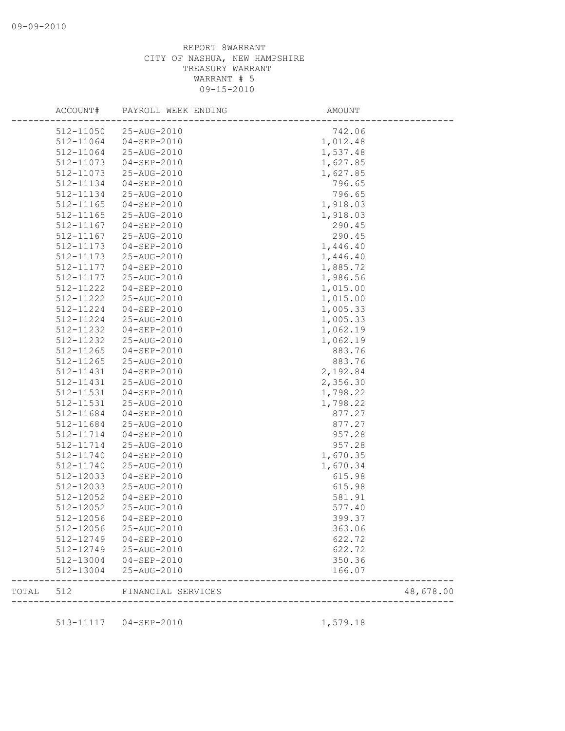REPORT 8WARRANT
CITY OF NASHUA, NEW HAMPSHIRE
TREASURY WARRANT
WARRANT # 5
09-15-2010

| ACCOUNT# | PAYROLL WEEK ENDING | AMOUNT | |
|---|---|---|---|
| 512-11050 | 25-AUG-2010 | 742.06 | |
| 512-11064 | 04-SEP-2010 | 1,012.48 | |
| 512-11064 | 25-AUG-2010 | 1,537.48 | |
| 512-11073 | 04-SEP-2010 | 1,627.85 | |
| 512-11073 | 25-AUG-2010 | 1,627.85 | |
| 512-11134 | 04-SEP-2010 | 796.65 | |
| 512-11134 | 25-AUG-2010 | 796.65 | |
| 512-11165 | 04-SEP-2010 | 1,918.03 | |
| 512-11165 | 25-AUG-2010 | 1,918.03 | |
| 512-11167 | 04-SEP-2010 | 290.45 | |
| 512-11167 | 25-AUG-2010 | 290.45 | |
| 512-11173 | 04-SEP-2010 | 1,446.40 | |
| 512-11173 | 25-AUG-2010 | 1,446.40 | |
| 512-11177 | 04-SEP-2010 | 1,885.72 | |
| 512-11177 | 25-AUG-2010 | 1,986.56 | |
| 512-11222 | 04-SEP-2010 | 1,015.00 | |
| 512-11222 | 25-AUG-2010 | 1,015.00 | |
| 512-11224 | 04-SEP-2010 | 1,005.33 | |
| 512-11224 | 25-AUG-2010 | 1,005.33 | |
| 512-11232 | 04-SEP-2010 | 1,062.19 | |
| 512-11232 | 25-AUG-2010 | 1,062.19 | |
| 512-11265 | 04-SEP-2010 | 883.76 | |
| 512-11265 | 25-AUG-2010 | 883.76 | |
| 512-11431 | 04-SEP-2010 | 2,192.84 | |
| 512-11431 | 25-AUG-2010 | 2,356.30 | |
| 512-11531 | 04-SEP-2010 | 1,798.22 | |
| 512-11531 | 25-AUG-2010 | 1,798.22 | |
| 512-11684 | 04-SEP-2010 | 877.27 | |
| 512-11684 | 25-AUG-2010 | 877.27 | |
| 512-11714 | 04-SEP-2010 | 957.28 | |
| 512-11714 | 25-AUG-2010 | 957.28 | |
| 512-11740 | 04-SEP-2010 | 1,670.35 | |
| 512-11740 | 25-AUG-2010 | 1,670.34 | |
| 512-12033 | 04-SEP-2010 | 615.98 | |
| 512-12033 | 25-AUG-2010 | 615.98 | |
| 512-12052 | 04-SEP-2010 | 581.91 | |
| 512-12052 | 25-AUG-2010 | 577.40 | |
| 512-12056 | 04-SEP-2010 | 399.37 | |
| 512-12056 | 25-AUG-2010 | 363.06 | |
| 512-12749 | 04-SEP-2010 | 622.72 | |
| 512-12749 | 25-AUG-2010 | 622.72 | |
| 512-13004 | 04-SEP-2010 | 350.36 | |
| 512-13004 | 25-AUG-2010 | 166.07 | |
| TOTAL 512 | FINANCIAL SERVICES | | 48,678.00 |
| 513-11117 | 04-SEP-2010 | 1,579.18 | |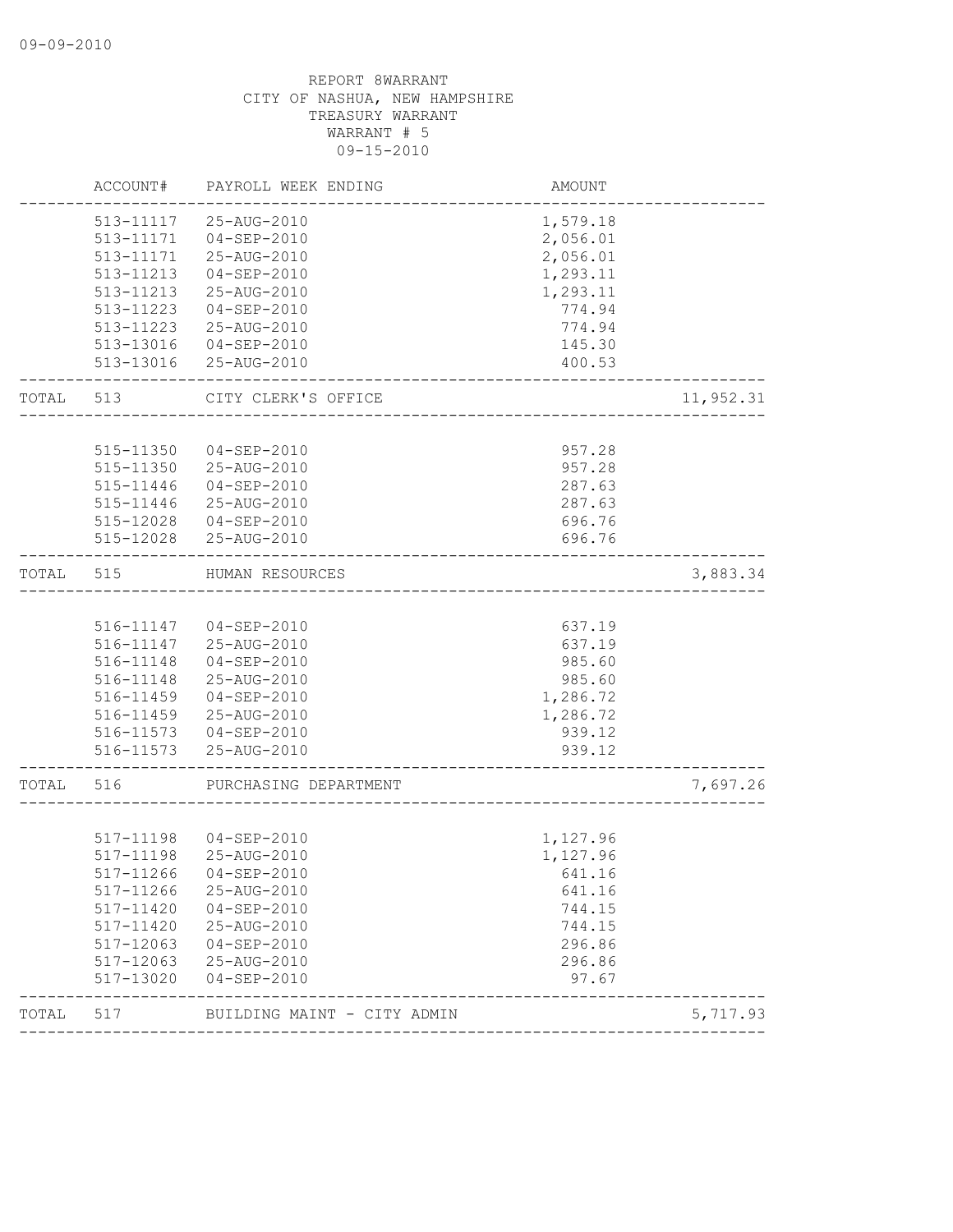REPORT 8WARRANT
CITY OF NASHUA, NEW HAMPSHIRE
TREASURY WARRANT
WARRANT # 5
09-15-2010

| | ACCOUNT# | PAYROLL WEEK ENDING | AMOUNT | |
|---|---|---|---|---|
| | 513-11117 | 25-AUG-2010 | 1,579.18 | |
| | 513-11171 | 04-SEP-2010 | 2,056.01 | |
| | 513-11171 | 25-AUG-2010 | 2,056.01 | |
| | 513-11213 | 04-SEP-2010 | 1,293.11 | |
| | 513-11213 | 25-AUG-2010 | 1,293.11 | |
| | 513-11223 | 04-SEP-2010 | 774.94 | |
| | 513-11223 | 25-AUG-2010 | 774.94 | |
| | 513-13016 | 04-SEP-2010 | 145.30 | |
| | 513-13016 | 25-AUG-2010 | 400.53 | |
| TOTAL | 513 | CITY CLERK'S OFFICE | | 11,952.31 |
| | 515-11350 | 04-SEP-2010 | 957.28 | |
| | 515-11350 | 25-AUG-2010 | 957.28 | |
| | 515-11446 | 04-SEP-2010 | 287.63 | |
| | 515-11446 | 25-AUG-2010 | 287.63 | |
| | 515-12028 | 04-SEP-2010 | 696.76 | |
| | 515-12028 | 25-AUG-2010 | 696.76 | |
| TOTAL | 515 | HUMAN RESOURCES | | 3,883.34 |
| | 516-11147 | 04-SEP-2010 | 637.19 | |
| | 516-11147 | 25-AUG-2010 | 637.19 | |
| | 516-11148 | 04-SEP-2010 | 985.60 | |
| | 516-11148 | 25-AUG-2010 | 985.60 | |
| | 516-11459 | 04-SEP-2010 | 1,286.72 | |
| | 516-11459 | 25-AUG-2010 | 1,286.72 | |
| | 516-11573 | 04-SEP-2010 | 939.12 | |
| | 516-11573 | 25-AUG-2010 | 939.12 | |
| TOTAL | 516 | PURCHASING DEPARTMENT | | 7,697.26 |
| | 517-11198 | 04-SEP-2010 | 1,127.96 | |
| | 517-11198 | 25-AUG-2010 | 1,127.96 | |
| | 517-11266 | 04-SEP-2010 | 641.16 | |
| | 517-11266 | 25-AUG-2010 | 641.16 | |
| | 517-11420 | 04-SEP-2010 | 744.15 | |
| | 517-11420 | 25-AUG-2010 | 744.15 | |
| | 517-12063 | 04-SEP-2010 | 296.86 | |
| | 517-12063 | 25-AUG-2010 | 296.86 | |
| | 517-13020 | 04-SEP-2010 | 97.67 | |
| TOTAL | 517 | BUILDING MAINT - CITY ADMIN | | 5,717.93 |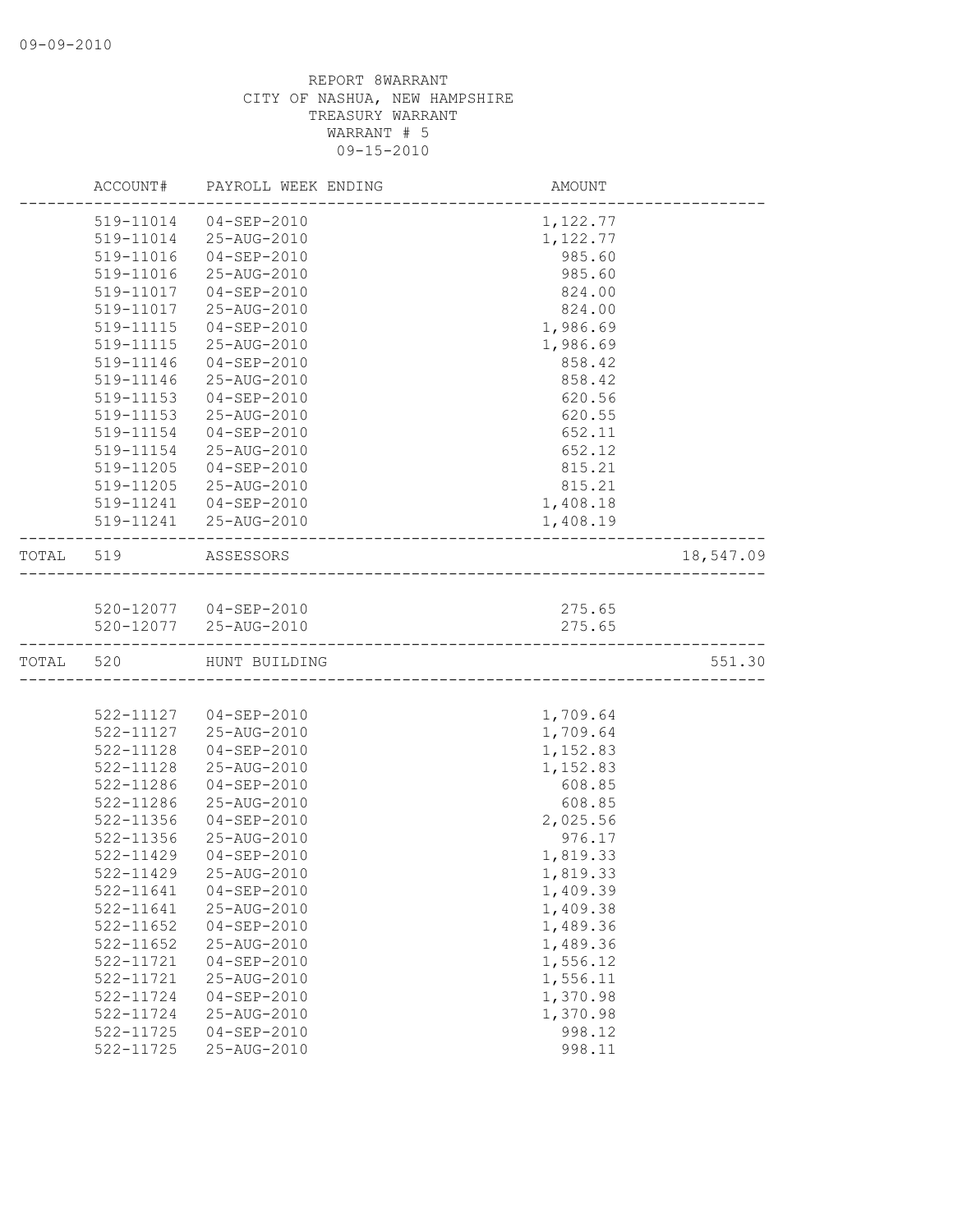09-09-2010

REPORT 8WARRANT
CITY OF NASHUA, NEW HAMPSHIRE
TREASURY WARRANT
WARRANT # 5
09-15-2010

| | ACCOUNT# | PAYROLL WEEK ENDING | AMOUNT | |
|---|---|---|---|---|
| | 519-11014 | 04-SEP-2010 | 1,122.77 | |
| | 519-11014 | 25-AUG-2010 | 1,122.77 | |
| | 519-11016 | 04-SEP-2010 | 985.60 | |
| | 519-11016 | 25-AUG-2010 | 985.60 | |
| | 519-11017 | 04-SEP-2010 | 824.00 | |
| | 519-11017 | 25-AUG-2010 | 824.00 | |
| | 519-11115 | 04-SEP-2010 | 1,986.69 | |
| | 519-11115 | 25-AUG-2010 | 1,986.69 | |
| | 519-11146 | 04-SEP-2010 | 858.42 | |
| | 519-11146 | 25-AUG-2010 | 858.42 | |
| | 519-11153 | 04-SEP-2010 | 620.56 | |
| | 519-11153 | 25-AUG-2010 | 620.55 | |
| | 519-11154 | 04-SEP-2010 | 652.11 | |
| | 519-11154 | 25-AUG-2010 | 652.12 | |
| | 519-11205 | 04-SEP-2010 | 815.21 | |
| | 519-11205 | 25-AUG-2010 | 815.21 | |
| | 519-11241 | 04-SEP-2010 | 1,408.18 | |
| | 519-11241 | 25-AUG-2010 | 1,408.19 | |
| TOTAL | 519 | ASSESSORS | | 18,547.09 |
| | 520-12077 | 04-SEP-2010 | 275.65 | |
| | 520-12077 | 25-AUG-2010 | 275.65 | |
| TOTAL | 520 | HUNT BUILDING | | 551.30 |
| | 522-11127 | 04-SEP-2010 | 1,709.64 | |
| | 522-11127 | 25-AUG-2010 | 1,709.64 | |
| | 522-11128 | 04-SEP-2010 | 1,152.83 | |
| | 522-11128 | 25-AUG-2010 | 1,152.83 | |
| | 522-11286 | 04-SEP-2010 | 608.85 | |
| | 522-11286 | 25-AUG-2010 | 608.85 | |
| | 522-11356 | 04-SEP-2010 | 2,025.56 | |
| | 522-11356 | 25-AUG-2010 | 976.17 | |
| | 522-11429 | 04-SEP-2010 | 1,819.33 | |
| | 522-11429 | 25-AUG-2010 | 1,819.33 | |
| | 522-11641 | 04-SEP-2010 | 1,409.39 | |
| | 522-11641 | 25-AUG-2010 | 1,409.38 | |
| | 522-11652 | 04-SEP-2010 | 1,489.36 | |
| | 522-11652 | 25-AUG-2010 | 1,489.36 | |
| | 522-11721 | 04-SEP-2010 | 1,556.12 | |
| | 522-11721 | 25-AUG-2010 | 1,556.11 | |
| | 522-11724 | 04-SEP-2010 | 1,370.98 | |
| | 522-11724 | 25-AUG-2010 | 1,370.98 | |
| | 522-11725 | 04-SEP-2010 | 998.12 | |
| | 522-11725 | 25-AUG-2010 | 998.11 | |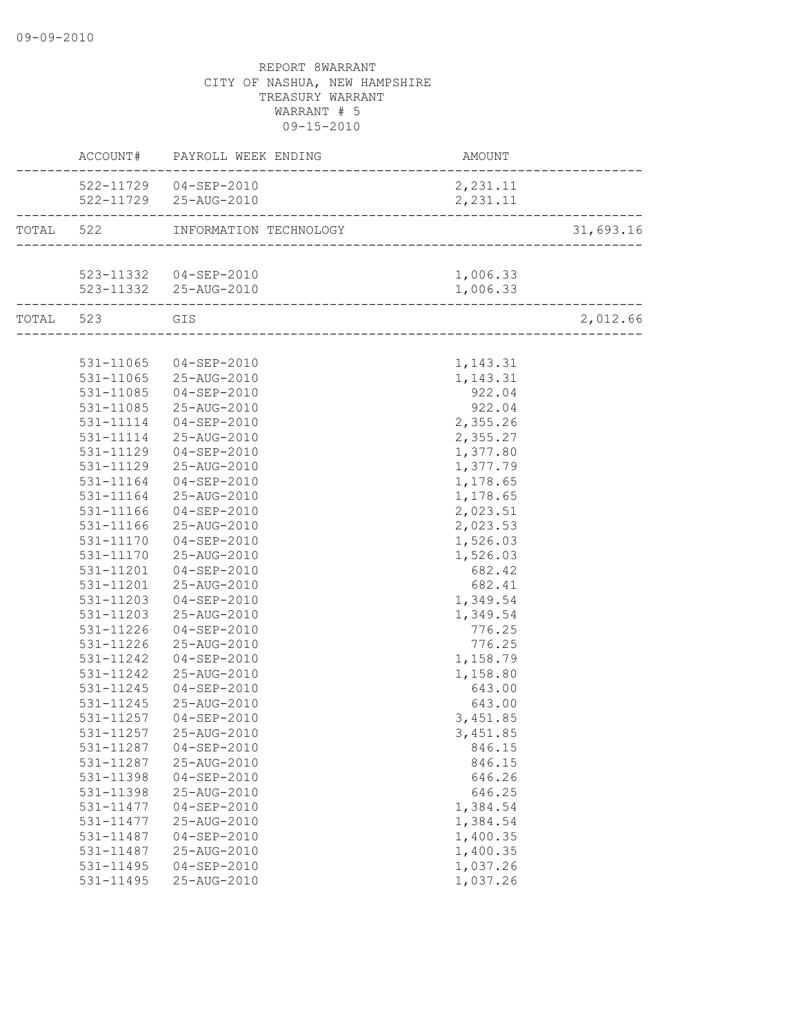REPORT 8WARRANT
CITY OF NASHUA, NEW HAMPSHIRE
TREASURY WARRANT
WARRANT # 5
09-15-2010

| | ACCOUNT# | PAYROLL WEEK ENDING | AMOUNT | |
|---|---|---|---|---|
| | 522-11729 | 04-SEP-2010 | 2,231.11 | |
| | 522-11729 | 25-AUG-2010 | 2,231.11 | |
| TOTAL | 522 | INFORMATION TECHNOLOGY | | 31,693.16 |
| | 523-11332 | 04-SEP-2010 | 1,006.33 | |
| | 523-11332 | 25-AUG-2010 | 1,006.33 | |
| TOTAL | 523 | GIS | | 2,012.66 |
| | 531-11065 | 04-SEP-2010 | 1,143.31 | |
| | 531-11065 | 25-AUG-2010 | 1,143.31 | |
| | 531-11085 | 04-SEP-2010 | 922.04 | |
| | 531-11085 | 25-AUG-2010 | 922.04 | |
| | 531-11114 | 04-SEP-2010 | 2,355.26 | |
| | 531-11114 | 25-AUG-2010 | 2,355.27 | |
| | 531-11129 | 04-SEP-2010 | 1,377.80 | |
| | 531-11129 | 25-AUG-2010 | 1,377.79 | |
| | 531-11164 | 04-SEP-2010 | 1,178.65 | |
| | 531-11164 | 25-AUG-2010 | 1,178.65 | |
| | 531-11166 | 04-SEP-2010 | 2,023.51 | |
| | 531-11166 | 25-AUG-2010 | 2,023.53 | |
| | 531-11170 | 04-SEP-2010 | 1,526.03 | |
| | 531-11170 | 25-AUG-2010 | 1,526.03 | |
| | 531-11201 | 04-SEP-2010 | 682.42 | |
| | 531-11201 | 25-AUG-2010 | 682.41 | |
| | 531-11203 | 04-SEP-2010 | 1,349.54 | |
| | 531-11203 | 25-AUG-2010 | 1,349.54 | |
| | 531-11226 | 04-SEP-2010 | 776.25 | |
| | 531-11226 | 25-AUG-2010 | 776.25 | |
| | 531-11242 | 04-SEP-2010 | 1,158.79 | |
| | 531-11242 | 25-AUG-2010 | 1,158.80 | |
| | 531-11245 | 04-SEP-2010 | 643.00 | |
| | 531-11245 | 25-AUG-2010 | 643.00 | |
| | 531-11257 | 04-SEP-2010 | 3,451.85 | |
| | 531-11257 | 25-AUG-2010 | 3,451.85 | |
| | 531-11287 | 04-SEP-2010 | 846.15 | |
| | 531-11287 | 25-AUG-2010 | 846.15 | |
| | 531-11398 | 04-SEP-2010 | 646.26 | |
| | 531-11398 | 25-AUG-2010 | 646.25 | |
| | 531-11477 | 04-SEP-2010 | 1,384.54 | |
| | 531-11477 | 25-AUG-2010 | 1,384.54 | |
| | 531-11487 | 04-SEP-2010 | 1,400.35 | |
| | 531-11487 | 25-AUG-2010 | 1,400.35 | |
| | 531-11495 | 04-SEP-2010 | 1,037.26 | |
| | 531-11495 | 25-AUG-2010 | 1,037.26 | |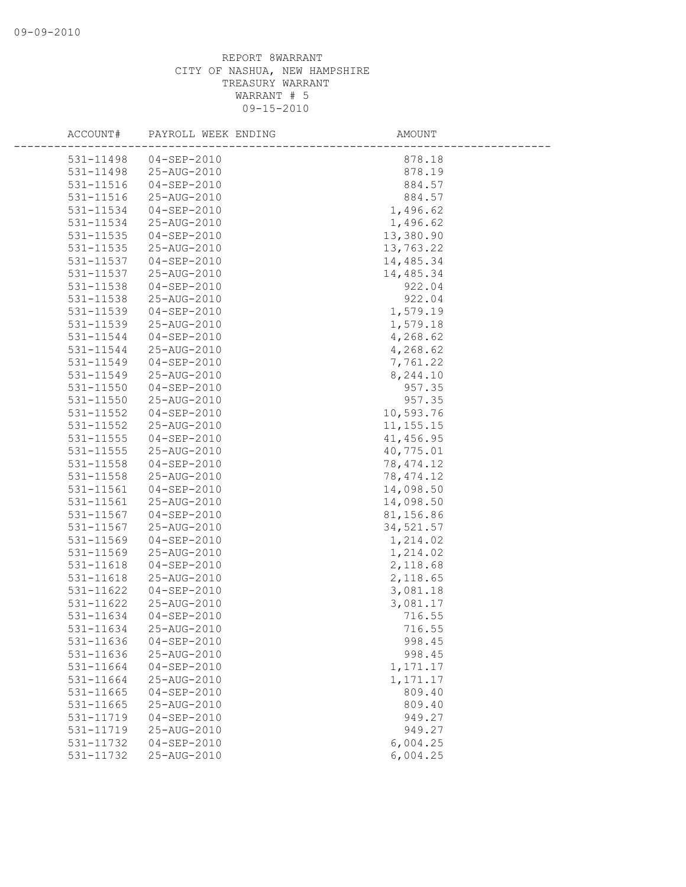REPORT 8WARRANT
CITY OF NASHUA, NEW HAMPSHIRE
TREASURY WARRANT
WARRANT # 5
09-15-2010

| ACCOUNT# | PAYROLL WEEK ENDING | AMOUNT |
|---|---|---|
| 531-11498 | 04-SEP-2010 | 878.18 |
| 531-11498 | 25-AUG-2010 | 878.19 |
| 531-11516 | 04-SEP-2010 | 884.57 |
| 531-11516 | 25-AUG-2010 | 884.57 |
| 531-11534 | 04-SEP-2010 | 1,496.62 |
| 531-11534 | 25-AUG-2010 | 1,496.62 |
| 531-11535 | 04-SEP-2010 | 13,380.90 |
| 531-11535 | 25-AUG-2010 | 13,763.22 |
| 531-11537 | 04-SEP-2010 | 14,485.34 |
| 531-11537 | 25-AUG-2010 | 14,485.34 |
| 531-11538 | 04-SEP-2010 | 922.04 |
| 531-11538 | 25-AUG-2010 | 922.04 |
| 531-11539 | 04-SEP-2010 | 1,579.19 |
| 531-11539 | 25-AUG-2010 | 1,579.18 |
| 531-11544 | 04-SEP-2010 | 4,268.62 |
| 531-11544 | 25-AUG-2010 | 4,268.62 |
| 531-11549 | 04-SEP-2010 | 7,761.22 |
| 531-11549 | 25-AUG-2010 | 8,244.10 |
| 531-11550 | 04-SEP-2010 | 957.35 |
| 531-11550 | 25-AUG-2010 | 957.35 |
| 531-11552 | 04-SEP-2010 | 10,593.76 |
| 531-11552 | 25-AUG-2010 | 11,155.15 |
| 531-11555 | 04-SEP-2010 | 41,456.95 |
| 531-11555 | 25-AUG-2010 | 40,775.01 |
| 531-11558 | 04-SEP-2010 | 78,474.12 |
| 531-11558 | 25-AUG-2010 | 78,474.12 |
| 531-11561 | 04-SEP-2010 | 14,098.50 |
| 531-11561 | 25-AUG-2010 | 14,098.50 |
| 531-11567 | 04-SEP-2010 | 81,156.86 |
| 531-11567 | 25-AUG-2010 | 34,521.57 |
| 531-11569 | 04-SEP-2010 | 1,214.02 |
| 531-11569 | 25-AUG-2010 | 1,214.02 |
| 531-11618 | 04-SEP-2010 | 2,118.68 |
| 531-11618 | 25-AUG-2010 | 2,118.65 |
| 531-11622 | 04-SEP-2010 | 3,081.18 |
| 531-11622 | 25-AUG-2010 | 3,081.17 |
| 531-11634 | 04-SEP-2010 | 716.55 |
| 531-11634 | 25-AUG-2010 | 716.55 |
| 531-11636 | 04-SEP-2010 | 998.45 |
| 531-11636 | 25-AUG-2010 | 998.45 |
| 531-11664 | 04-SEP-2010 | 1,171.17 |
| 531-11664 | 25-AUG-2010 | 1,171.17 |
| 531-11665 | 04-SEP-2010 | 809.40 |
| 531-11665 | 25-AUG-2010 | 809.40 |
| 531-11719 | 04-SEP-2010 | 949.27 |
| 531-11719 | 25-AUG-2010 | 949.27 |
| 531-11732 | 04-SEP-2010 | 6,004.25 |
| 531-11732 | 25-AUG-2010 | 6,004.25 |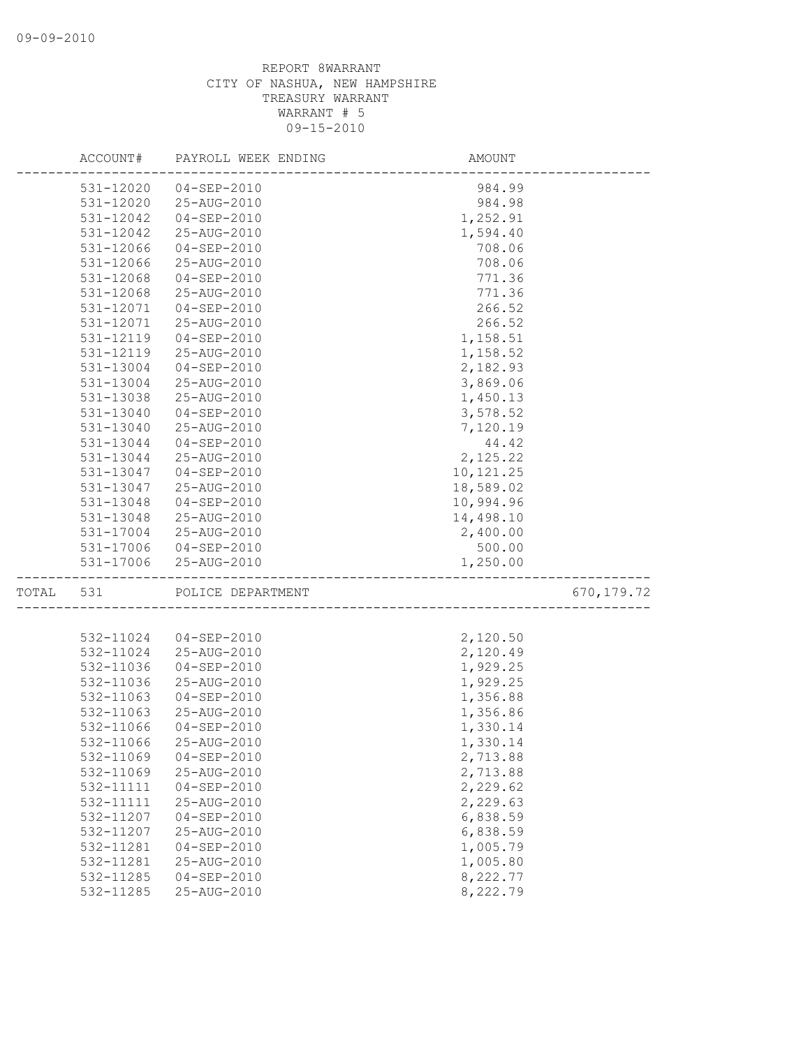REPORT 8WARRANT
CITY OF NASHUA, NEW HAMPSHIRE
TREASURY WARRANT
WARRANT # 5
09-15-2010

| ACCOUNT# | PAYROLL WEEK ENDING | AMOUNT | |
|---|---|---|---|
| 531-12020 | 04-SEP-2010 | 984.99 | |
| 531-12020 | 25-AUG-2010 | 984.98 | |
| 531-12042 | 04-SEP-2010 | 1,252.91 | |
| 531-12042 | 25-AUG-2010 | 1,594.40 | |
| 531-12066 | 04-SEP-2010 | 708.06 | |
| 531-12066 | 25-AUG-2010 | 708.06 | |
| 531-12068 | 04-SEP-2010 | 771.36 | |
| 531-12068 | 25-AUG-2010 | 771.36 | |
| 531-12071 | 04-SEP-2010 | 266.52 | |
| 531-12071 | 25-AUG-2010 | 266.52 | |
| 531-12119 | 04-SEP-2010 | 1,158.51 | |
| 531-12119 | 25-AUG-2010 | 1,158.52 | |
| 531-13004 | 04-SEP-2010 | 2,182.93 | |
| 531-13004 | 25-AUG-2010 | 3,869.06 | |
| 531-13038 | 25-AUG-2010 | 1,450.13 | |
| 531-13040 | 04-SEP-2010 | 3,578.52 | |
| 531-13040 | 25-AUG-2010 | 7,120.19 | |
| 531-13044 | 04-SEP-2010 | 44.42 | |
| 531-13044 | 25-AUG-2010 | 2,125.22 | |
| 531-13047 | 04-SEP-2010 | 10,121.25 | |
| 531-13047 | 25-AUG-2010 | 18,589.02 | |
| 531-13048 | 04-SEP-2010 | 10,994.96 | |
| 531-13048 | 25-AUG-2010 | 14,498.10 | |
| 531-17004 | 25-AUG-2010 | 2,400.00 | |
| 531-17006 | 04-SEP-2010 | 500.00 | |
| 531-17006 | 25-AUG-2010 | 1,250.00 | |
| TOTAL 531 | POLICE DEPARTMENT | | 670,179.72 |
| 532-11024 | 04-SEP-2010 | 2,120.50 | |
| 532-11024 | 25-AUG-2010 | 2,120.49 | |
| 532-11036 | 04-SEP-2010 | 1,929.25 | |
| 532-11036 | 25-AUG-2010 | 1,929.25 | |
| 532-11063 | 04-SEP-2010 | 1,356.88 | |
| 532-11063 | 25-AUG-2010 | 1,356.86 | |
| 532-11066 | 04-SEP-2010 | 1,330.14 | |
| 532-11066 | 25-AUG-2010 | 1,330.14 | |
| 532-11069 | 04-SEP-2010 | 2,713.88 | |
| 532-11069 | 25-AUG-2010 | 2,713.88 | |
| 532-11111 | 04-SEP-2010 | 2,229.62 | |
| 532-11111 | 25-AUG-2010 | 2,229.63 | |
| 532-11207 | 04-SEP-2010 | 6,838.59 | |
| 532-11207 | 25-AUG-2010 | 6,838.59 | |
| 532-11281 | 04-SEP-2010 | 1,005.79 | |
| 532-11281 | 25-AUG-2010 | 1,005.80 | |
| 532-11285 | 04-SEP-2010 | 8,222.77 | |
| 532-11285 | 25-AUG-2010 | 8,222.79 | |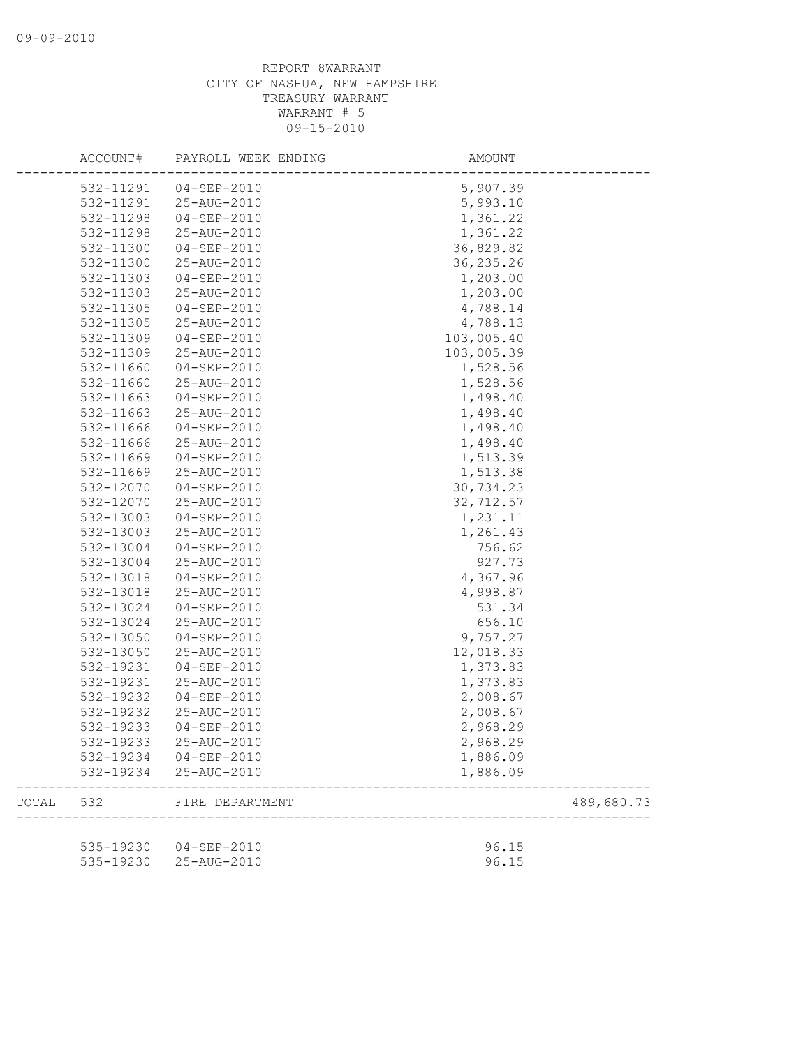REPORT 8WARRANT
CITY OF NASHUA, NEW HAMPSHIRE
TREASURY WARRANT
WARRANT # 5
09-15-2010

| | ACCOUNT# | PAYROLL WEEK ENDING | AMOUNT | |
|---|---|---|---|---|
| | 532-11291 | 04-SEP-2010 | 5,907.39 | |
| | 532-11291 | 25-AUG-2010 | 5,993.10 | |
| | 532-11298 | 04-SEP-2010 | 1,361.22 | |
| | 532-11298 | 25-AUG-2010 | 1,361.22 | |
| | 532-11300 | 04-SEP-2010 | 36,829.82 | |
| | 532-11300 | 25-AUG-2010 | 36,235.26 | |
| | 532-11303 | 04-SEP-2010 | 1,203.00 | |
| | 532-11303 | 25-AUG-2010 | 1,203.00 | |
| | 532-11305 | 04-SEP-2010 | 4,788.14 | |
| | 532-11305 | 25-AUG-2010 | 4,788.13 | |
| | 532-11309 | 04-SEP-2010 | 103,005.40 | |
| | 532-11309 | 25-AUG-2010 | 103,005.39 | |
| | 532-11660 | 04-SEP-2010 | 1,528.56 | |
| | 532-11660 | 25-AUG-2010 | 1,528.56 | |
| | 532-11663 | 04-SEP-2010 | 1,498.40 | |
| | 532-11663 | 25-AUG-2010 | 1,498.40 | |
| | 532-11666 | 04-SEP-2010 | 1,498.40 | |
| | 532-11666 | 25-AUG-2010 | 1,498.40 | |
| | 532-11669 | 04-SEP-2010 | 1,513.39 | |
| | 532-11669 | 25-AUG-2010 | 1,513.38 | |
| | 532-12070 | 04-SEP-2010 | 30,734.23 | |
| | 532-12070 | 25-AUG-2010 | 32,712.57 | |
| | 532-13003 | 04-SEP-2010 | 1,231.11 | |
| | 532-13003 | 25-AUG-2010 | 1,261.43 | |
| | 532-13004 | 04-SEP-2010 | 756.62 | |
| | 532-13004 | 25-AUG-2010 | 927.73 | |
| | 532-13018 | 04-SEP-2010 | 4,367.96 | |
| | 532-13018 | 25-AUG-2010 | 4,998.87 | |
| | 532-13024 | 04-SEP-2010 | 531.34 | |
| | 532-13024 | 25-AUG-2010 | 656.10 | |
| | 532-13050 | 04-SEP-2010 | 9,757.27 | |
| | 532-13050 | 25-AUG-2010 | 12,018.33 | |
| | 532-19231 | 04-SEP-2010 | 1,373.83 | |
| | 532-19231 | 25-AUG-2010 | 1,373.83 | |
| | 532-19232 | 04-SEP-2010 | 2,008.67 | |
| | 532-19232 | 25-AUG-2010 | 2,008.67 | |
| | 532-19233 | 04-SEP-2010 | 2,968.29 | |
| | 532-19233 | 25-AUG-2010 | 2,968.29 | |
| | 532-19234 | 04-SEP-2010 | 1,886.09 | |
| | 532-19234 | 25-AUG-2010 | 1,886.09 | |
| TOTAL | 532 | FIRE DEPARTMENT | | 489,680.73 |
| | 535-19230 | 04-SEP-2010 | 96.15 | |
| | 535-19230 | 25-AUG-2010 | 96.15 | |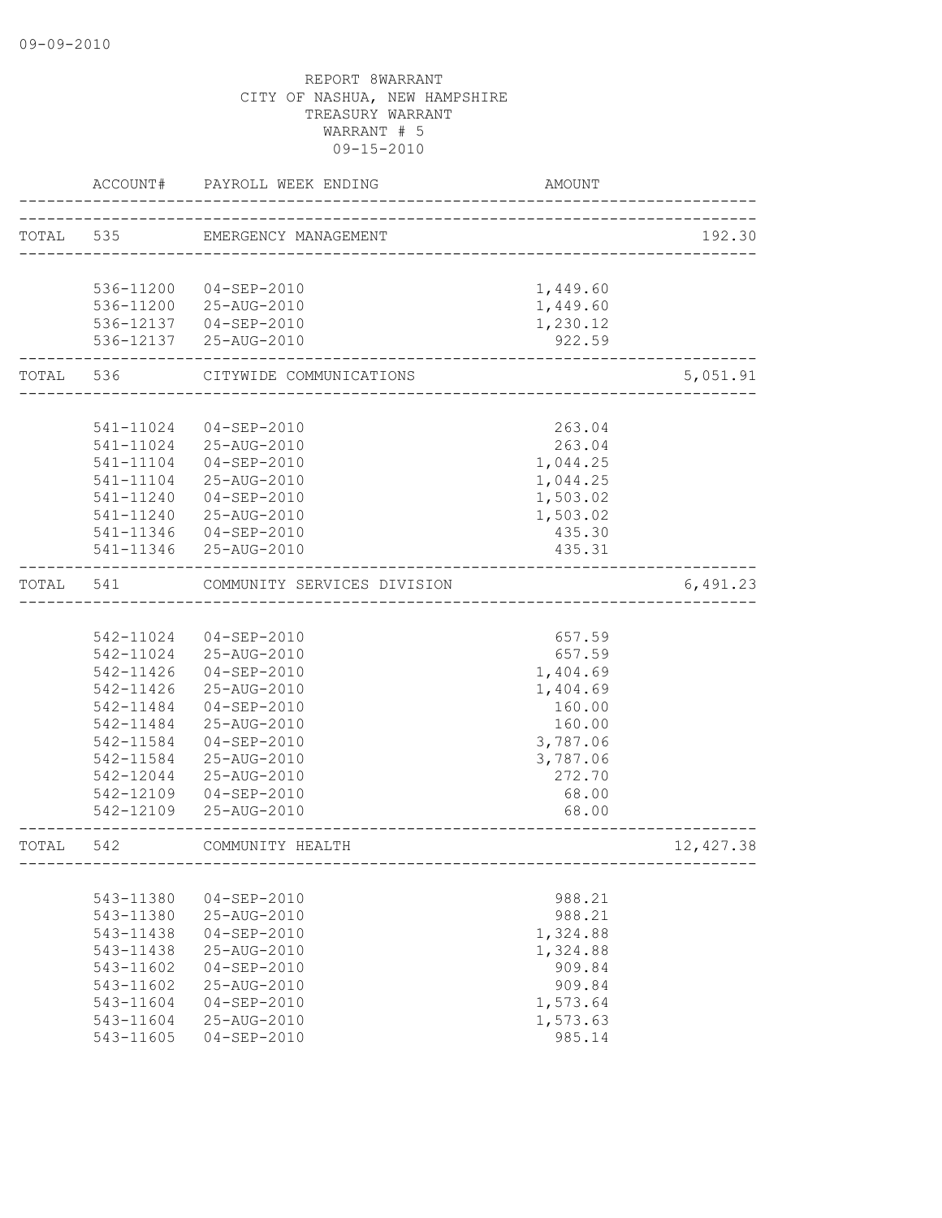09-09-2010

REPORT 8WARRANT
CITY OF NASHUA, NEW HAMPSHIRE
TREASURY WARRANT
WARRANT # 5
09-15-2010

| | ACCOUNT# | PAYROLL WEEK ENDING | AMOUNT | |
|---|---|---|---|---|
| TOTAL | 535 | EMERGENCY MANAGEMENT | | 192.30 |
| | 536-11200 | 04-SEP-2010 | 1,449.60 | |
| | 536-11200 | 25-AUG-2010 | 1,449.60 | |
| | 536-12137 | 04-SEP-2010 | 1,230.12 | |
| | 536-12137 | 25-AUG-2010 | 922.59 | |
| TOTAL | 536 | CITYWIDE COMMUNICATIONS | | 5,051.91 |
| | 541-11024 | 04-SEP-2010 | 263.04 | |
| | 541-11024 | 25-AUG-2010 | 263.04 | |
| | 541-11104 | 04-SEP-2010 | 1,044.25 | |
| | 541-11104 | 25-AUG-2010 | 1,044.25 | |
| | 541-11240 | 04-SEP-2010 | 1,503.02 | |
| | 541-11240 | 25-AUG-2010 | 1,503.02 | |
| | 541-11346 | 04-SEP-2010 | 435.30 | |
| | 541-11346 | 25-AUG-2010 | 435.31 | |
| TOTAL | 541 | COMMUNITY SERVICES DIVISION | | 6,491.23 |
| | 542-11024 | 04-SEP-2010 | 657.59 | |
| | 542-11024 | 25-AUG-2010 | 657.59 | |
| | 542-11426 | 04-SEP-2010 | 1,404.69 | |
| | 542-11426 | 25-AUG-2010 | 1,404.69 | |
| | 542-11484 | 04-SEP-2010 | 160.00 | |
| | 542-11484 | 25-AUG-2010 | 160.00 | |
| | 542-11584 | 04-SEP-2010 | 3,787.06 | |
| | 542-11584 | 25-AUG-2010 | 3,787.06 | |
| | 542-12044 | 25-AUG-2010 | 272.70 | |
| | 542-12109 | 04-SEP-2010 | 68.00 | |
| | 542-12109 | 25-AUG-2010 | 68.00 | |
| TOTAL | 542 | COMMUNITY HEALTH | | 12,427.38 |
| | 543-11380 | 04-SEP-2010 | 988.21 | |
| | 543-11380 | 25-AUG-2010 | 988.21 | |
| | 543-11438 | 04-SEP-2010 | 1,324.88 | |
| | 543-11438 | 25-AUG-2010 | 1,324.88 | |
| | 543-11602 | 04-SEP-2010 | 909.84 | |
| | 543-11602 | 25-AUG-2010 | 909.84 | |
| | 543-11604 | 04-SEP-2010 | 1,573.64 | |
| | 543-11604 | 25-AUG-2010 | 1,573.63 | |
| | 543-11605 | 04-SEP-2010 | 985.14 | |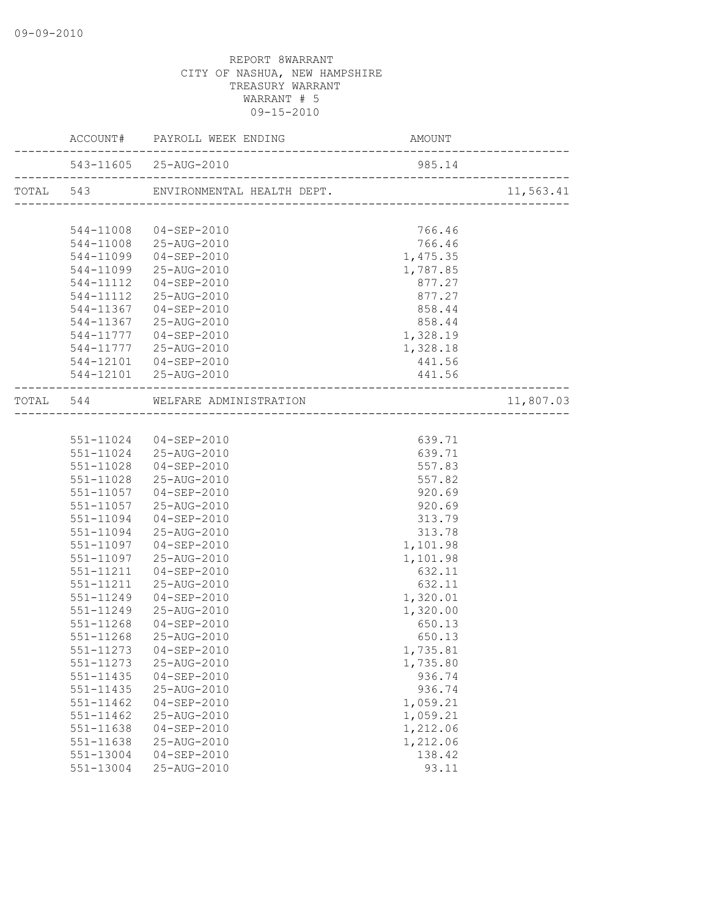REPORT 8WARRANT
CITY OF NASHUA, NEW HAMPSHIRE
TREASURY WARRANT
WARRANT # 5
09-15-2010

| | ACCOUNT# | PAYROLL WEEK ENDING | AMOUNT | |
|---|---|---|---|---|
| | 543-11605 | 25-AUG-2010 | 985.14 | |
| TOTAL | 543 | ENVIRONMENTAL HEALTH DEPT. | | 11,563.41 |
| | 544-11008 | 04-SEP-2010 | 766.46 | |
| | 544-11008 | 25-AUG-2010 | 766.46 | |
| | 544-11099 | 04-SEP-2010 | 1,475.35 | |
| | 544-11099 | 25-AUG-2010 | 1,787.85 | |
| | 544-11112 | 04-SEP-2010 | 877.27 | |
| | 544-11112 | 25-AUG-2010 | 877.27 | |
| | 544-11367 | 04-SEP-2010 | 858.44 | |
| | 544-11367 | 25-AUG-2010 | 858.44 | |
| | 544-11777 | 04-SEP-2010 | 1,328.19 | |
| | 544-11777 | 25-AUG-2010 | 1,328.18 | |
| | 544-12101 | 04-SEP-2010 | 441.56 | |
| | 544-12101 | 25-AUG-2010 | 441.56 | |
| TOTAL | 544 | WELFARE ADMINISTRATION | | 11,807.03 |
| | 551-11024 | 04-SEP-2010 | 639.71 | |
| | 551-11024 | 25-AUG-2010 | 639.71 | |
| | 551-11028 | 04-SEP-2010 | 557.83 | |
| | 551-11028 | 25-AUG-2010 | 557.82 | |
| | 551-11057 | 04-SEP-2010 | 920.69 | |
| | 551-11057 | 25-AUG-2010 | 920.69 | |
| | 551-11094 | 04-SEP-2010 | 313.79 | |
| | 551-11094 | 25-AUG-2010 | 313.78 | |
| | 551-11097 | 04-SEP-2010 | 1,101.98 | |
| | 551-11097 | 25-AUG-2010 | 1,101.98 | |
| | 551-11211 | 04-SEP-2010 | 632.11 | |
| | 551-11211 | 25-AUG-2010 | 632.11 | |
| | 551-11249 | 04-SEP-2010 | 1,320.01 | |
| | 551-11249 | 25-AUG-2010 | 1,320.00 | |
| | 551-11268 | 04-SEP-2010 | 650.13 | |
| | 551-11268 | 25-AUG-2010 | 650.13 | |
| | 551-11273 | 04-SEP-2010 | 1,735.81 | |
| | 551-11273 | 25-AUG-2010 | 1,735.80 | |
| | 551-11435 | 04-SEP-2010 | 936.74 | |
| | 551-11435 | 25-AUG-2010 | 936.74 | |
| | 551-11462 | 04-SEP-2010 | 1,059.21 | |
| | 551-11462 | 25-AUG-2010 | 1,059.21 | |
| | 551-11638 | 04-SEP-2010 | 1,212.06 | |
| | 551-11638 | 25-AUG-2010 | 1,212.06 | |
| | 551-13004 | 04-SEP-2010 | 138.42 | |
| | 551-13004 | 25-AUG-2010 | 93.11 | |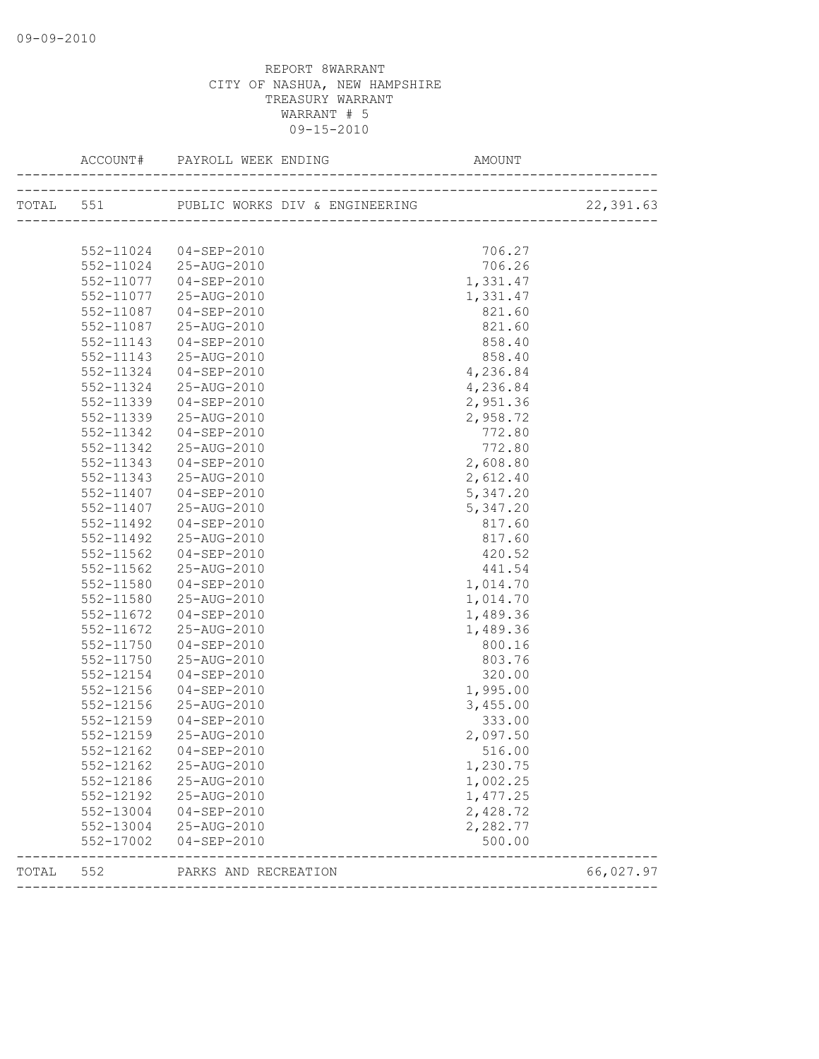09-09-2010

REPORT 8WARRANT
CITY OF NASHUA, NEW HAMPSHIRE
TREASURY WARRANT
WARRANT # 5
09-15-2010

| | ACCOUNT# | PAYROLL WEEK ENDING | AMOUNT | |
|---|---|---|---|---|
| TOTAL | 551 | PUBLIC WORKS DIV & ENGINEERING | | 22,391.63 |
| | 552-11024 | 04-SEP-2010 | 706.27 | |
| | 552-11024 | 25-AUG-2010 | 706.26 | |
| | 552-11077 | 04-SEP-2010 | 1,331.47 | |
| | 552-11077 | 25-AUG-2010 | 1,331.47 | |
| | 552-11087 | 04-SEP-2010 | 821.60 | |
| | 552-11087 | 25-AUG-2010 | 821.60 | |
| | 552-11143 | 04-SEP-2010 | 858.40 | |
| | 552-11143 | 25-AUG-2010 | 858.40 | |
| | 552-11324 | 04-SEP-2010 | 4,236.84 | |
| | 552-11324 | 25-AUG-2010 | 4,236.84 | |
| | 552-11339 | 04-SEP-2010 | 2,951.36 | |
| | 552-11339 | 25-AUG-2010 | 2,958.72 | |
| | 552-11342 | 04-SEP-2010 | 772.80 | |
| | 552-11342 | 25-AUG-2010 | 772.80 | |
| | 552-11343 | 04-SEP-2010 | 2,608.80 | |
| | 552-11343 | 25-AUG-2010 | 2,612.40 | |
| | 552-11407 | 04-SEP-2010 | 5,347.20 | |
| | 552-11407 | 25-AUG-2010 | 5,347.20 | |
| | 552-11492 | 04-SEP-2010 | 817.60 | |
| | 552-11492 | 25-AUG-2010 | 817.60 | |
| | 552-11562 | 04-SEP-2010 | 420.52 | |
| | 552-11562 | 25-AUG-2010 | 441.54 | |
| | 552-11580 | 04-SEP-2010 | 1,014.70 | |
| | 552-11580 | 25-AUG-2010 | 1,014.70 | |
| | 552-11672 | 04-SEP-2010 | 1,489.36 | |
| | 552-11672 | 25-AUG-2010 | 1,489.36 | |
| | 552-11750 | 04-SEP-2010 | 800.16 | |
| | 552-11750 | 25-AUG-2010 | 803.76 | |
| | 552-12154 | 04-SEP-2010 | 320.00 | |
| | 552-12156 | 04-SEP-2010 | 1,995.00 | |
| | 552-12156 | 25-AUG-2010 | 3,455.00 | |
| | 552-12159 | 04-SEP-2010 | 333.00 | |
| | 552-12159 | 25-AUG-2010 | 2,097.50 | |
| | 552-12162 | 04-SEP-2010 | 516.00 | |
| | 552-12162 | 25-AUG-2010 | 1,230.75 | |
| | 552-12186 | 25-AUG-2010 | 1,002.25 | |
| | 552-12192 | 25-AUG-2010 | 1,477.25 | |
| | 552-13004 | 04-SEP-2010 | 2,428.72 | |
| | 552-13004 | 25-AUG-2010 | 2,282.77 | |
| | 552-17002 | 04-SEP-2010 | 500.00 | |
| TOTAL | 552 | PARKS AND RECREATION | | 66,027.97 |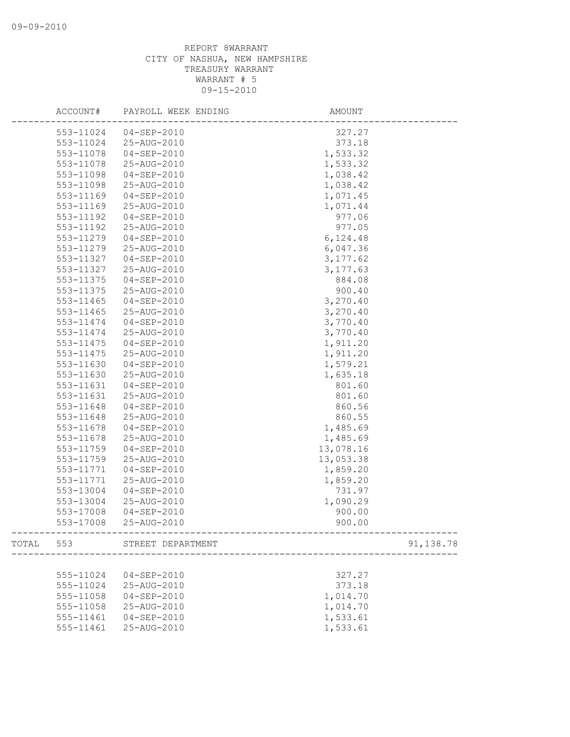REPORT 8WARRANT
CITY OF NASHUA, NEW HAMPSHIRE
TREASURY WARRANT
WARRANT # 5
09-15-2010

| | ACCOUNT# | PAYROLL WEEK ENDING | AMOUNT | |
|---|---|---|---|---|
| | 553-11024 | 04-SEP-2010 | 327.27 | |
| | 553-11024 | 25-AUG-2010 | 373.18 | |
| | 553-11078 | 04-SEP-2010 | 1,533.32 | |
| | 553-11078 | 25-AUG-2010 | 1,533.32 | |
| | 553-11098 | 04-SEP-2010 | 1,038.42 | |
| | 553-11098 | 25-AUG-2010 | 1,038.42 | |
| | 553-11169 | 04-SEP-2010 | 1,071.45 | |
| | 553-11169 | 25-AUG-2010 | 1,071.44 | |
| | 553-11192 | 04-SEP-2010 | 977.06 | |
| | 553-11192 | 25-AUG-2010 | 977.05 | |
| | 553-11279 | 04-SEP-2010 | 6,124.48 | |
| | 553-11279 | 25-AUG-2010 | 6,047.36 | |
| | 553-11327 | 04-SEP-2010 | 3,177.62 | |
| | 553-11327 | 25-AUG-2010 | 3,177.63 | |
| | 553-11375 | 04-SEP-2010 | 884.08 | |
| | 553-11375 | 25-AUG-2010 | 900.40 | |
| | 553-11465 | 04-SEP-2010 | 3,270.40 | |
| | 553-11465 | 25-AUG-2010 | 3,270.40 | |
| | 553-11474 | 04-SEP-2010 | 3,770.40 | |
| | 553-11474 | 25-AUG-2010 | 3,770.40 | |
| | 553-11475 | 04-SEP-2010 | 1,911.20 | |
| | 553-11475 | 25-AUG-2010 | 1,911.20 | |
| | 553-11630 | 04-SEP-2010 | 1,579.21 | |
| | 553-11630 | 25-AUG-2010 | 1,635.18 | |
| | 553-11631 | 04-SEP-2010 | 801.60 | |
| | 553-11631 | 25-AUG-2010 | 801.60 | |
| | 553-11648 | 04-SEP-2010 | 860.56 | |
| | 553-11648 | 25-AUG-2010 | 860.55 | |
| | 553-11678 | 04-SEP-2010 | 1,485.69 | |
| | 553-11678 | 25-AUG-2010 | 1,485.69 | |
| | 553-11759 | 04-SEP-2010 | 13,078.16 | |
| | 553-11759 | 25-AUG-2010 | 13,053.38 | |
| | 553-11771 | 04-SEP-2010 | 1,859.20 | |
| | 553-11771 | 25-AUG-2010 | 1,859.20 | |
| | 553-13004 | 04-SEP-2010 | 731.97 | |
| | 553-13004 | 25-AUG-2010 | 1,090.29 | |
| | 553-17008 | 04-SEP-2010 | 900.00 | |
| | 553-17008 | 25-AUG-2010 | 900.00 | |
| TOTAL | 553 | STREET DEPARTMENT | | 91,138.78 |
| | 555-11024 | 04-SEP-2010 | 327.27 | |
| | 555-11024 | 25-AUG-2010 | 373.18 | |
| | 555-11058 | 04-SEP-2010 | 1,014.70 | |
| | 555-11058 | 25-AUG-2010 | 1,014.70 | |
| | 555-11461 | 04-SEP-2010 | 1,533.61 | |
| | 555-11461 | 25-AUG-2010 | 1,533.61 | |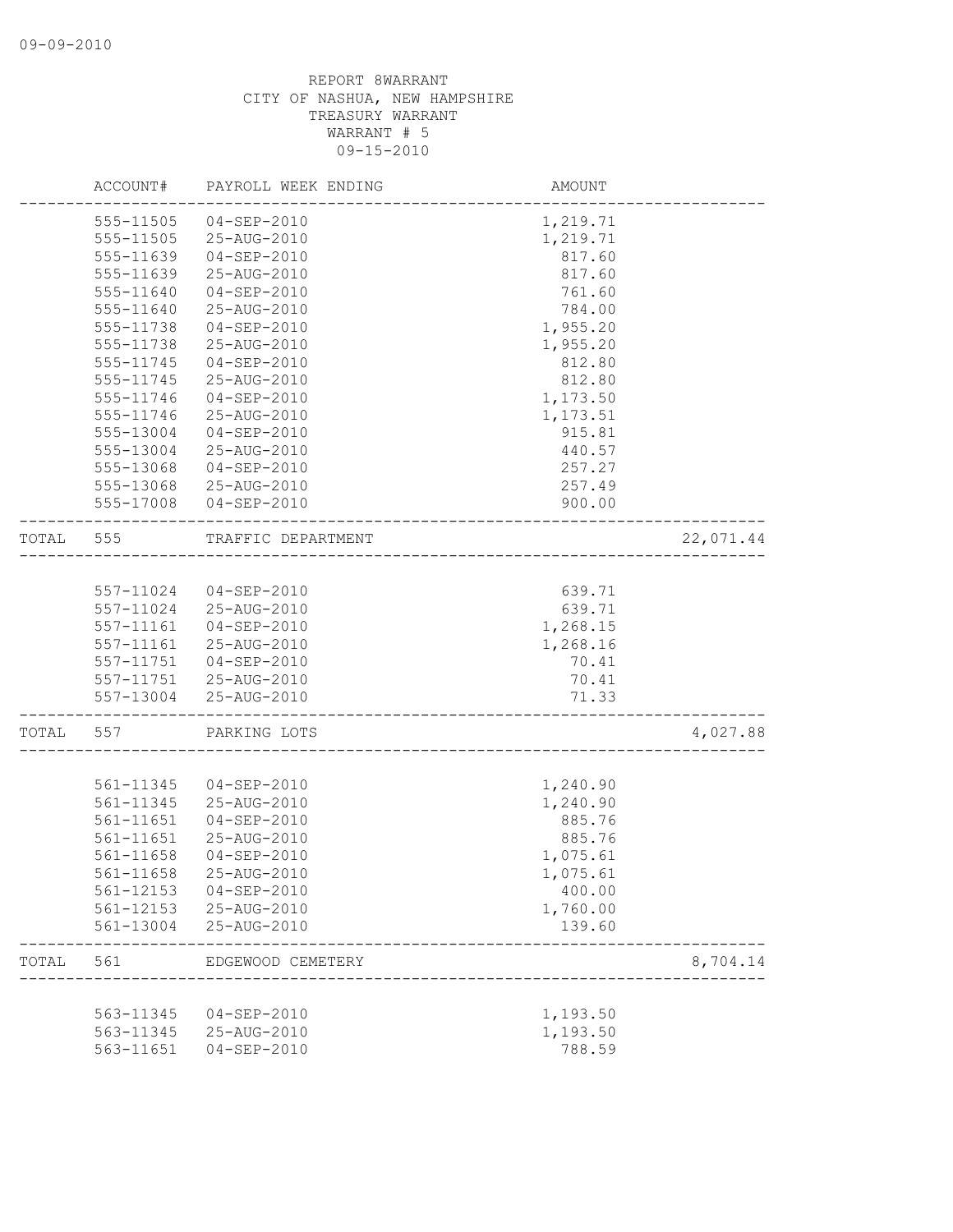REPORT 8WARRANT
CITY OF NASHUA, NEW HAMPSHIRE
TREASURY WARRANT
WARRANT # 5
09-15-2010

| | ACCOUNT# | PAYROLL WEEK ENDING | AMOUNT | |
|---|---|---|---|---|
| | 555-11505 | 04-SEP-2010 | 1,219.71 | |
| | 555-11505 | 25-AUG-2010 | 1,219.71 | |
| | 555-11639 | 04-SEP-2010 | 817.60 | |
| | 555-11639 | 25-AUG-2010 | 817.60 | |
| | 555-11640 | 04-SEP-2010 | 761.60 | |
| | 555-11640 | 25-AUG-2010 | 784.00 | |
| | 555-11738 | 04-SEP-2010 | 1,955.20 | |
| | 555-11738 | 25-AUG-2010 | 1,955.20 | |
| | 555-11745 | 04-SEP-2010 | 812.80 | |
| | 555-11745 | 25-AUG-2010 | 812.80 | |
| | 555-11746 | 04-SEP-2010 | 1,173.50 | |
| | 555-11746 | 25-AUG-2010 | 1,173.51 | |
| | 555-13004 | 04-SEP-2010 | 915.81 | |
| | 555-13004 | 25-AUG-2010 | 440.57 | |
| | 555-13068 | 04-SEP-2010 | 257.27 | |
| | 555-13068 | 25-AUG-2010 | 257.49 | |
| | 555-17008 | 04-SEP-2010 | 900.00 | |
| TOTAL | 555 | TRAFFIC DEPARTMENT | | 22,071.44 |
| | 557-11024 | 04-SEP-2010 | 639.71 | |
| | 557-11024 | 25-AUG-2010 | 639.71 | |
| | 557-11161 | 04-SEP-2010 | 1,268.15 | |
| | 557-11161 | 25-AUG-2010 | 1,268.16 | |
| | 557-11751 | 04-SEP-2010 | 70.41 | |
| | 557-11751 | 25-AUG-2010 | 70.41 | |
| | 557-13004 | 25-AUG-2010 | 71.33 | |
| TOTAL | 557 | PARKING LOTS | | 4,027.88 |
| | 561-11345 | 04-SEP-2010 | 1,240.90 | |
| | 561-11345 | 25-AUG-2010 | 1,240.90 | |
| | 561-11651 | 04-SEP-2010 | 885.76 | |
| | 561-11651 | 25-AUG-2010 | 885.76 | |
| | 561-11658 | 04-SEP-2010 | 1,075.61 | |
| | 561-11658 | 25-AUG-2010 | 1,075.61 | |
| | 561-12153 | 04-SEP-2010 | 400.00 | |
| | 561-12153 | 25-AUG-2010 | 1,760.00 | |
| | 561-13004 | 25-AUG-2010 | 139.60 | |
| TOTAL | 561 | EDGEWOOD CEMETERY | | 8,704.14 |
| | 563-11345 | 04-SEP-2010 | 1,193.50 | |
| | 563-11345 | 25-AUG-2010 | 1,193.50 | |
| | 563-11651 | 04-SEP-2010 | 788.59 | |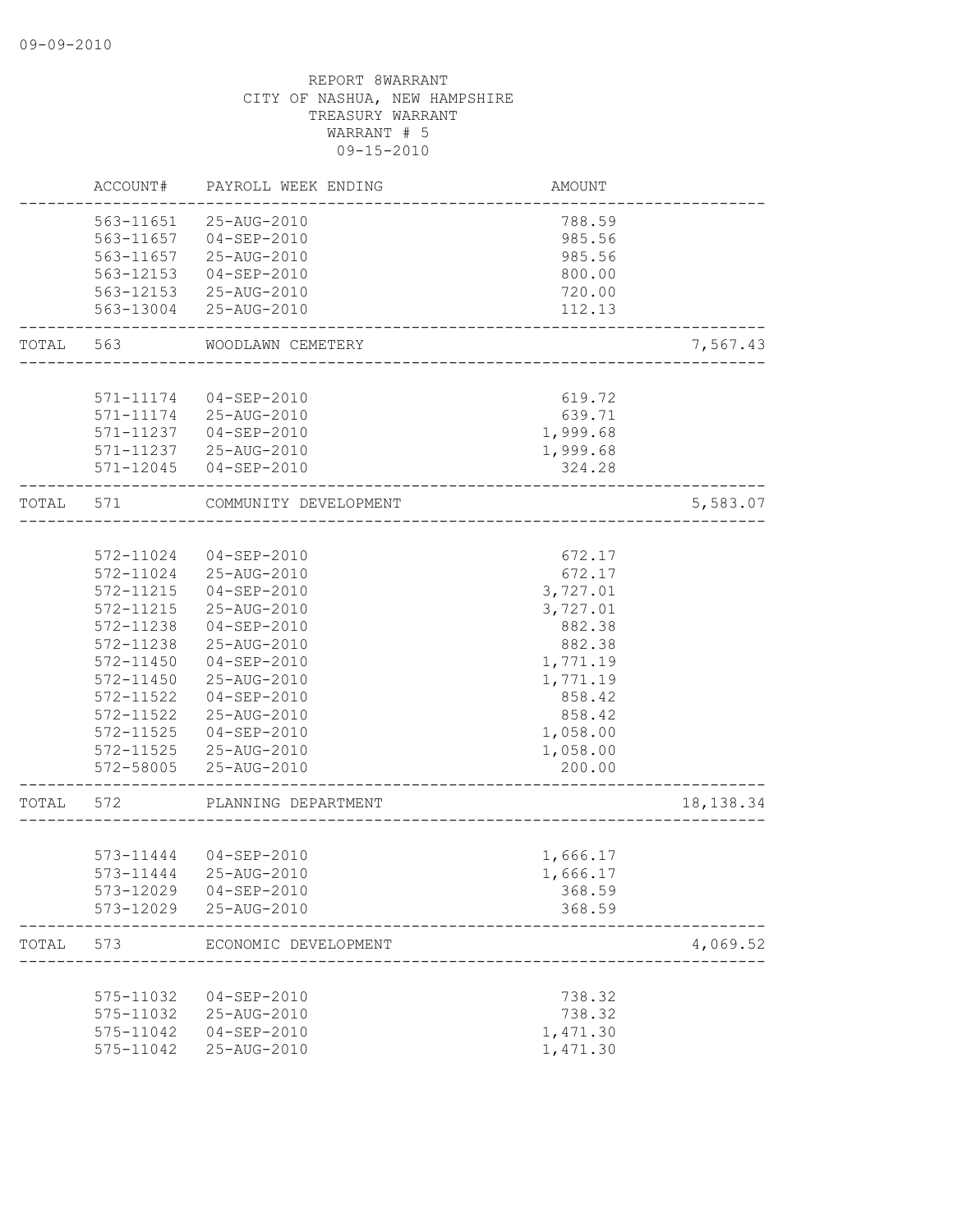09-09-2010

REPORT 8WARRANT
CITY OF NASHUA, NEW HAMPSHIRE
TREASURY WARRANT
WARRANT # 5
09-15-2010

| | ACCOUNT# | PAYROLL WEEK ENDING | AMOUNT | |
|---|---|---|---|---|
| | 563-11651 | 25-AUG-2010 | 788.59 | |
| | 563-11657 | 04-SEP-2010 | 985.56 | |
| | 563-11657 | 25-AUG-2010 | 985.56 | |
| | 563-12153 | 04-SEP-2010 | 800.00 | |
| | 563-12153 | 25-AUG-2010 | 720.00 | |
| | 563-13004 | 25-AUG-2010 | 112.13 | |
| TOTAL | 563 | WOODLAWN CEMETERY | | 7,567.43 |
| | 571-11174 | 04-SEP-2010 | 619.72 | |
| | 571-11174 | 25-AUG-2010 | 639.71 | |
| | 571-11237 | 04-SEP-2010 | 1,999.68 | |
| | 571-11237 | 25-AUG-2010 | 1,999.68 | |
| | 571-12045 | 04-SEP-2010 | 324.28 | |
| TOTAL | 571 | COMMUNITY DEVELOPMENT | | 5,583.07 |
| | 572-11024 | 04-SEP-2010 | 672.17 | |
| | 572-11024 | 25-AUG-2010 | 672.17 | |
| | 572-11215 | 04-SEP-2010 | 3,727.01 | |
| | 572-11215 | 25-AUG-2010 | 3,727.01 | |
| | 572-11238 | 04-SEP-2010 | 882.38 | |
| | 572-11238 | 25-AUG-2010 | 882.38 | |
| | 572-11450 | 04-SEP-2010 | 1,771.19 | |
| | 572-11450 | 25-AUG-2010 | 1,771.19 | |
| | 572-11522 | 04-SEP-2010 | 858.42 | |
| | 572-11522 | 25-AUG-2010 | 858.42 | |
| | 572-11525 | 04-SEP-2010 | 1,058.00 | |
| | 572-11525 | 25-AUG-2010 | 1,058.00 | |
| | 572-58005 | 25-AUG-2010 | 200.00 | |
| TOTAL | 572 | PLANNING DEPARTMENT | | 18,138.34 |
| | 573-11444 | 04-SEP-2010 | 1,666.17 | |
| | 573-11444 | 25-AUG-2010 | 1,666.17 | |
| | 573-12029 | 04-SEP-2010 | 368.59 | |
| | 573-12029 | 25-AUG-2010 | 368.59 | |
| TOTAL | 573 | ECONOMIC DEVELOPMENT | | 4,069.52 |
| | 575-11032 | 04-SEP-2010 | 738.32 | |
| | 575-11032 | 25-AUG-2010 | 738.32 | |
| | 575-11042 | 04-SEP-2010 | 1,471.30 | |
| | 575-11042 | 25-AUG-2010 | 1,471.30 | |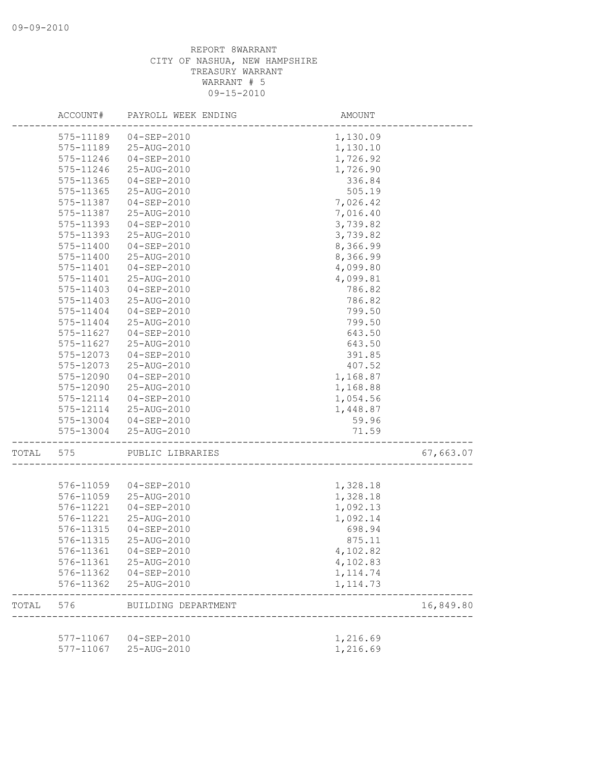REPORT 8WARRANT
CITY OF NASHUA, NEW HAMPSHIRE
TREASURY WARRANT
WARRANT # 5
09-15-2010

| | ACCOUNT# | PAYROLL WEEK ENDING | AMOUNT | |
|---|---|---|---|---|
| | 575-11189 | 04-SEP-2010 | 1,130.09 | |
| | 575-11189 | 25-AUG-2010 | 1,130.10 | |
| | 575-11246 | 04-SEP-2010 | 1,726.92 | |
| | 575-11246 | 25-AUG-2010 | 1,726.90 | |
| | 575-11365 | 04-SEP-2010 | 336.84 | |
| | 575-11365 | 25-AUG-2010 | 505.19 | |
| | 575-11387 | 04-SEP-2010 | 7,026.42 | |
| | 575-11387 | 25-AUG-2010 | 7,016.40 | |
| | 575-11393 | 04-SEP-2010 | 3,739.82 | |
| | 575-11393 | 25-AUG-2010 | 3,739.82 | |
| | 575-11400 | 04-SEP-2010 | 8,366.99 | |
| | 575-11400 | 25-AUG-2010 | 8,366.99 | |
| | 575-11401 | 04-SEP-2010 | 4,099.80 | |
| | 575-11401 | 25-AUG-2010 | 4,099.81 | |
| | 575-11403 | 04-SEP-2010 | 786.82 | |
| | 575-11403 | 25-AUG-2010 | 786.82 | |
| | 575-11404 | 04-SEP-2010 | 799.50 | |
| | 575-11404 | 25-AUG-2010 | 799.50 | |
| | 575-11627 | 04-SEP-2010 | 643.50 | |
| | 575-11627 | 25-AUG-2010 | 643.50 | |
| | 575-12073 | 04-SEP-2010 | 391.85 | |
| | 575-12073 | 25-AUG-2010 | 407.52 | |
| | 575-12090 | 04-SEP-2010 | 1,168.87 | |
| | 575-12090 | 25-AUG-2010 | 1,168.88 | |
| | 575-12114 | 04-SEP-2010 | 1,054.56 | |
| | 575-12114 | 25-AUG-2010 | 1,448.87 | |
| | 575-13004 | 04-SEP-2010 | 59.96 | |
| | 575-13004 | 25-AUG-2010 | 71.59 | |
| TOTAL | 575 | PUBLIC LIBRARIES | | 67,663.07 |
| | 576-11059 | 04-SEP-2010 | 1,328.18 | |
| | 576-11059 | 25-AUG-2010 | 1,328.18 | |
| | 576-11221 | 04-SEP-2010 | 1,092.13 | |
| | 576-11221 | 25-AUG-2010 | 1,092.14 | |
| | 576-11315 | 04-SEP-2010 | 698.94 | |
| | 576-11315 | 25-AUG-2010 | 875.11 | |
| | 576-11361 | 04-SEP-2010 | 4,102.82 | |
| | 576-11361 | 25-AUG-2010 | 4,102.83 | |
| | 576-11362 | 04-SEP-2010 | 1,114.74 | |
| | 576-11362 | 25-AUG-2010 | 1,114.73 | |
| TOTAL | 576 | BUILDING DEPARTMENT | | 16,849.80 |
| | 577-11067 | 04-SEP-2010 | 1,216.69 | |
| | 577-11067 | 25-AUG-2010 | 1,216.69 | |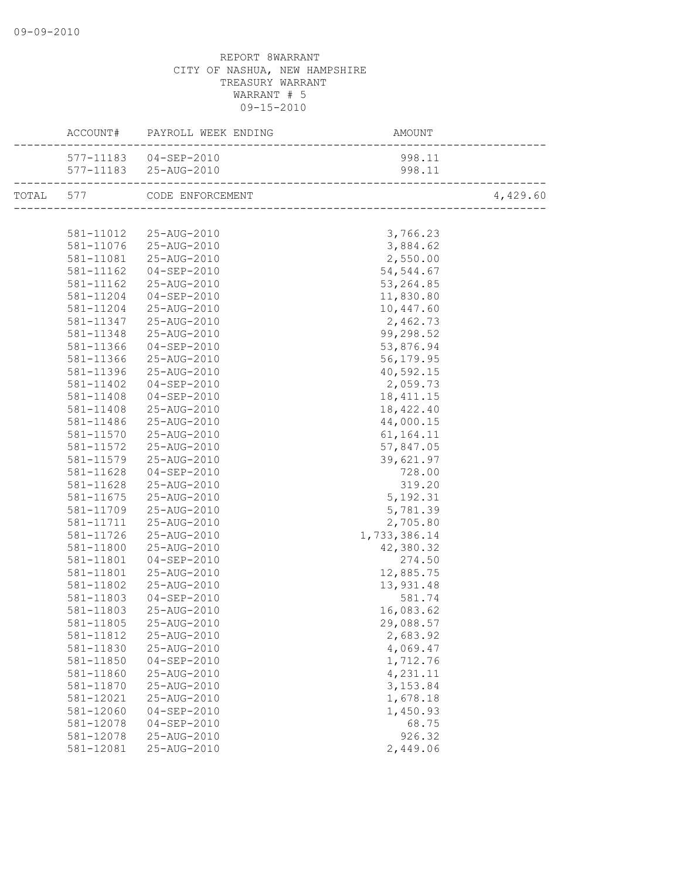REPORT 8WARRANT
CITY OF NASHUA, NEW HAMPSHIRE
TREASURY WARRANT
WARRANT # 5
09-15-2010

| | ACCOUNT# | PAYROLL WEEK ENDING | AMOUNT | |
|---|---|---|---|---|
| | 577-11183 | 04-SEP-2010 | 998.11 | |
| | 577-11183 | 25-AUG-2010 | 998.11 | |
| TOTAL | 577 | CODE ENFORCEMENT | | 4,429.60 |
| | 581-11012 | 25-AUG-2010 | 3,766.23 | |
| | 581-11076 | 25-AUG-2010 | 3,884.62 | |
| | 581-11081 | 25-AUG-2010 | 2,550.00 | |
| | 581-11162 | 04-SEP-2010 | 54,544.67 | |
| | 581-11162 | 25-AUG-2010 | 53,264.85 | |
| | 581-11204 | 04-SEP-2010 | 11,830.80 | |
| | 581-11204 | 25-AUG-2010 | 10,447.60 | |
| | 581-11347 | 25-AUG-2010 | 2,462.73 | |
| | 581-11348 | 25-AUG-2010 | 99,298.52 | |
| | 581-11366 | 04-SEP-2010 | 53,876.94 | |
| | 581-11366 | 25-AUG-2010 | 56,179.95 | |
| | 581-11396 | 25-AUG-2010 | 40,592.15 | |
| | 581-11402 | 04-SEP-2010 | 2,059.73 | |
| | 581-11408 | 04-SEP-2010 | 18,411.15 | |
| | 581-11408 | 25-AUG-2010 | 18,422.40 | |
| | 581-11486 | 25-AUG-2010 | 44,000.15 | |
| | 581-11570 | 25-AUG-2010 | 61,164.11 | |
| | 581-11572 | 25-AUG-2010 | 57,847.05 | |
| | 581-11579 | 25-AUG-2010 | 39,621.97 | |
| | 581-11628 | 04-SEP-2010 | 728.00 | |
| | 581-11628 | 25-AUG-2010 | 319.20 | |
| | 581-11675 | 25-AUG-2010 | 5,192.31 | |
| | 581-11709 | 25-AUG-2010 | 5,781.39 | |
| | 581-11711 | 25-AUG-2010 | 2,705.80 | |
| | 581-11726 | 25-AUG-2010 | 1,733,386.14 | |
| | 581-11800 | 25-AUG-2010 | 42,380.32 | |
| | 581-11801 | 04-SEP-2010 | 274.50 | |
| | 581-11801 | 25-AUG-2010 | 12,885.75 | |
| | 581-11802 | 25-AUG-2010 | 13,931.48 | |
| | 581-11803 | 04-SEP-2010 | 581.74 | |
| | 581-11803 | 25-AUG-2010 | 16,083.62 | |
| | 581-11805 | 25-AUG-2010 | 29,088.57 | |
| | 581-11812 | 25-AUG-2010 | 2,683.92 | |
| | 581-11830 | 25-AUG-2010 | 4,069.47 | |
| | 581-11850 | 04-SEP-2010 | 1,712.76 | |
| | 581-11860 | 25-AUG-2010 | 4,231.11 | |
| | 581-11870 | 25-AUG-2010 | 3,153.84 | |
| | 581-12021 | 25-AUG-2010 | 1,678.18 | |
| | 581-12060 | 04-SEP-2010 | 1,450.93 | |
| | 581-12078 | 04-SEP-2010 | 68.75 | |
| | 581-12078 | 25-AUG-2010 | 926.32 | |
| | 581-12081 | 25-AUG-2010 | 2,449.06 | |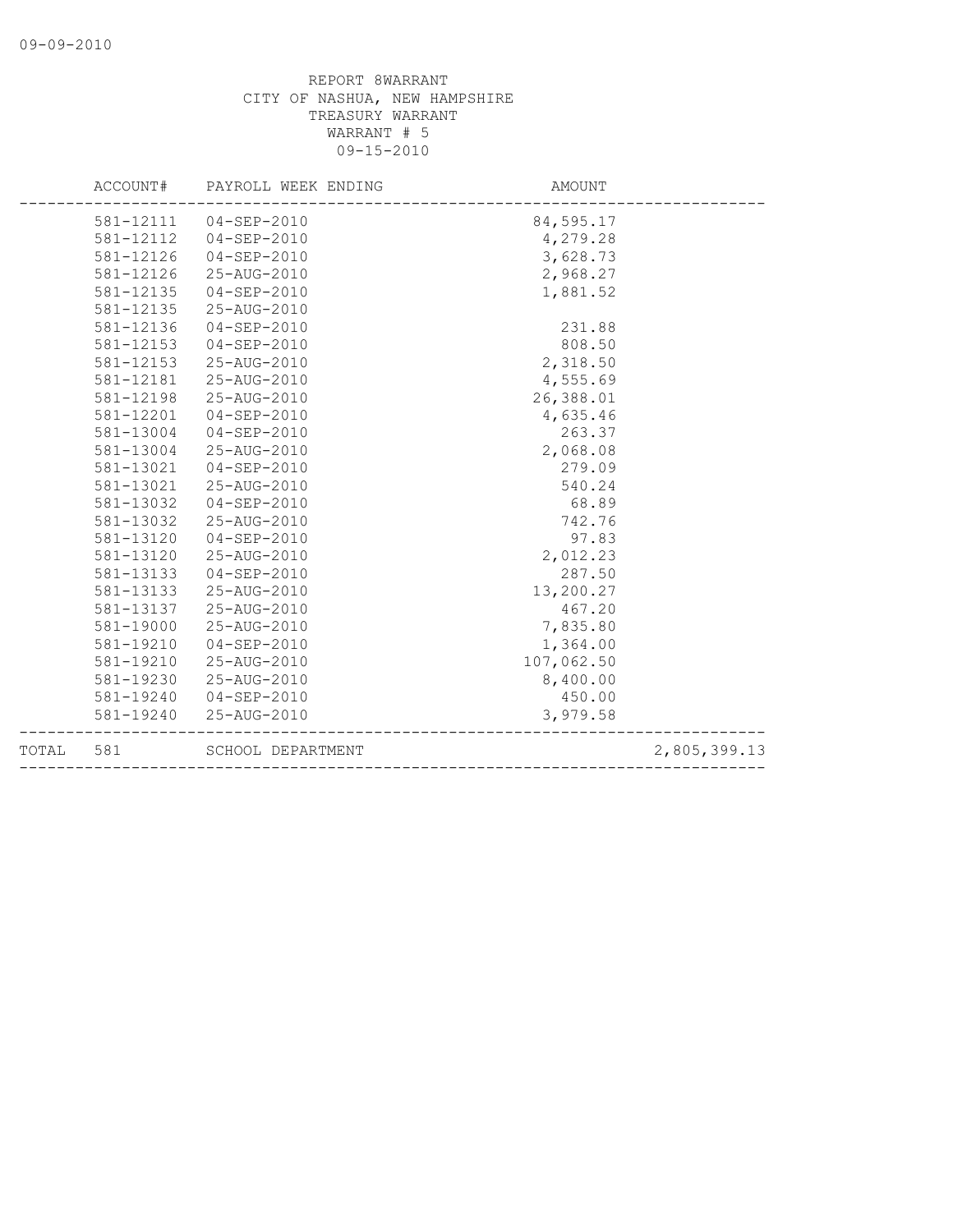REPORT 8WARRANT
CITY OF NASHUA, NEW HAMPSHIRE
TREASURY WARRANT
WARRANT # 5
09-15-2010

| | ACCOUNT# | PAYROLL WEEK ENDING | AMOUNT | |
|---|---|---|---|---|
| | 581-12111 | 04-SEP-2010 | 84,595.17 | |
| | 581-12112 | 04-SEP-2010 | 4,279.28 | |
| | 581-12126 | 04-SEP-2010 | 3,628.73 | |
| | 581-12126 | 25-AUG-2010 | 2,968.27 | |
| | 581-12135 | 04-SEP-2010 | 1,881.52 | |
| | 581-12135 | 25-AUG-2010 | | |
| | 581-12136 | 04-SEP-2010 | 231.88 | |
| | 581-12153 | 04-SEP-2010 | 808.50 | |
| | 581-12153 | 25-AUG-2010 | 2,318.50 | |
| | 581-12181 | 25-AUG-2010 | 4,555.69 | |
| | 581-12198 | 25-AUG-2010 | 26,388.01 | |
| | 581-12201 | 04-SEP-2010 | 4,635.46 | |
| | 581-13004 | 04-SEP-2010 | 263.37 | |
| | 581-13004 | 25-AUG-2010 | 2,068.08 | |
| | 581-13021 | 04-SEP-2010 | 279.09 | |
| | 581-13021 | 25-AUG-2010 | 540.24 | |
| | 581-13032 | 04-SEP-2010 | 68.89 | |
| | 581-13032 | 25-AUG-2010 | 742.76 | |
| | 581-13120 | 04-SEP-2010 | 97.83 | |
| | 581-13120 | 25-AUG-2010 | 2,012.23 | |
| | 581-13133 | 04-SEP-2010 | 287.50 | |
| | 581-13133 | 25-AUG-2010 | 13,200.27 | |
| | 581-13137 | 25-AUG-2010 | 467.20 | |
| | 581-19000 | 25-AUG-2010 | 7,835.80 | |
| | 581-19210 | 04-SEP-2010 | 1,364.00 | |
| | 581-19210 | 25-AUG-2010 | 107,062.50 | |
| | 581-19230 | 25-AUG-2010 | 8,400.00 | |
| | 581-19240 | 04-SEP-2010 | 450.00 | |
| | 581-19240 | 25-AUG-2010 | 3,979.58 | |
| TOTAL | 581 | SCHOOL DEPARTMENT | | 2,805,399.13 |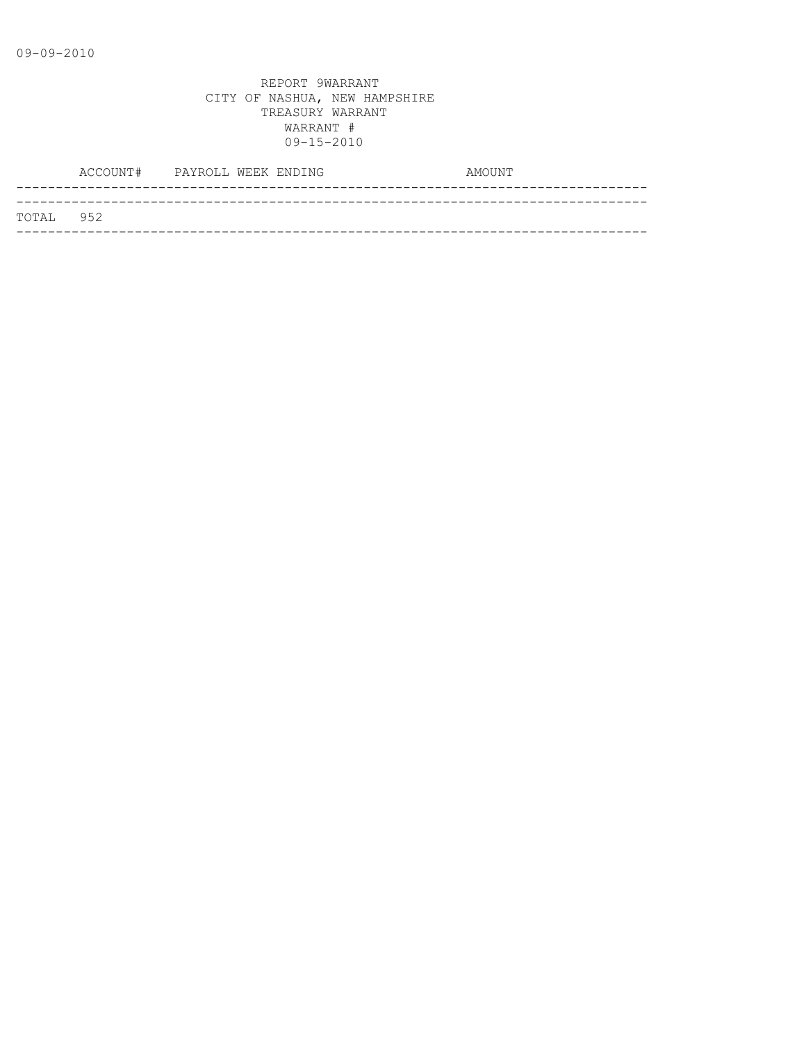09-09-2010

REPORT 9WARRANT
CITY OF NASHUA, NEW HAMPSHIRE
TREASURY WARRANT
WARRANT #
09-15-2010

| | ACCOUNT# | PAYROLL WEEK ENDING | AMOUNT |
|---|---|---|---|
| TOTAL | 952 | | |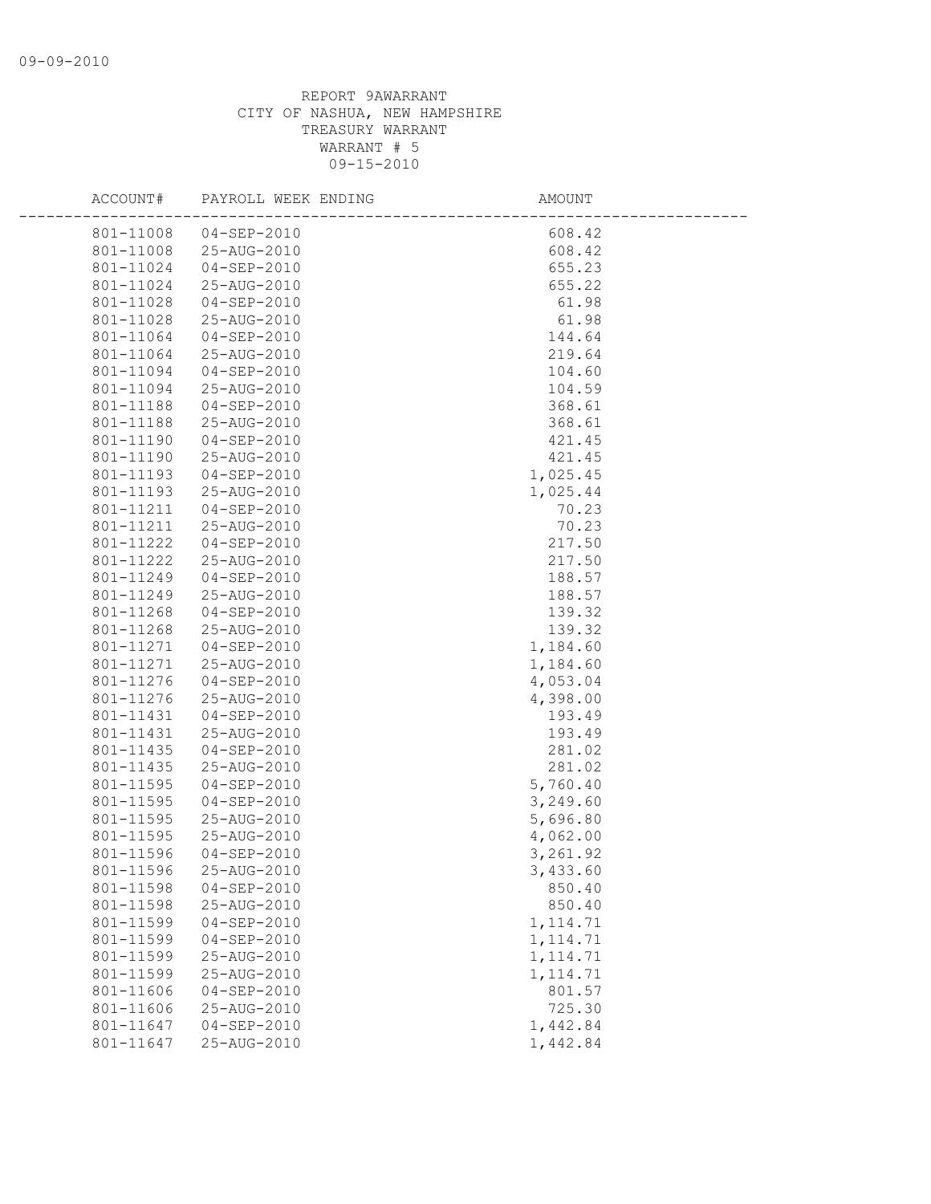REPORT 9AWARRANT
CITY OF NASHUA, NEW HAMPSHIRE
TREASURY WARRANT
WARRANT # 5
09-15-2010

| ACCOUNT# | PAYROLL WEEK ENDING | AMOUNT |
|---|---|---|
| 801-11008 | 04-SEP-2010 | 608.42 |
| 801-11008 | 25-AUG-2010 | 608.42 |
| 801-11024 | 04-SEP-2010 | 655.23 |
| 801-11024 | 25-AUG-2010 | 655.22 |
| 801-11028 | 04-SEP-2010 | 61.98 |
| 801-11028 | 25-AUG-2010 | 61.98 |
| 801-11064 | 04-SEP-2010 | 144.64 |
| 801-11064 | 25-AUG-2010 | 219.64 |
| 801-11094 | 04-SEP-2010 | 104.60 |
| 801-11094 | 25-AUG-2010 | 104.59 |
| 801-11188 | 04-SEP-2010 | 368.61 |
| 801-11188 | 25-AUG-2010 | 368.61 |
| 801-11190 | 04-SEP-2010 | 421.45 |
| 801-11190 | 25-AUG-2010 | 421.45 |
| 801-11193 | 04-SEP-2010 | 1,025.45 |
| 801-11193 | 25-AUG-2010 | 1,025.44 |
| 801-11211 | 04-SEP-2010 | 70.23 |
| 801-11211 | 25-AUG-2010 | 70.23 |
| 801-11222 | 04-SEP-2010 | 217.50 |
| 801-11222 | 25-AUG-2010 | 217.50 |
| 801-11249 | 04-SEP-2010 | 188.57 |
| 801-11249 | 25-AUG-2010 | 188.57 |
| 801-11268 | 04-SEP-2010 | 139.32 |
| 801-11268 | 25-AUG-2010 | 139.32 |
| 801-11271 | 04-SEP-2010 | 1,184.60 |
| 801-11271 | 25-AUG-2010 | 1,184.60 |
| 801-11276 | 04-SEP-2010 | 4,053.04 |
| 801-11276 | 25-AUG-2010 | 4,398.00 |
| 801-11431 | 04-SEP-2010 | 193.49 |
| 801-11431 | 25-AUG-2010 | 193.49 |
| 801-11435 | 04-SEP-2010 | 281.02 |
| 801-11435 | 25-AUG-2010 | 281.02 |
| 801-11595 | 04-SEP-2010 | 5,760.40 |
| 801-11595 | 04-SEP-2010 | 3,249.60 |
| 801-11595 | 25-AUG-2010 | 5,696.80 |
| 801-11595 | 25-AUG-2010 | 4,062.00 |
| 801-11596 | 04-SEP-2010 | 3,261.92 |
| 801-11596 | 25-AUG-2010 | 3,433.60 |
| 801-11598 | 04-SEP-2010 | 850.40 |
| 801-11598 | 25-AUG-2010 | 850.40 |
| 801-11599 | 04-SEP-2010 | 1,114.71 |
| 801-11599 | 04-SEP-2010 | 1,114.71 |
| 801-11599 | 25-AUG-2010 | 1,114.71 |
| 801-11599 | 25-AUG-2010 | 1,114.71 |
| 801-11606 | 04-SEP-2010 | 801.57 |
| 801-11606 | 25-AUG-2010 | 725.30 |
| 801-11647 | 04-SEP-2010 | 1,442.84 |
| 801-11647 | 25-AUG-2010 | 1,442.84 |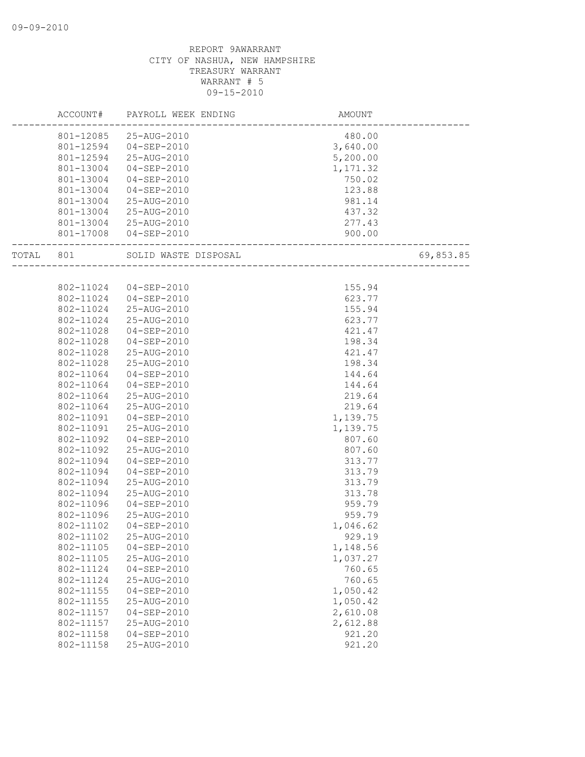REPORT 9AWARRANT
CITY OF NASHUA, NEW HAMPSHIRE
TREASURY WARRANT
WARRANT # 5
09-15-2010

| | ACCOUNT# | PAYROLL WEEK ENDING | AMOUNT | |
|---|---|---|---|---|
| | 801-12085 | 25-AUG-2010 | 480.00 | |
| | 801-12594 | 04-SEP-2010 | 3,640.00 | |
| | 801-12594 | 25-AUG-2010 | 5,200.00 | |
| | 801-13004 | 04-SEP-2010 | 1,171.32 | |
| | 801-13004 | 04-SEP-2010 | 750.02 | |
| | 801-13004 | 04-SEP-2010 | 123.88 | |
| | 801-13004 | 25-AUG-2010 | 981.14 | |
| | 801-13004 | 25-AUG-2010 | 437.32 | |
| | 801-13004 | 25-AUG-2010 | 277.43 | |
| | 801-17008 | 04-SEP-2010 | 900.00 | |
| TOTAL | 801 | SOLID WASTE DISPOSAL | | 69,853.85 |
| | 802-11024 | 04-SEP-2010 | 155.94 | |
| | 802-11024 | 04-SEP-2010 | 623.77 | |
| | 802-11024 | 25-AUG-2010 | 155.94 | |
| | 802-11024 | 25-AUG-2010 | 623.77 | |
| | 802-11028 | 04-SEP-2010 | 421.47 | |
| | 802-11028 | 04-SEP-2010 | 198.34 | |
| | 802-11028 | 25-AUG-2010 | 421.47 | |
| | 802-11028 | 25-AUG-2010 | 198.34 | |
| | 802-11064 | 04-SEP-2010 | 144.64 | |
| | 802-11064 | 04-SEP-2010 | 144.64 | |
| | 802-11064 | 25-AUG-2010 | 219.64 | |
| | 802-11064 | 25-AUG-2010 | 219.64 | |
| | 802-11091 | 04-SEP-2010 | 1,139.75 | |
| | 802-11091 | 25-AUG-2010 | 1,139.75 | |
| | 802-11092 | 04-SEP-2010 | 807.60 | |
| | 802-11092 | 25-AUG-2010 | 807.60 | |
| | 802-11094 | 04-SEP-2010 | 313.77 | |
| | 802-11094 | 04-SEP-2010 | 313.79 | |
| | 802-11094 | 25-AUG-2010 | 313.79 | |
| | 802-11094 | 25-AUG-2010 | 313.78 | |
| | 802-11096 | 04-SEP-2010 | 959.79 | |
| | 802-11096 | 25-AUG-2010 | 959.79 | |
| | 802-11102 | 04-SEP-2010 | 1,046.62 | |
| | 802-11102 | 25-AUG-2010 | 929.19 | |
| | 802-11105 | 04-SEP-2010 | 1,148.56 | |
| | 802-11105 | 25-AUG-2010 | 1,037.27 | |
| | 802-11124 | 04-SEP-2010 | 760.65 | |
| | 802-11124 | 25-AUG-2010 | 760.65 | |
| | 802-11155 | 04-SEP-2010 | 1,050.42 | |
| | 802-11155 | 25-AUG-2010 | 1,050.42 | |
| | 802-11157 | 04-SEP-2010 | 2,610.08 | |
| | 802-11157 | 25-AUG-2010 | 2,612.88 | |
| | 802-11158 | 04-SEP-2010 | 921.20 | |
| | 802-11158 | 25-AUG-2010 | 921.20 | |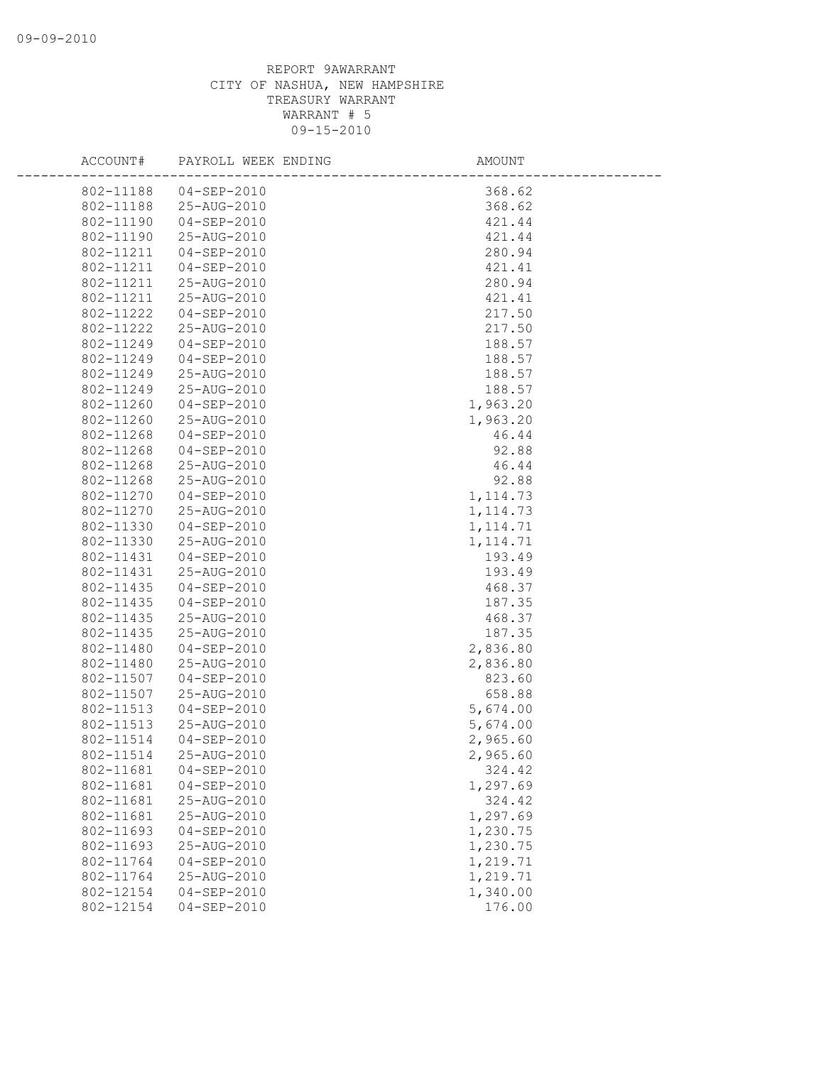REPORT 9AWARRANT
CITY OF NASHUA, NEW HAMPSHIRE
TREASURY WARRANT
WARRANT # 5
09-15-2010

| ACCOUNT# | PAYROLL WEEK ENDING | AMOUNT |
|---|---|---|
| 802-11188 | 04-SEP-2010 | 368.62 |
| 802-11188 | 25-AUG-2010 | 368.62 |
| 802-11190 | 04-SEP-2010 | 421.44 |
| 802-11190 | 25-AUG-2010 | 421.44 |
| 802-11211 | 04-SEP-2010 | 280.94 |
| 802-11211 | 04-SEP-2010 | 421.41 |
| 802-11211 | 25-AUG-2010 | 280.94 |
| 802-11211 | 25-AUG-2010 | 421.41 |
| 802-11222 | 04-SEP-2010 | 217.50 |
| 802-11222 | 25-AUG-2010 | 217.50 |
| 802-11249 | 04-SEP-2010 | 188.57 |
| 802-11249 | 04-SEP-2010 | 188.57 |
| 802-11249 | 25-AUG-2010 | 188.57 |
| 802-11249 | 25-AUG-2010 | 188.57 |
| 802-11260 | 04-SEP-2010 | 1,963.20 |
| 802-11260 | 25-AUG-2010 | 1,963.20 |
| 802-11268 | 04-SEP-2010 | 46.44 |
| 802-11268 | 04-SEP-2010 | 92.88 |
| 802-11268 | 25-AUG-2010 | 46.44 |
| 802-11268 | 25-AUG-2010 | 92.88 |
| 802-11270 | 04-SEP-2010 | 1,114.73 |
| 802-11270 | 25-AUG-2010 | 1,114.73 |
| 802-11330 | 04-SEP-2010 | 1,114.71 |
| 802-11330 | 25-AUG-2010 | 1,114.71 |
| 802-11431 | 04-SEP-2010 | 193.49 |
| 802-11431 | 25-AUG-2010 | 193.49 |
| 802-11435 | 04-SEP-2010 | 468.37 |
| 802-11435 | 04-SEP-2010 | 187.35 |
| 802-11435 | 25-AUG-2010 | 468.37 |
| 802-11435 | 25-AUG-2010 | 187.35 |
| 802-11480 | 04-SEP-2010 | 2,836.80 |
| 802-11480 | 25-AUG-2010 | 2,836.80 |
| 802-11507 | 04-SEP-2010 | 823.60 |
| 802-11507 | 25-AUG-2010 | 658.88 |
| 802-11513 | 04-SEP-2010 | 5,674.00 |
| 802-11513 | 25-AUG-2010 | 5,674.00 |
| 802-11514 | 04-SEP-2010 | 2,965.60 |
| 802-11514 | 25-AUG-2010 | 2,965.60 |
| 802-11681 | 04-SEP-2010 | 324.42 |
| 802-11681 | 04-SEP-2010 | 1,297.69 |
| 802-11681 | 25-AUG-2010 | 324.42 |
| 802-11681 | 25-AUG-2010 | 1,297.69 |
| 802-11693 | 04-SEP-2010 | 1,230.75 |
| 802-11693 | 25-AUG-2010 | 1,230.75 |
| 802-11764 | 04-SEP-2010 | 1,219.71 |
| 802-11764 | 25-AUG-2010 | 1,219.71 |
| 802-12154 | 04-SEP-2010 | 1,340.00 |
| 802-12154 | 04-SEP-2010 | 176.00 |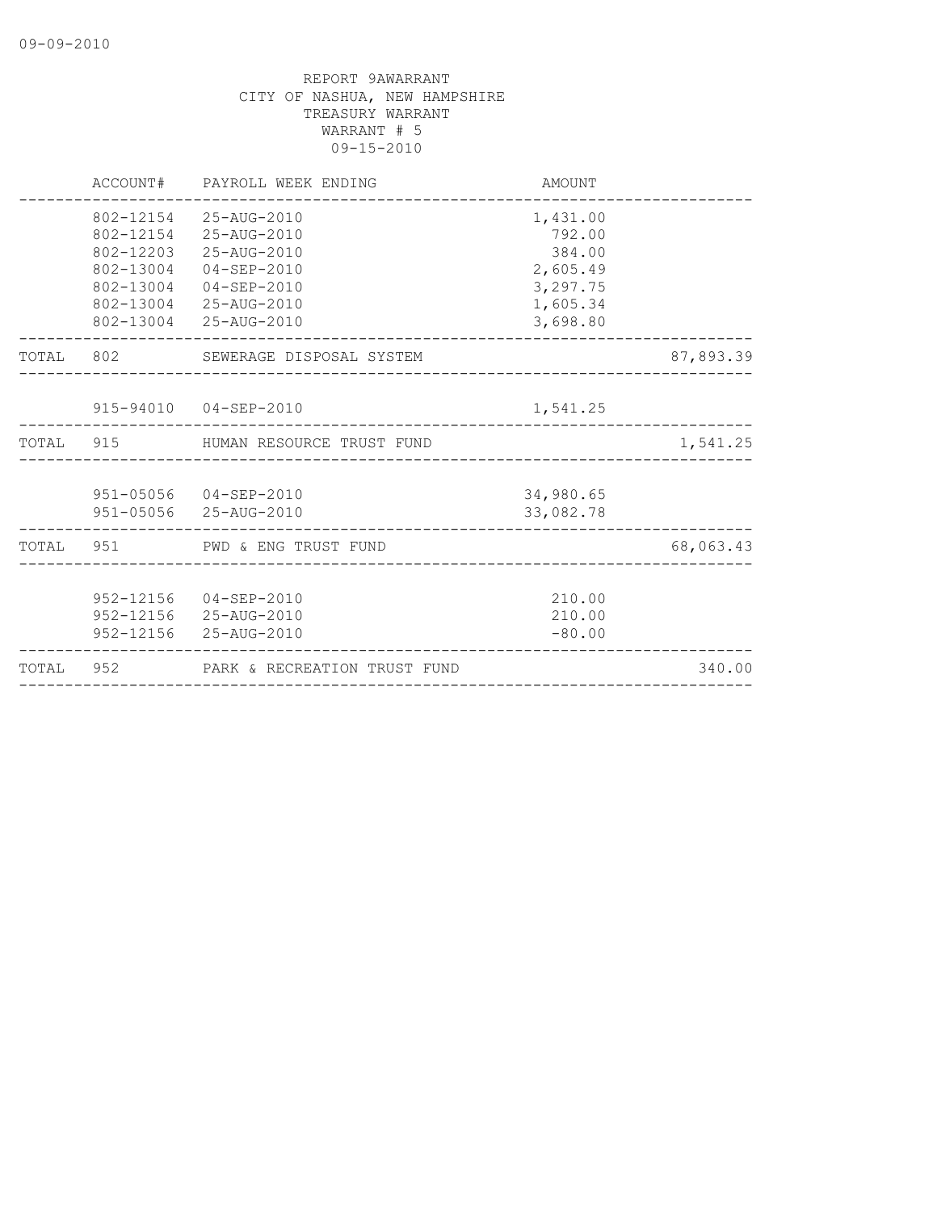REPORT 9AWARRANT
CITY OF NASHUA, NEW HAMPSHIRE
TREASURY WARRANT
WARRANT # 5
09-15-2010

| | ACCOUNT# | PAYROLL WEEK ENDING | AMOUNT | |
|---|---|---|---|---|
| | 802-12154 | 25-AUG-2010 | 1,431.00 | |
| | 802-12154 | 25-AUG-2010 | 792.00 | |
| | 802-12203 | 25-AUG-2010 | 384.00 | |
| | 802-13004 | 04-SEP-2010 | 2,605.49 | |
| | 802-13004 | 04-SEP-2010 | 3,297.75 | |
| | 802-13004 | 25-AUG-2010 | 1,605.34 | |
| | 802-13004 | 25-AUG-2010 | 3,698.80 | |
| TOTAL | 802 | SEWERAGE DISPOSAL SYSTEM | | 87,893.39 |
| | 915-94010 | 04-SEP-2010 | 1,541.25 | |
| TOTAL | 915 | HUMAN RESOURCE TRUST FUND | | 1,541.25 |
| | 951-05056 | 04-SEP-2010 | 34,980.65 | |
| | 951-05056 | 25-AUG-2010 | 33,082.78 | |
| TOTAL | 951 | PWD & ENG TRUST FUND | | 68,063.43 |
| | 952-12156 | 04-SEP-2010 | 210.00 | |
| | 952-12156 | 25-AUG-2010 | 210.00 | |
| | 952-12156 | 25-AUG-2010 | -80.00 | |
| TOTAL | 952 | PARK & RECREATION TRUST FUND | | 340.00 |